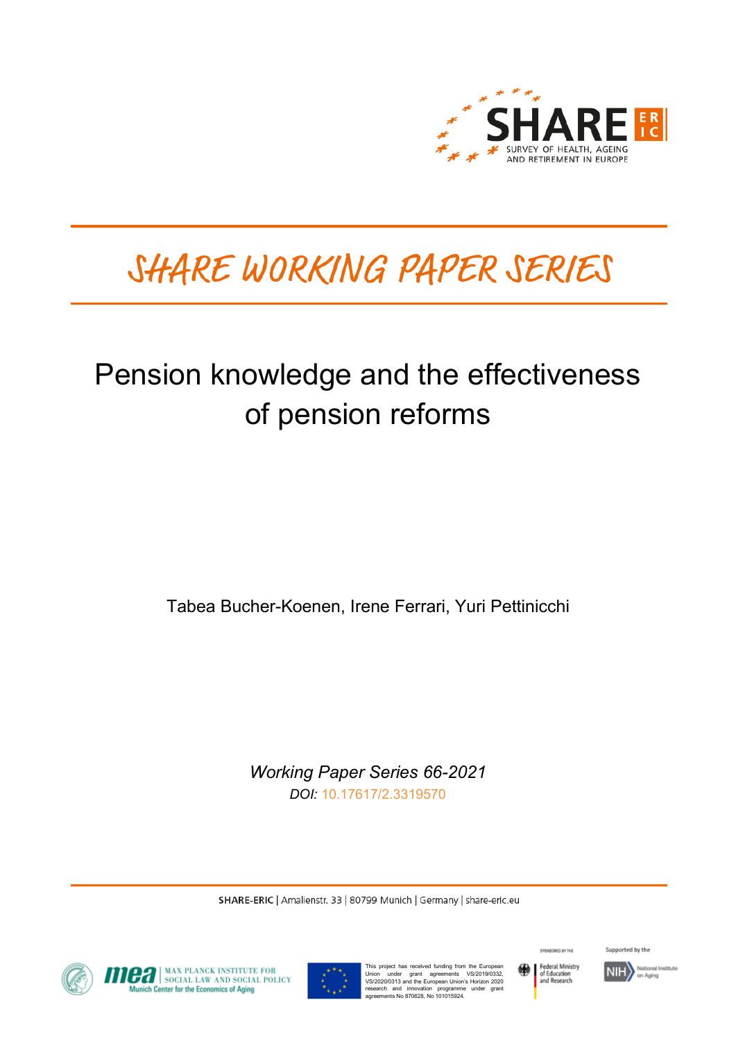# SHARE WORKING PAPER SERIES

# Pension knowledge and the effectiveness of pension reforms

Tabea Bucher-Koenen, Irene Ferrari, Yuri Pettinicchi

*Working Paper Series 66-2021*

*DOI:* 10.17617/2.3319570

SHARE-ERIC | Amalienstr. 33 | 80799 Munich | Germany | share-eric.eu

This project has received funding from the European Union under grant agreements VS/2019/0332, VS/2020/0313 and the European Union's Horizon 2020 research and innovation programme under grant agreements No 870628, No 101015924.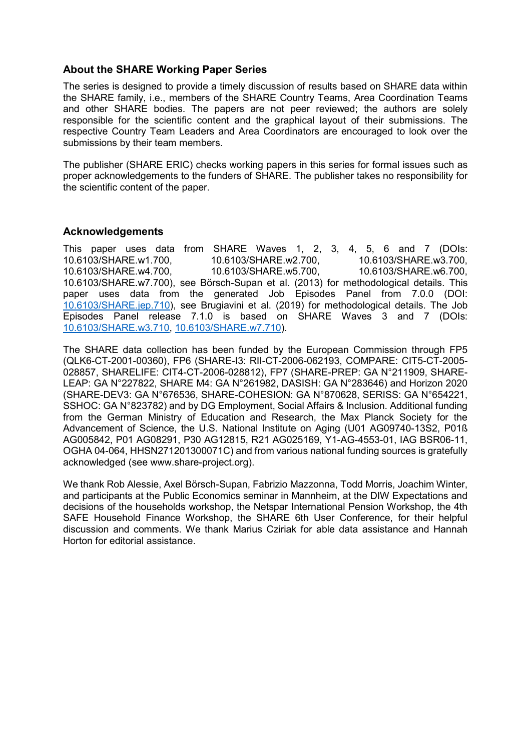## About the SHARE Working Paper Series

The series is designed to provide a timely discussion of results based on SHARE data within the SHARE family, i.e., members of the SHARE Country Teams, Area Coordination Teams and other SHARE bodies. The papers are not peer reviewed; the authors are solely responsible for the scientific content and the graphical layout of their submissions. The respective Country Team Leaders and Area Coordinators are encouraged to look over the submissions by their team members.

The publisher (SHARE ERIC) checks working papers in this series for formal issues such as proper acknowledgements to the funders of SHARE. The publisher takes no responsibility for the scientific content of the paper.

## Acknowledgements

This paper uses data from SHARE Waves 1, 2, 3, 4, 5, 6 and 7 (DOIs: 10.6103/SHARE.w1.700, 10.6103/SHARE.w2.700, 10.6103/SHARE.w3.700, 10.6103/SHARE.w4.700, 10.6103/SHARE.w5.700, 10.6103/SHARE.w6.700, 10.6103/SHARE.w7.700), see Börsch-Supan et al. (2013) for methodological details. This paper uses data from the generated Job Episodes Panel from 7.0.0 (DOI: 10.6103/SHARE.jep.710), see Brugiavini et al. (2019) for methodological details. The Job Episodes Panel release 7.1.0 is based on SHARE Waves 3 and 7 (DOIs: 10.6103/SHARE.w3.710, 10.6103/SHARE.w7.710).

The SHARE data collection has been funded by the European Commission through FP5 (QLK6-CT-2001-00360), FP6 (SHARE-I3: RII-CT-2006-062193, COMPARE: CIT5-CT-2005-028857, SHARELIFE: CIT4-CT-2006-028812), FP7 (SHARE-PREP: GA N°211909, SHARE-LEAP: GA N°227822, SHARE M4: GA N°261982, DASISH: GA N°283646) and Horizon 2020 (SHARE-DEV3: GA N°676536, SHARE-COHESION: GA N°870628, SERISS: GA N°654221, SSHOC: GA N°823782) and by DG Employment, Social Affairs & Inclusion. Additional funding from the German Ministry of Education and Research, the Max Planck Society for the Advancement of Science, the U.S. National Institute on Aging (U01 AG09740-13S2, P01ß AG005842, P01 AG08291, P30 AG12815, R21 AG025169, Y1-AG-4553-01, IAG BSR06-11, OGHA 04-064, HHSN271201300071C) and from various national funding sources is gratefully acknowledged (see www.share-project.org).

We thank Rob Alessie, Axel Börsch-Supan, Fabrizio Mazzonna, Todd Morris, Joachim Winter, and participants at the Public Economics seminar in Mannheim, at the DIW Expectations and decisions of the households workshop, the Netspar International Pension Workshop, the 4th SAFE Household Finance Workshop, the SHARE 6th User Conference, for their helpful discussion and comments. We thank Marius Cziriak for able data assistance and Hannah Horton for editorial assistance.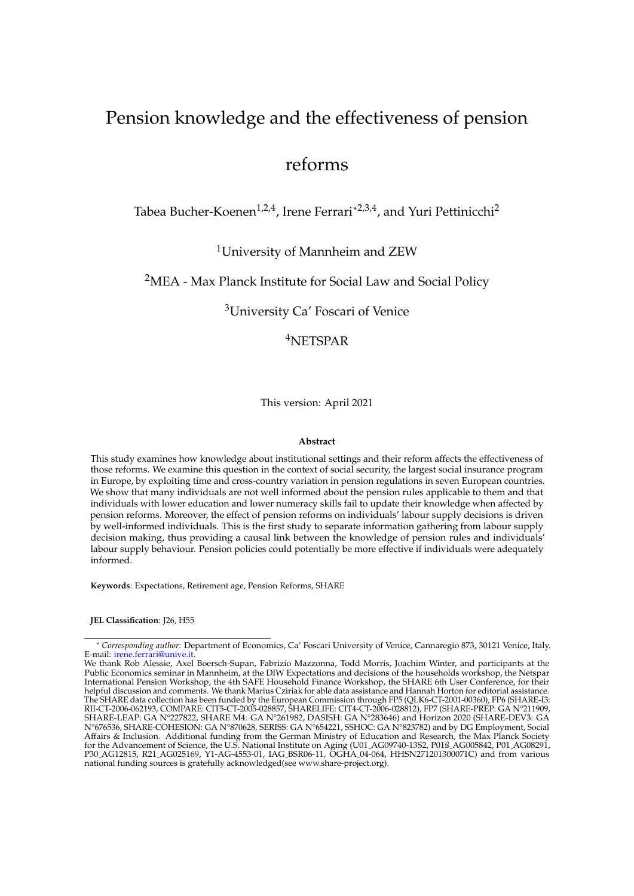# Pension knowledge and the effectiveness of pension reforms

Tabea Bucher-Koenen[1,2,4], Irene Ferrari*[2,3,4], and Yuri Pettinicchi[2]

[1]University of Mannheim and ZEW

[2]MEA - Max Planck Institute for Social Law and Social Policy

[3]University Ca' Foscari of Venice

[4]NETSPAR

This version: April 2021

**Abstract**

This study examines how knowledge about institutional settings and their reform affects the effectiveness of those reforms. We examine this question in the context of social security, the largest social insurance program in Europe, by exploiting time and cross-country variation in pension regulations in seven European countries. We show that many individuals are not well informed about the pension rules applicable to them and that individuals with lower education and lower numeracy skills fail to update their knowledge when affected by pension reforms. Moreover, the effect of pension reforms on individuals' labour supply decisions is driven by well-informed individuals. This is the first study to separate information gathering from labour supply decision making, thus providing a causal link between the knowledge of pension rules and individuals' labour supply behaviour. Pension policies could potentially be more effective if individuals were adequately informed.

**Keywords**: Expectations, Retirement age, Pension Reforms, SHARE

**JEL Classification**: J26, H55

---

* *Corresponding author*: Department of Economics, Ca' Foscari University of Venice, Cannaregio 873, 30121 Venice, Italy. E-mail: irene.ferrari@unive.it.

We thank Rob Alessie, Axel Boersch-Supan, Fabrizio Mazzonna, Todd Morris, Joachim Winter, and participants at the Public Economics seminar in Mannheim, at the DIW Expectations and decisions of the households workshop, the Netspar International Pension Workshop, the 4th SAFE Household Finance Workshop, the SHARE 6th User Conference, for their helpful discussion and comments. We thank Marius Cziriak for able data assistance and Hannah Horton for editorial assistance. The SHARE data collection has been funded by the European Commission through FP5 (QLK6-CT-2001-00360), FP6 (SHARE-I3: RII-CT-2006-062193, COMPARE: CIT5-CT-2005-028857, SHARELIFE: CIT4-CT-2006-028812), FP7 (SHARE-PREP: GA N°211909, SHARE-LEAP: GA N°227822, SHARE M4: GA N°261982, DASISH: GA N°283646) and Horizon 2020 (SHARE-DEV3: GA N°676536, SHARE-COHESION: GA N°870628, SERISS: GA N°654221, SSHOC: GA N°823782) and by DG Employment, Social Affairs & Inclusion. Additional funding from the German Ministry of Education and Research, the Max Planck Society for the Advancement of Science, the U.S. National Institute on Aging (U01_AG09740-13S2, P01ß_AG005842, P01_AG08291, P30_AG12815, R21_AG025169, Y1-AG-4553-01, IAG_BSR06-11, OGHA_04-064, HHSN271201300071C) and from various national funding sources is gratefully acknowledged(see www.share-project.org).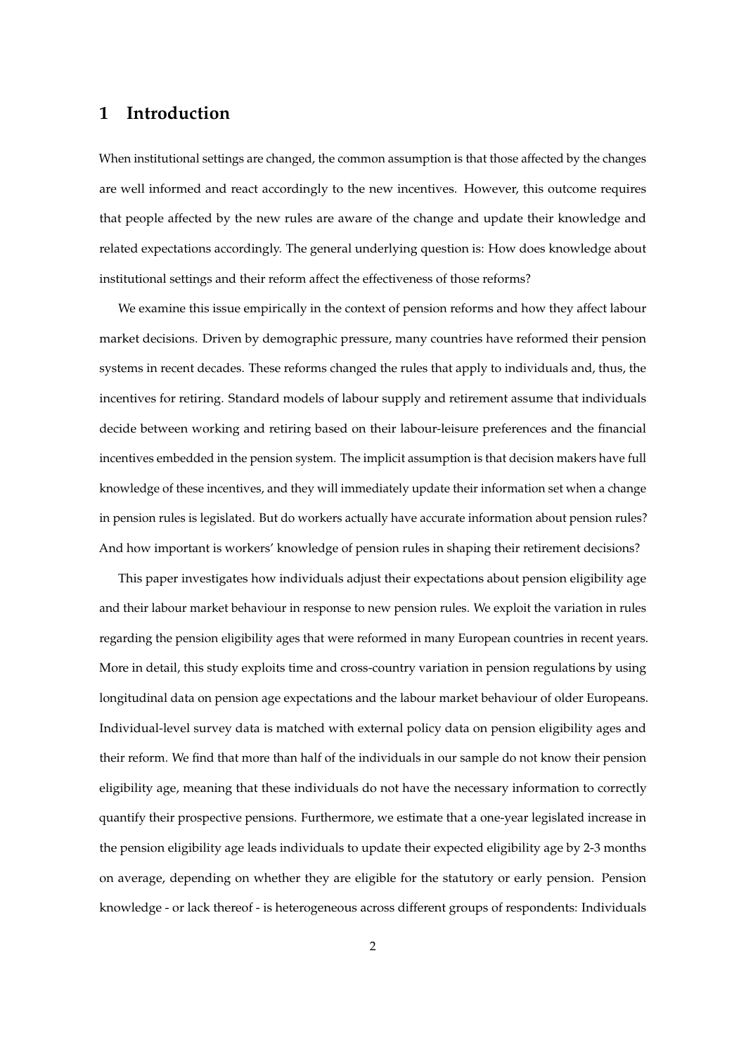# 1 Introduction

When institutional settings are changed, the common assumption is that those affected by the changes are well informed and react accordingly to the new incentives. However, this outcome requires that people affected by the new rules are aware of the change and update their knowledge and related expectations accordingly. The general underlying question is: How does knowledge about institutional settings and their reform affect the effectiveness of those reforms?

We examine this issue empirically in the context of pension reforms and how they affect labour market decisions. Driven by demographic pressure, many countries have reformed their pension systems in recent decades. These reforms changed the rules that apply to individuals and, thus, the incentives for retiring. Standard models of labour supply and retirement assume that individuals decide between working and retiring based on their labour-leisure preferences and the financial incentives embedded in the pension system. The implicit assumption is that decision makers have full knowledge of these incentives, and they will immediately update their information set when a change in pension rules is legislated. But do workers actually have accurate information about pension rules? And how important is workers' knowledge of pension rules in shaping their retirement decisions?

This paper investigates how individuals adjust their expectations about pension eligibility age and their labour market behaviour in response to new pension rules. We exploit the variation in rules regarding the pension eligibility ages that were reformed in many European countries in recent years. More in detail, this study exploits time and cross-country variation in pension regulations by using longitudinal data on pension age expectations and the labour market behaviour of older Europeans. Individual-level survey data is matched with external policy data on pension eligibility ages and their reform. We find that more than half of the individuals in our sample do not know their pension eligibility age, meaning that these individuals do not have the necessary information to correctly quantify their prospective pensions. Furthermore, we estimate that a one-year legislated increase in the pension eligibility age leads individuals to update their expected eligibility age by 2-3 months on average, depending on whether they are eligible for the statutory or early pension. Pension knowledge - or lack thereof - is heterogeneous across different groups of respondents: Individuals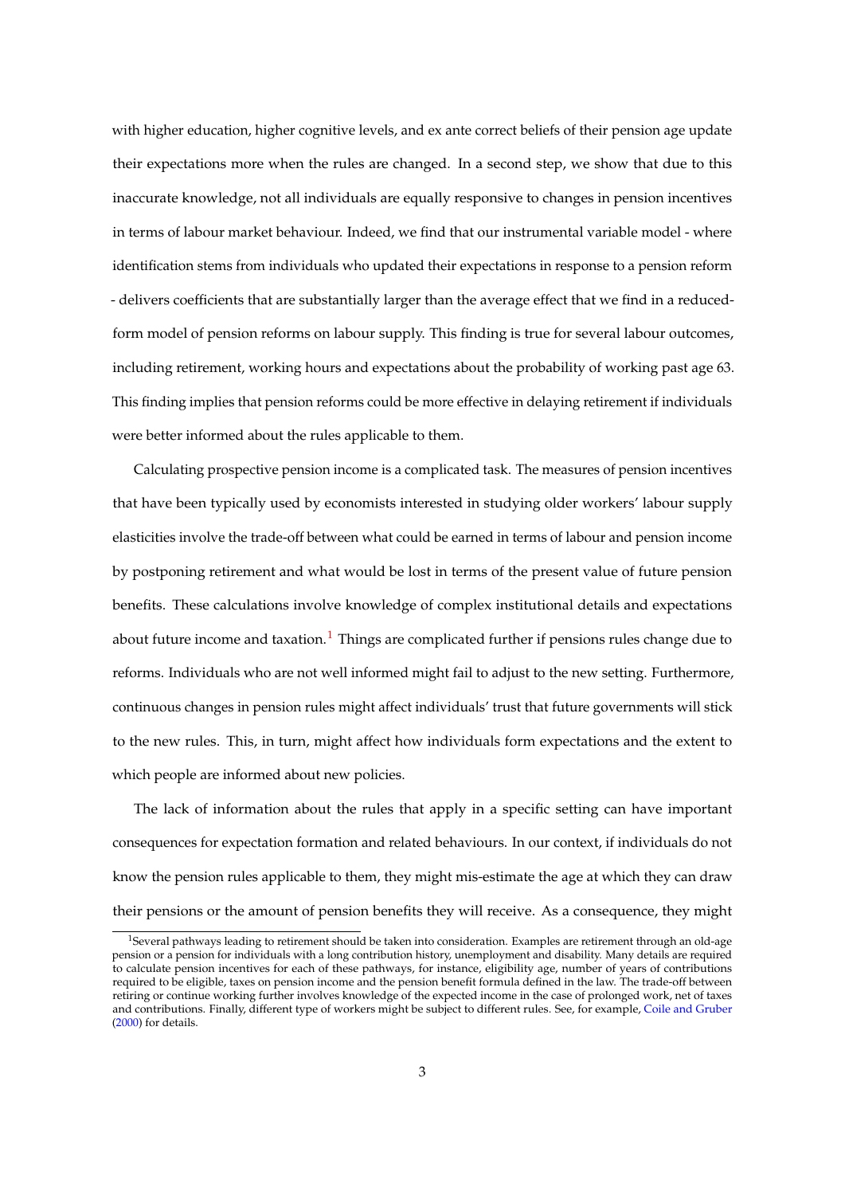with higher education, higher cognitive levels, and ex ante correct beliefs of their pension age update their expectations more when the rules are changed. In a second step, we show that due to this inaccurate knowledge, not all individuals are equally responsive to changes in pension incentives in terms of labour market behaviour. Indeed, we find that our instrumental variable model - where identification stems from individuals who updated their expectations in response to a pension reform - delivers coefficients that are substantially larger than the average effect that we find in a reduced-form model of pension reforms on labour supply. This finding is true for several labour outcomes, including retirement, working hours and expectations about the probability of working past age 63. This finding implies that pension reforms could be more effective in delaying retirement if individuals were better informed about the rules applicable to them.

Calculating prospective pension income is a complicated task. The measures of pension incentives that have been typically used by economists interested in studying older workers' labour supply elasticities involve the trade-off between what could be earned in terms of labour and pension income by postponing retirement and what would be lost in terms of the present value of future pension benefits. These calculations involve knowledge of complex institutional details and expectations about future income and taxation.[1] Things are complicated further if pensions rules change due to reforms. Individuals who are not well informed might fail to adjust to the new setting. Furthermore, continuous changes in pension rules might affect individuals' trust that future governments will stick to the new rules. This, in turn, might affect how individuals form expectations and the extent to which people are informed about new policies.

The lack of information about the rules that apply in a specific setting can have important consequences for expectation formation and related behaviours. In our context, if individuals do not know the pension rules applicable to them, they might mis-estimate the age at which they can draw their pensions or the amount of pension benefits they will receive. As a consequence, they might

[1] Several pathways leading to retirement should be taken into consideration. Examples are retirement through an old-age pension or a pension for individuals with a long contribution history, unemployment and disability. Many details are required to calculate pension incentives for each of these pathways, for instance, eligibility age, number of years of contributions required to be eligible, taxes on pension income and the pension benefit formula defined in the law. The trade-off between retiring or continue working further involves knowledge of the expected income in the case of prolonged work, net of taxes and contributions. Finally, different type of workers might be subject to different rules. See, for example, Coile and Gruber (2000) for details.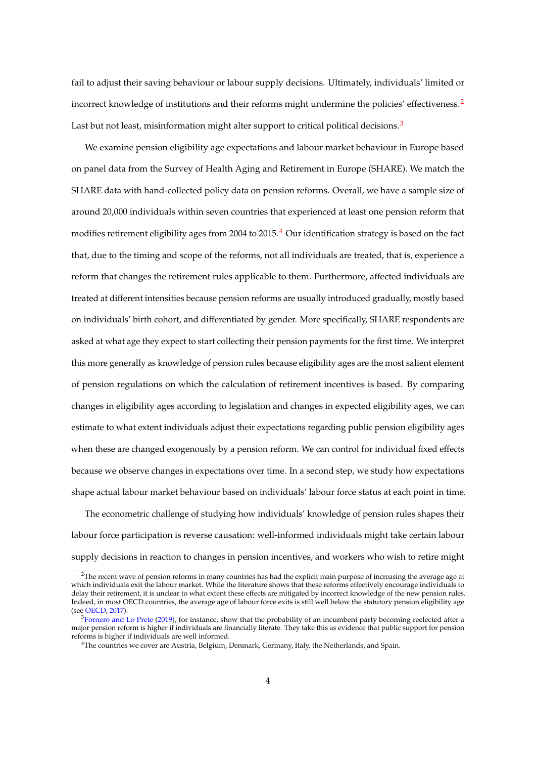fail to adjust their saving behaviour or labour supply decisions. Ultimately, individuals' limited or incorrect knowledge of institutions and their reforms might undermine the policies' effectiveness.[2] Last but not least, misinformation might alter support to critical political decisions.[3]

We examine pension eligibility age expectations and labour market behaviour in Europe based on panel data from the Survey of Health Aging and Retirement in Europe (SHARE). We match the SHARE data with hand-collected policy data on pension reforms. Overall, we have a sample size of around 20,000 individuals within seven countries that experienced at least one pension reform that modifies retirement eligibility ages from 2004 to 2015.[4] Our identification strategy is based on the fact that, due to the timing and scope of the reforms, not all individuals are treated, that is, experience a reform that changes the retirement rules applicable to them. Furthermore, affected individuals are treated at different intensities because pension reforms are usually introduced gradually, mostly based on individuals' birth cohort, and differentiated by gender. More specifically, SHARE respondents are asked at what age they expect to start collecting their pension payments for the first time. We interpret this more generally as knowledge of pension rules because eligibility ages are the most salient element of pension regulations on which the calculation of retirement incentives is based. By comparing changes in eligibility ages according to legislation and changes in expected eligibility ages, we can estimate to what extent individuals adjust their expectations regarding public pension eligibility ages when these are changed exogenously by a pension reform. We can control for individual fixed effects because we observe changes in expectations over time. In a second step, we study how expectations shape actual labour market behaviour based on individuals' labour force status at each point in time.

The econometric challenge of studying how individuals' knowledge of pension rules shapes their labour force participation is reverse causation: well-informed individuals might take certain labour supply decisions in reaction to changes in pension incentives, and workers who wish to retire might

[2] The recent wave of pension reforms in many countries has had the explicit main purpose of increasing the average age at which individuals exit the labour market. While the literature shows that these reforms effectively encourage individuals to delay their retirement, it is unclear to what extent these effects are mitigated by incorrect knowledge of the new pension rules. Indeed, in most OECD countries, the average age of labour force exits is still well below the statutory pension eligibility age (see OECD, 2017).

[3] Fornero and Lo Prete (2019), for instance, show that the probability of an incumbent party becoming reelected after a major pension reform is higher if individuals are financially literate. They take this as evidence that public support for pension reforms is higher if individuals are well informed.

[4] The countries we cover are Austria, Belgium, Denmark, Germany, Italy, the Netherlands, and Spain.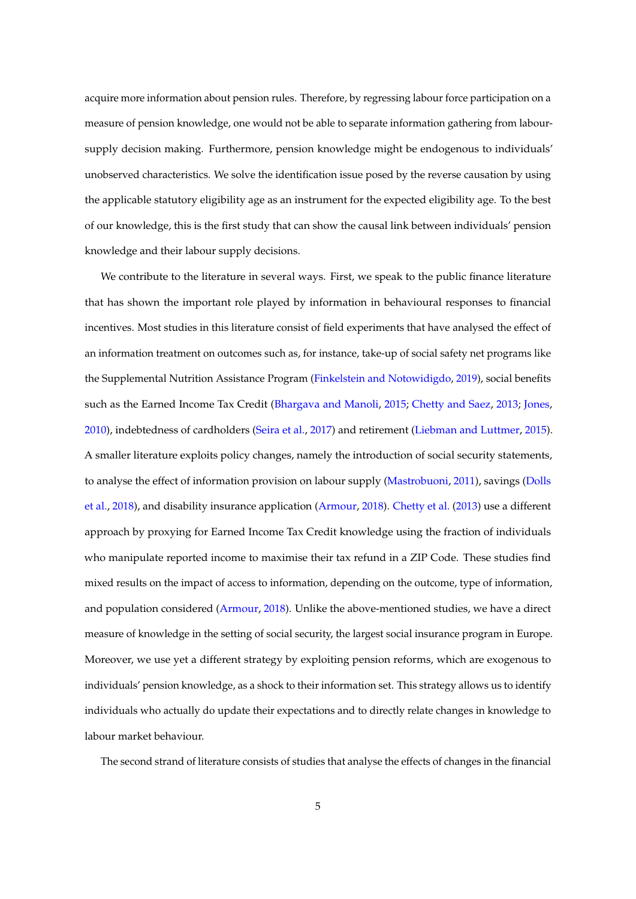acquire more information about pension rules. Therefore, by regressing labour force participation on a measure of pension knowledge, one would not be able to separate information gathering from labour-supply decision making. Furthermore, pension knowledge might be endogenous to individuals' unobserved characteristics. We solve the identification issue posed by the reverse causation by using the applicable statutory eligibility age as an instrument for the expected eligibility age. To the best of our knowledge, this is the first study that can show the causal link between individuals' pension knowledge and their labour supply decisions.

We contribute to the literature in several ways. First, we speak to the public finance literature that has shown the important role played by information in behavioural responses to financial incentives. Most studies in this literature consist of field experiments that have analysed the effect of an information treatment on outcomes such as, for instance, take-up of social safety net programs like the Supplemental Nutrition Assistance Program (Finkelstein and Notowidigdo, 2019), social benefits such as the Earned Income Tax Credit (Bhargava and Manoli, 2015; Chetty and Saez, 2013; Jones, 2010), indebtedness of cardholders (Seira et al., 2017) and retirement (Liebman and Luttmer, 2015). A smaller literature exploits policy changes, namely the introduction of social security statements, to analyse the effect of information provision on labour supply (Mastrobuoni, 2011), savings (Dolls et al., 2018), and disability insurance application (Armour, 2018). Chetty et al. (2013) use a different approach by proxying for Earned Income Tax Credit knowledge using the fraction of individuals who manipulate reported income to maximise their tax refund in a ZIP Code. These studies find mixed results on the impact of access to information, depending on the outcome, type of information, and population considered (Armour, 2018). Unlike the above-mentioned studies, we have a direct measure of knowledge in the setting of social security, the largest social insurance program in Europe. Moreover, we use yet a different strategy by exploiting pension reforms, which are exogenous to individuals' pension knowledge, as a shock to their information set. This strategy allows us to identify individuals who actually do update their expectations and to directly relate changes in knowledge to labour market behaviour.

The second strand of literature consists of studies that analyse the effects of changes in the financial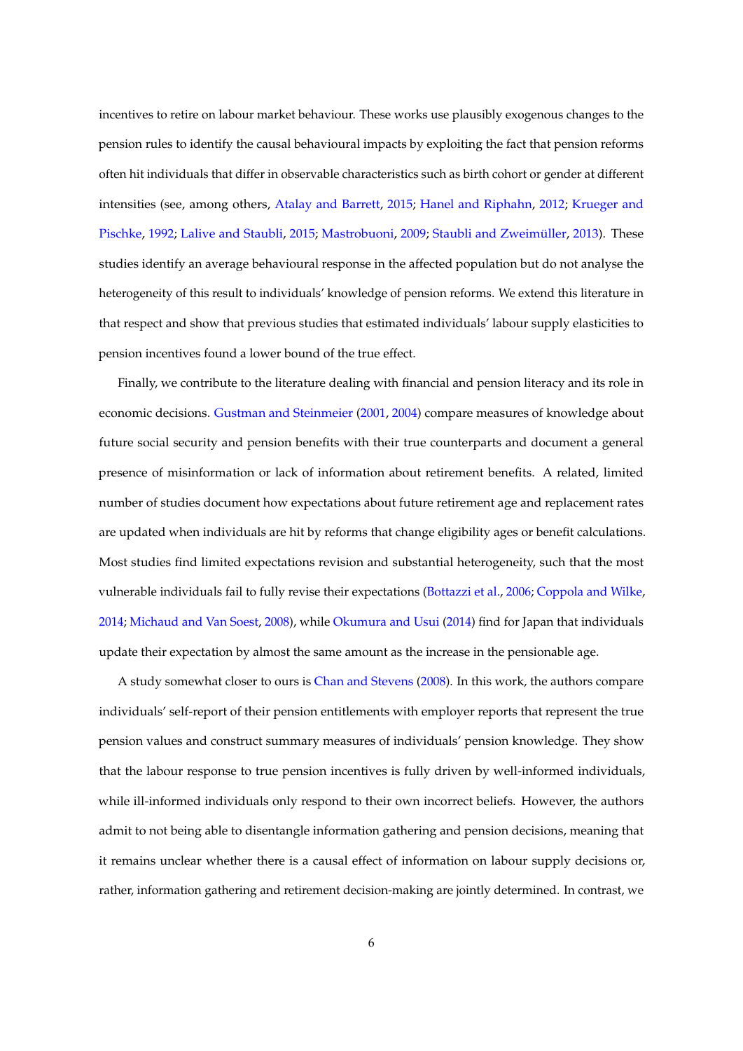incentives to retire on labour market behaviour. These works use plausibly exogenous changes to the pension rules to identify the causal behavioural impacts by exploiting the fact that pension reforms often hit individuals that differ in observable characteristics such as birth cohort or gender at different intensities (see, among others, Atalay and Barrett, 2015; Hanel and Riphahn, 2012; Krueger and Pischke, 1992; Lalive and Staubli, 2015; Mastrobuoni, 2009; Staubli and Zweimüller, 2013). These studies identify an average behavioural response in the affected population but do not analyse the heterogeneity of this result to individuals' knowledge of pension reforms. We extend this literature in that respect and show that previous studies that estimated individuals' labour supply elasticities to pension incentives found a lower bound of the true effect.

Finally, we contribute to the literature dealing with financial and pension literacy and its role in economic decisions. Gustman and Steinmeier (2001, 2004) compare measures of knowledge about future social security and pension benefits with their true counterparts and document a general presence of misinformation or lack of information about retirement benefits. A related, limited number of studies document how expectations about future retirement age and replacement rates are updated when individuals are hit by reforms that change eligibility ages or benefit calculations. Most studies find limited expectations revision and substantial heterogeneity, such that the most vulnerable individuals fail to fully revise their expectations (Bottazzi et al., 2006; Coppola and Wilke, 2014; Michaud and Van Soest, 2008), while Okumura and Usui (2014) find for Japan that individuals update their expectation by almost the same amount as the increase in the pensionable age.

A study somewhat closer to ours is Chan and Stevens (2008). In this work, the authors compare individuals' self-report of their pension entitlements with employer reports that represent the true pension values and construct summary measures of individuals' pension knowledge. They show that the labour response to true pension incentives is fully driven by well-informed individuals, while ill-informed individuals only respond to their own incorrect beliefs. However, the authors admit to not being able to disentangle information gathering and pension decisions, meaning that it remains unclear whether there is a causal effect of information on labour supply decisions or, rather, information gathering and retirement decision-making are jointly determined. In contrast, we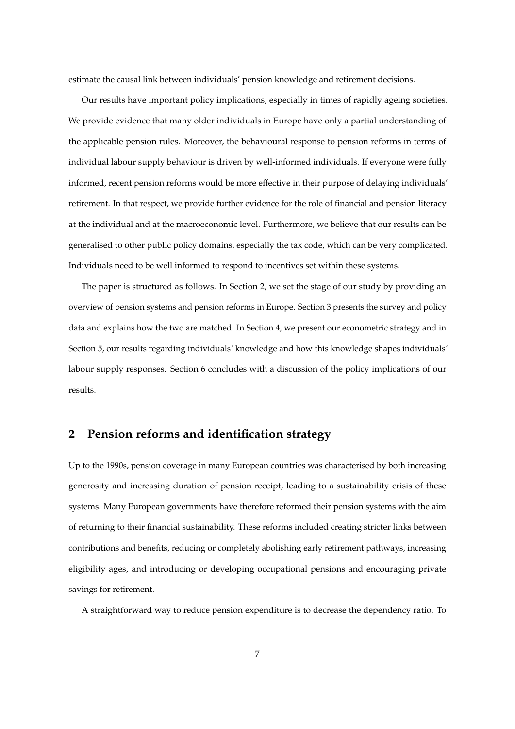estimate the causal link between individuals' pension knowledge and retirement decisions.

Our results have important policy implications, especially in times of rapidly ageing societies. We provide evidence that many older individuals in Europe have only a partial understanding of the applicable pension rules. Moreover, the behavioural response to pension reforms in terms of individual labour supply behaviour is driven by well-informed individuals. If everyone were fully informed, recent pension reforms would be more effective in their purpose of delaying individuals' retirement. In that respect, we provide further evidence for the role of financial and pension literacy at the individual and at the macroeconomic level. Furthermore, we believe that our results can be generalised to other public policy domains, especially the tax code, which can be very complicated. Individuals need to be well informed to respond to incentives set within these systems.

The paper is structured as follows. In Section 2, we set the stage of our study by providing an overview of pension systems and pension reforms in Europe. Section 3 presents the survey and policy data and explains how the two are matched. In Section 4, we present our econometric strategy and in Section 5, our results regarding individuals' knowledge and how this knowledge shapes individuals' labour supply responses. Section 6 concludes with a discussion of the policy implications of our results.

## 2 Pension reforms and identification strategy

Up to the 1990s, pension coverage in many European countries was characterised by both increasing generosity and increasing duration of pension receipt, leading to a sustainability crisis of these systems. Many European governments have therefore reformed their pension systems with the aim of returning to their financial sustainability. These reforms included creating stricter links between contributions and benefits, reducing or completely abolishing early retirement pathways, increasing eligibility ages, and introducing or developing occupational pensions and encouraging private savings for retirement.

A straightforward way to reduce pension expenditure is to decrease the dependency ratio. To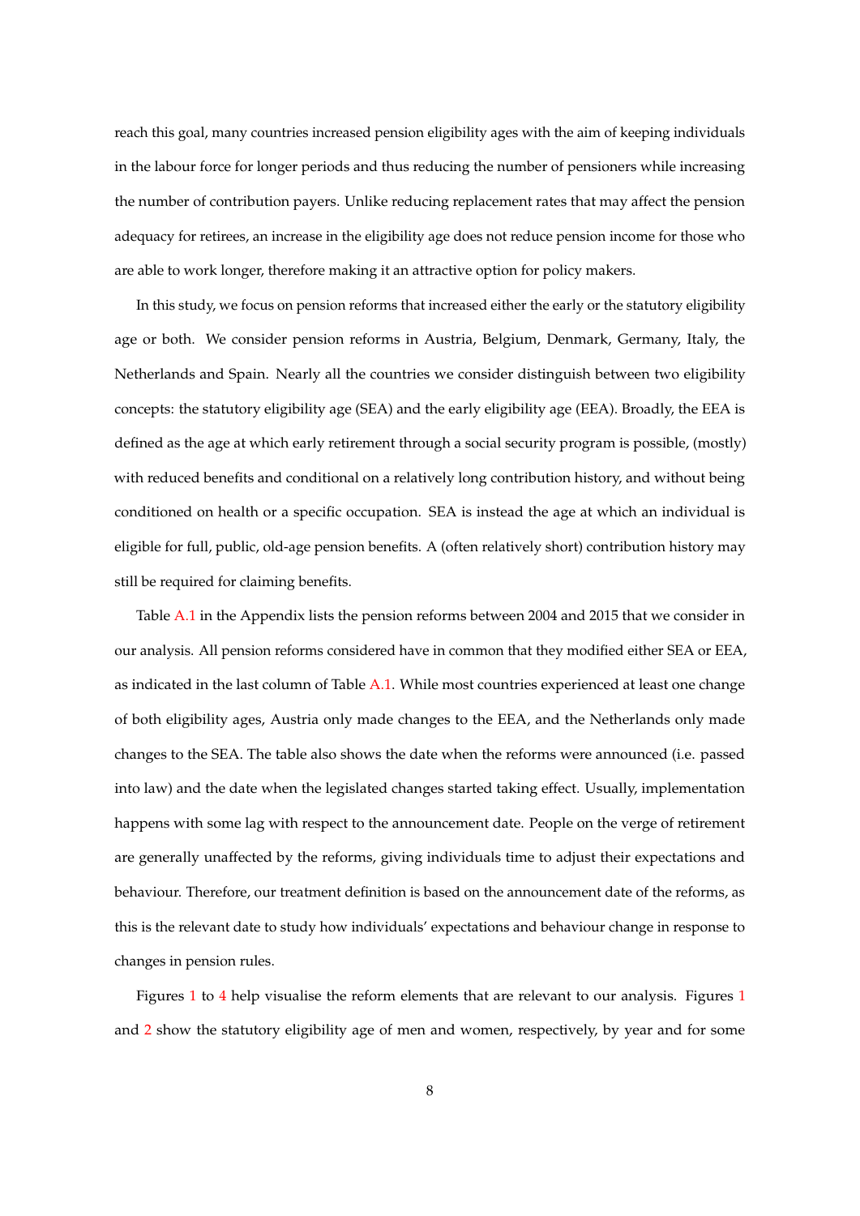reach this goal, many countries increased pension eligibility ages with the aim of keeping individuals in the labour force for longer periods and thus reducing the number of pensioners while increasing the number of contribution payers. Unlike reducing replacement rates that may affect the pension adequacy for retirees, an increase in the eligibility age does not reduce pension income for those who are able to work longer, therefore making it an attractive option for policy makers.

In this study, we focus on pension reforms that increased either the early or the statutory eligibility age or both. We consider pension reforms in Austria, Belgium, Denmark, Germany, Italy, the Netherlands and Spain. Nearly all the countries we consider distinguish between two eligibility concepts: the statutory eligibility age (SEA) and the early eligibility age (EEA). Broadly, the EEA is defined as the age at which early retirement through a social security program is possible, (mostly) with reduced benefits and conditional on a relatively long contribution history, and without being conditioned on health or a specific occupation. SEA is instead the age at which an individual is eligible for full, public, old-age pension benefits. A (often relatively short) contribution history may still be required for claiming benefits.

Table A.1 in the Appendix lists the pension reforms between 2004 and 2015 that we consider in our analysis. All pension reforms considered have in common that they modified either SEA or EEA, as indicated in the last column of Table A.1. While most countries experienced at least one change of both eligibility ages, Austria only made changes to the EEA, and the Netherlands only made changes to the SEA. The table also shows the date when the reforms were announced (i.e. passed into law) and the date when the legislated changes started taking effect. Usually, implementation happens with some lag with respect to the announcement date. People on the verge of retirement are generally unaffected by the reforms, giving individuals time to adjust their expectations and behaviour. Therefore, our treatment definition is based on the announcement date of the reforms, as this is the relevant date to study how individuals' expectations and behaviour change in response to changes in pension rules.

Figures 1 to 4 help visualise the reform elements that are relevant to our analysis. Figures 1 and 2 show the statutory eligibility age of men and women, respectively, by year and for some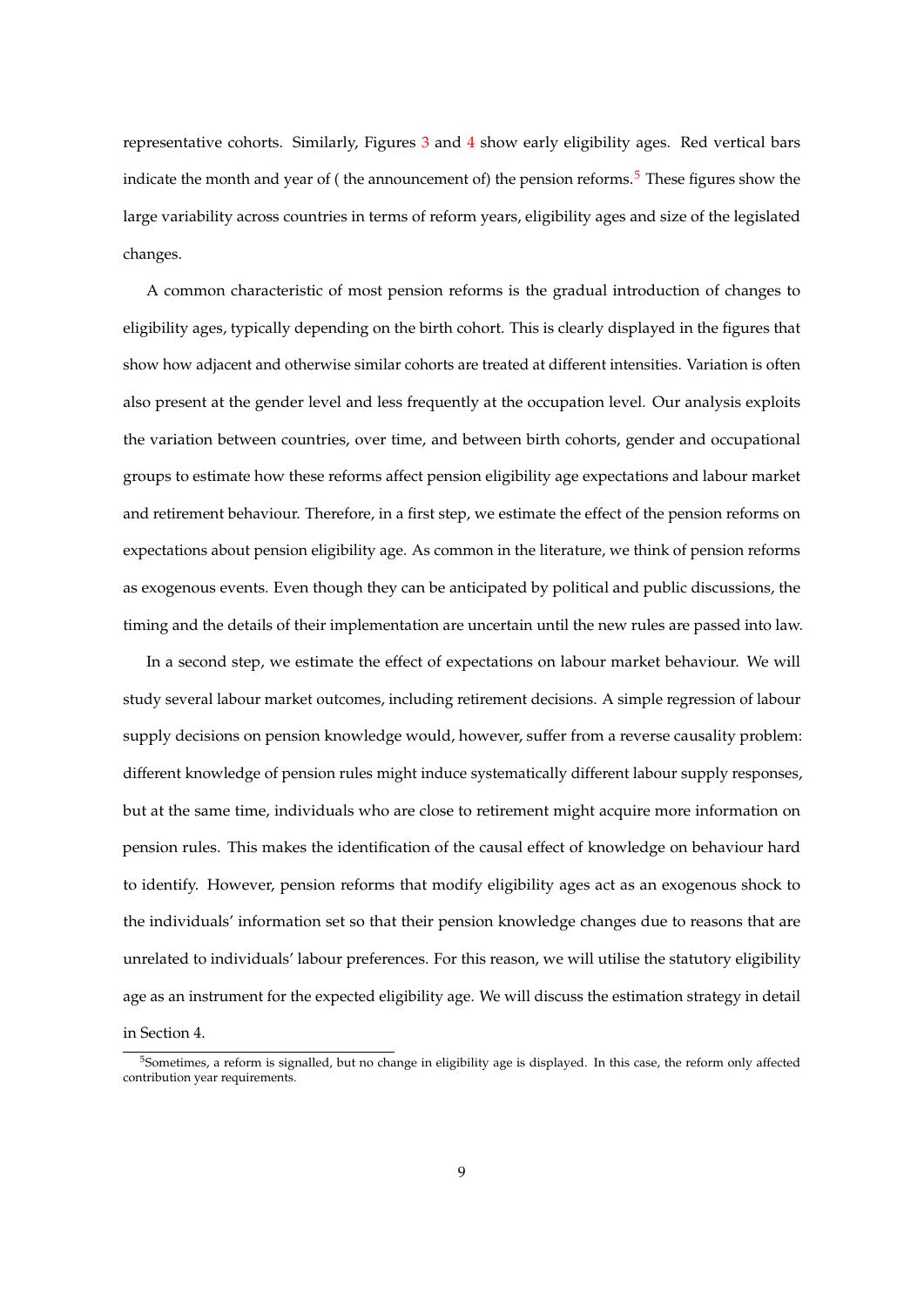representative cohorts. Similarly, Figures 3 and 4 show early eligibility ages. Red vertical bars indicate the month and year of ( the announcement of) the pension reforms.[5] These figures show the large variability across countries in terms of reform years, eligibility ages and size of the legislated changes.

A common characteristic of most pension reforms is the gradual introduction of changes to eligibility ages, typically depending on the birth cohort. This is clearly displayed in the figures that show how adjacent and otherwise similar cohorts are treated at different intensities. Variation is often also present at the gender level and less frequently at the occupation level. Our analysis exploits the variation between countries, over time, and between birth cohorts, gender and occupational groups to estimate how these reforms affect pension eligibility age expectations and labour market and retirement behaviour. Therefore, in a first step, we estimate the effect of the pension reforms on expectations about pension eligibility age. As common in the literature, we think of pension reforms as exogenous events. Even though they can be anticipated by political and public discussions, the timing and the details of their implementation are uncertain until the new rules are passed into law.

In a second step, we estimate the effect of expectations on labour market behaviour. We will study several labour market outcomes, including retirement decisions. A simple regression of labour supply decisions on pension knowledge would, however, suffer from a reverse causality problem: different knowledge of pension rules might induce systematically different labour supply responses, but at the same time, individuals who are close to retirement might acquire more information on pension rules. This makes the identification of the causal effect of knowledge on behaviour hard to identify. However, pension reforms that modify eligibility ages act as an exogenous shock to the individuals' information set so that their pension knowledge changes due to reasons that are unrelated to individuals' labour preferences. For this reason, we will utilise the statutory eligibility age as an instrument for the expected eligibility age. We will discuss the estimation strategy in detail in Section 4.

[5] Sometimes, a reform is signalled, but no change in eligibility age is displayed. In this case, the reform only affected contribution year requirements.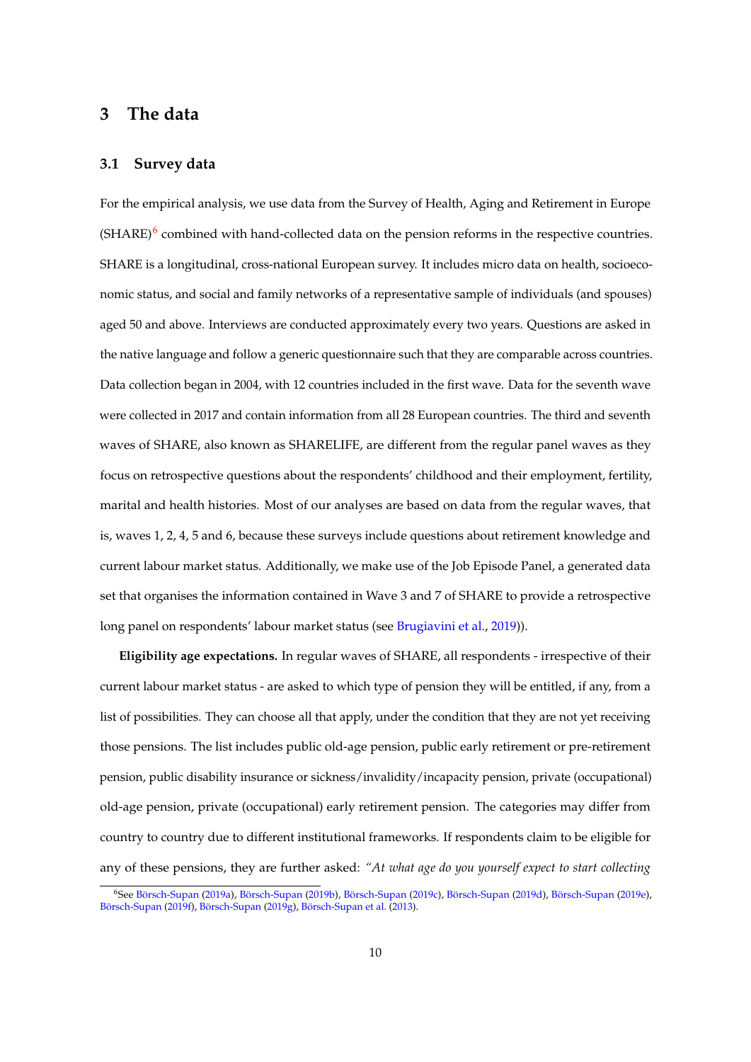## 3 The data

### 3.1 Survey data

For the empirical analysis, we use data from the Survey of Health, Aging and Retirement in Europe (SHARE)[6] combined with hand-collected data on the pension reforms in the respective countries. SHARE is a longitudinal, cross-national European survey. It includes micro data on health, socioeconomic status, and social and family networks of a representative sample of individuals (and spouses) aged 50 and above. Interviews are conducted approximately every two years. Questions are asked in the native language and follow a generic questionnaire such that they are comparable across countries. Data collection began in 2004, with 12 countries included in the first wave. Data for the seventh wave were collected in 2017 and contain information from all 28 European countries. The third and seventh waves of SHARE, also known as SHARELIFE, are different from the regular panel waves as they focus on retrospective questions about the respondents' childhood and their employment, fertility, marital and health histories. Most of our analyses are based on data from the regular waves, that is, waves 1, 2, 4, 5 and 6, because these surveys include questions about retirement knowledge and current labour market status. Additionally, we make use of the Job Episode Panel, a generated data set that organises the information contained in Wave 3 and 7 of SHARE to provide a retrospective long panel on respondents' labour market status (see Brugiavini et al., 2019)).

**Eligibility age expectations.** In regular waves of SHARE, all respondents - irrespective of their current labour market status - are asked to which type of pension they will be entitled, if any, from a list of possibilities. They can choose all that apply, under the condition that they are not yet receiving those pensions. The list includes public old-age pension, public early retirement or pre-retirement pension, public disability insurance or sickness/invalidity/incapacity pension, private (occupational) old-age pension, private (occupational) early retirement pension. The categories may differ from country to country due to different institutional frameworks. If respondents claim to be eligible for any of these pensions, they are further asked: *"At what age do you yourself expect to start collecting*

[6] See Börsch-Supan (2019a), Börsch-Supan (2019b), Börsch-Supan (2019c), Börsch-Supan (2019d), Börsch-Supan (2019e), Börsch-Supan (2019f), Börsch-Supan (2019g), Börsch-Supan et al. (2013).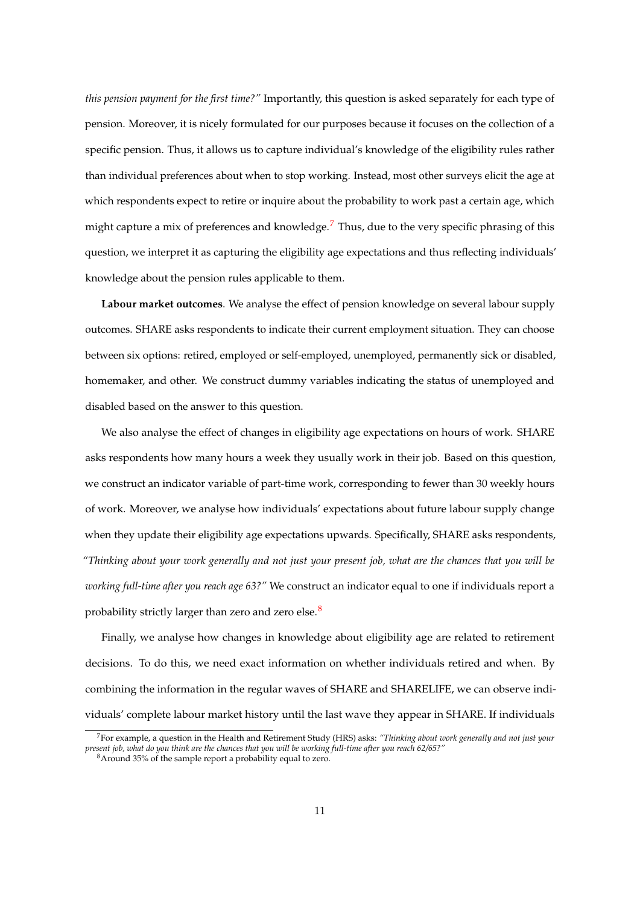*this pension payment for the first time?"* Importantly, this question is asked separately for each type of pension. Moreover, it is nicely formulated for our purposes because it focuses on the collection of a specific pension. Thus, it allows us to capture individual's knowledge of the eligibility rules rather than individual preferences about when to stop working. Instead, most other surveys elicit the age at which respondents expect to retire or inquire about the probability to work past a certain age, which might capture a mix of preferences and knowledge.[7] Thus, due to the very specific phrasing of this question, we interpret it as capturing the eligibility age expectations and thus reflecting individuals' knowledge about the pension rules applicable to them.

**Labour market outcomes**. We analyse the effect of pension knowledge on several labour supply outcomes. SHARE asks respondents to indicate their current employment situation. They can choose between six options: retired, employed or self-employed, unemployed, permanently sick or disabled, homemaker, and other. We construct dummy variables indicating the status of unemployed and disabled based on the answer to this question.

We also analyse the effect of changes in eligibility age expectations on hours of work. SHARE asks respondents how many hours a week they usually work in their job. Based on this question, we construct an indicator variable of part-time work, corresponding to fewer than 30 weekly hours of work. Moreover, we analyse how individuals' expectations about future labour supply change when they update their eligibility age expectations upwards. Specifically, SHARE asks respondents, *"Thinking about your work generally and not just your present job, what are the chances that you will be working full-time after you reach age 63?"* We construct an indicator equal to one if individuals report a probability strictly larger than zero and zero else.[8]

Finally, we analyse how changes in knowledge about eligibility age are related to retirement decisions. To do this, we need exact information on whether individuals retired and when. By combining the information in the regular waves of SHARE and SHARELIFE, we can observe individuals' complete labour market history until the last wave they appear in SHARE. If individuals

[7] For example, a question in the Health and Retirement Study (HRS) asks: *"Thinking about work generally and not just your present job, what do you think are the chances that you will be working full-time after you reach 62/65?"*

[8] Around 35% of the sample report a probability equal to zero.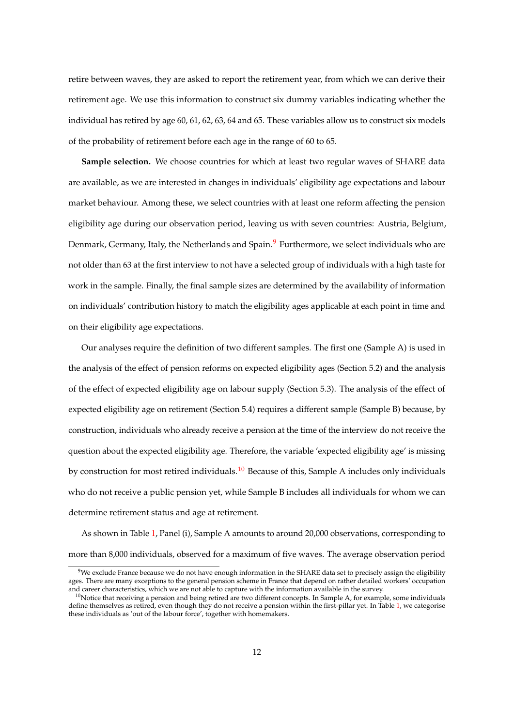retire between waves, they are asked to report the retirement year, from which we can derive their retirement age. We use this information to construct six dummy variables indicating whether the individual has retired by age 60, 61, 62, 63, 64 and 65. These variables allow us to construct six models of the probability of retirement before each age in the range of 60 to 65.

**Sample selection.** We choose countries for which at least two regular waves of SHARE data are available, as we are interested in changes in individuals' eligibility age expectations and labour market behaviour. Among these, we select countries with at least one reform affecting the pension eligibility age during our observation period, leaving us with seven countries: Austria, Belgium, Denmark, Germany, Italy, the Netherlands and Spain.[9] Furthermore, we select individuals who are not older than 63 at the first interview to not have a selected group of individuals with a high taste for work in the sample. Finally, the final sample sizes are determined by the availability of information on individuals' contribution history to match the eligibility ages applicable at each point in time and on their eligibility age expectations.

Our analyses require the definition of two different samples. The first one (Sample A) is used in the analysis of the effect of pension reforms on expected eligibility ages (Section 5.2) and the analysis of the effect of expected eligibility age on labour supply (Section 5.3). The analysis of the effect of expected eligibility age on retirement (Section 5.4) requires a different sample (Sample B) because, by construction, individuals who already receive a pension at the time of the interview do not receive the question about the expected eligibility age. Therefore, the variable 'expected eligibility age' is missing by construction for most retired individuals.[10] Because of this, Sample A includes only individuals who do not receive a public pension yet, while Sample B includes all individuals for whom we can determine retirement status and age at retirement.

As shown in Table 1, Panel (i), Sample A amounts to around 20,000 observations, corresponding to more than 8,000 individuals, observed for a maximum of five waves. The average observation period

[9] We exclude France because we do not have enough information in the SHARE data set to precisely assign the eligibility ages. There are many exceptions to the general pension scheme in France that depend on rather detailed workers' occupation and career characteristics, which we are not able to capture with the information available in the survey.

[10] Notice that receiving a pension and being retired are two different concepts. In Sample A, for example, some individuals define themselves as retired, even though they do not receive a pension within the first-pillar yet. In Table 1, we categorise these individuals as 'out of the labour force', together with homemakers.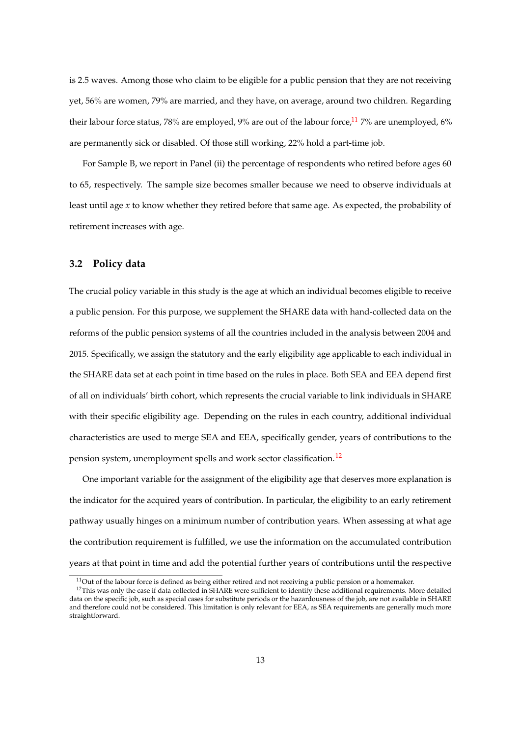is 2.5 waves. Among those who claim to be eligible for a public pension that they are not receiving yet, 56% are women, 79% are married, and they have, on average, around two children. Regarding their labour force status, 78% are employed, 9% are out of the labour force,[11] 7% are unemployed, 6% are permanently sick or disabled. Of those still working, 22% hold a part-time job.

For Sample B, we report in Panel (ii) the percentage of respondents who retired before ages 60 to 65, respectively. The sample size becomes smaller because we need to observe individuals at least until age $x$ to know whether they retired before that same age. As expected, the probability of retirement increases with age.

## 3.2 Policy data

The crucial policy variable in this study is the age at which an individual becomes eligible to receive a public pension. For this purpose, we supplement the SHARE data with hand-collected data on the reforms of the public pension systems of all the countries included in the analysis between 2004 and 2015. Specifically, we assign the statutory and the early eligibility age applicable to each individual in the SHARE data set at each point in time based on the rules in place. Both SEA and EEA depend first of all on individuals' birth cohort, which represents the crucial variable to link individuals in SHARE with their specific eligibility age. Depending on the rules in each country, additional individual characteristics are used to merge SEA and EEA, specifically gender, years of contributions to the pension system, unemployment spells and work sector classification.[12]

One important variable for the assignment of the eligibility age that deserves more explanation is the indicator for the acquired years of contribution. In particular, the eligibility to an early retirement pathway usually hinges on a minimum number of contribution years. When assessing at what age the contribution requirement is fulfilled, we use the information on the accumulated contribution years at that point in time and add the potential further years of contributions until the respective

[11] Out of the labour force is defined as being either retired and not receiving a public pension or a homemaker.

[12] This was only the case if data collected in SHARE were sufficient to identify these additional requirements. More detailed data on the specific job, such as special cases for substitute periods or the hazardousness of the job, are not available in SHARE and therefore could not be considered. This limitation is only relevant for EEA, as SEA requirements are generally much more straightforward.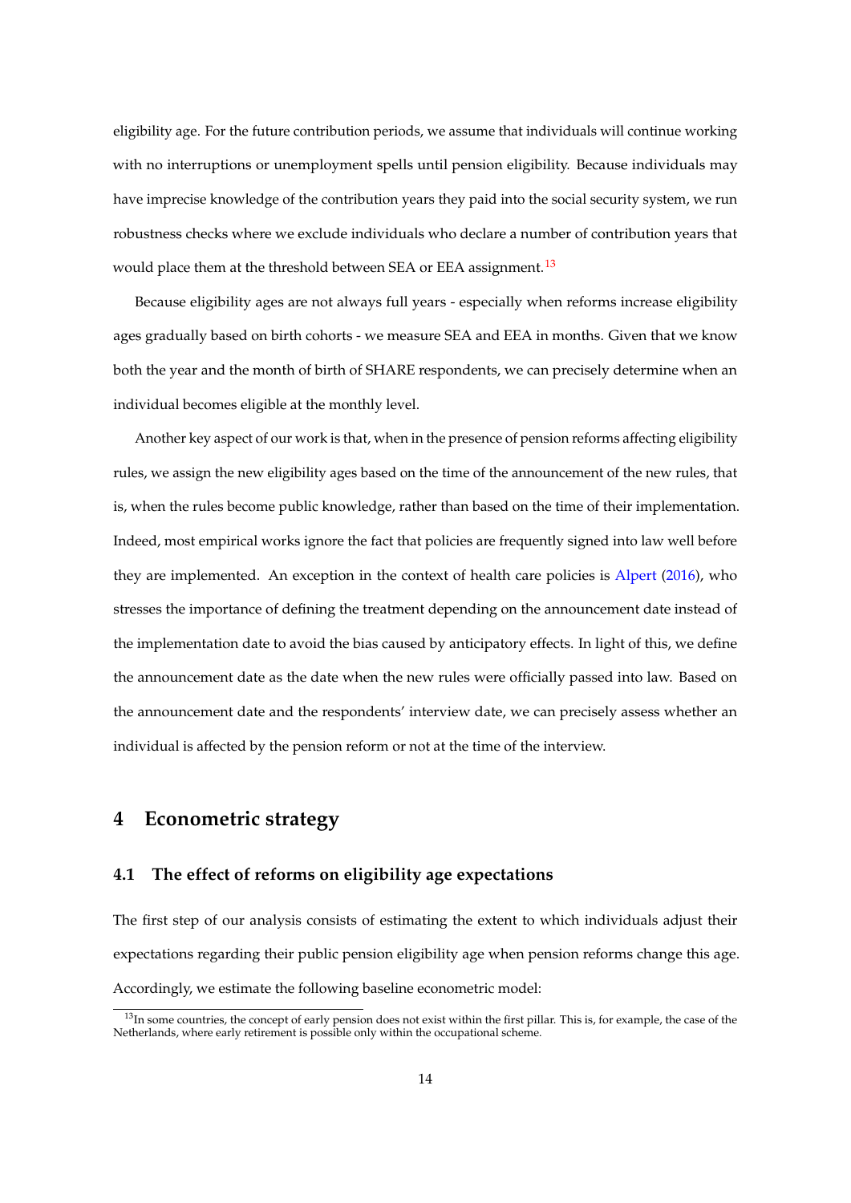eligibility age. For the future contribution periods, we assume that individuals will continue working with no interruptions or unemployment spells until pension eligibility. Because individuals may have imprecise knowledge of the contribution years they paid into the social security system, we run robustness checks where we exclude individuals who declare a number of contribution years that would place them at the threshold between SEA or EEA assignment.[13]

Because eligibility ages are not always full years - especially when reforms increase eligibility ages gradually based on birth cohorts - we measure SEA and EEA in months. Given that we know both the year and the month of birth of SHARE respondents, we can precisely determine when an individual becomes eligible at the monthly level.

Another key aspect of our work is that, when in the presence of pension reforms affecting eligibility rules, we assign the new eligibility ages based on the time of the announcement of the new rules, that is, when the rules become public knowledge, rather than based on the time of their implementation. Indeed, most empirical works ignore the fact that policies are frequently signed into law well before they are implemented. An exception in the context of health care policies is Alpert (2016), who stresses the importance of defining the treatment depending on the announcement date instead of the implementation date to avoid the bias caused by anticipatory effects. In light of this, we define the announcement date as the date when the new rules were officially passed into law. Based on the announcement date and the respondents' interview date, we can precisely assess whether an individual is affected by the pension reform or not at the time of the interview.

## 4 Econometric strategy

### 4.1 The effect of reforms on eligibility age expectations

The first step of our analysis consists of estimating the extent to which individuals adjust their expectations regarding their public pension eligibility age when pension reforms change this age. Accordingly, we estimate the following baseline econometric model:

[13] In some countries, the concept of early pension does not exist within the first pillar. This is, for example, the case of the Netherlands, where early retirement is possible only within the occupational scheme.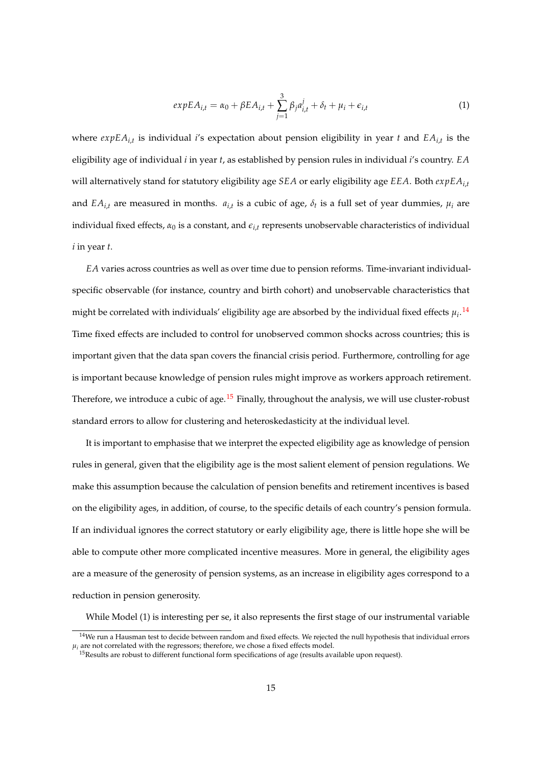$$expEA_{i,t} = \alpha_0 + \beta EA_{i,t} + \sum_{j=1}^{3} \beta_j a_{i,t}^j + \delta_t + \mu_i + \epsilon_{i,t} \quad (1)$$

where $expEA_{i,t}$ is individual $i$'s expectation about pension eligibility in year $t$ and $EA_{i,t}$ is the eligibility age of individual $i$ in year $t$, as established by pension rules in individual $i$'s country. $EA$ will alternatively stand for statutory eligibility age $SEA$ or early eligibility age $EEA$. Both $expEA_{i,t}$ and $EA_{i,t}$ are measured in months. $a_{i,t}$ is a cubic of age, $\delta_t$ is a full set of year dummies, $\mu_i$ are individual fixed effects, $\alpha_0$ is a constant, and $\epsilon_{i,t}$ represents unobservable characteristics of individual $i$ in year $t$.

$EA$ varies across countries as well as over time due to pension reforms. Time-invariant individual-specific observable (for instance, country and birth cohort) and unobservable characteristics that might be correlated with individuals' eligibility age are absorbed by the individual fixed effects $\mu_i$.[14] Time fixed effects are included to control for unobserved common shocks across countries; this is important given that the data span covers the financial crisis period. Furthermore, controlling for age is important because knowledge of pension rules might improve as workers approach retirement. Therefore, we introduce a cubic of age.[15] Finally, throughout the analysis, we will use cluster-robust standard errors to allow for clustering and heteroskedasticity at the individual level.

It is important to emphasise that we interpret the expected eligibility age as knowledge of pension rules in general, given that the eligibility age is the most salient element of pension regulations. We make this assumption because the calculation of pension benefits and retirement incentives is based on the eligibility ages, in addition, of course, to the specific details of each country's pension formula. If an individual ignores the correct statutory or early eligibility age, there is little hope she will be able to compute other more complicated incentive measures. More in general, the eligibility ages are a measure of the generosity of pension systems, as an increase in eligibility ages correspond to a reduction in pension generosity.

While Model (1) is interesting per se, it also represents the first stage of our instrumental variable

[14] We run a Hausman test to decide between random and fixed effects. We rejected the null hypothesis that individual errors $\mu_i$ are not correlated with the regressors; therefore, we chose a fixed effects model.

[15] Results are robust to different functional form specifications of age (results available upon request).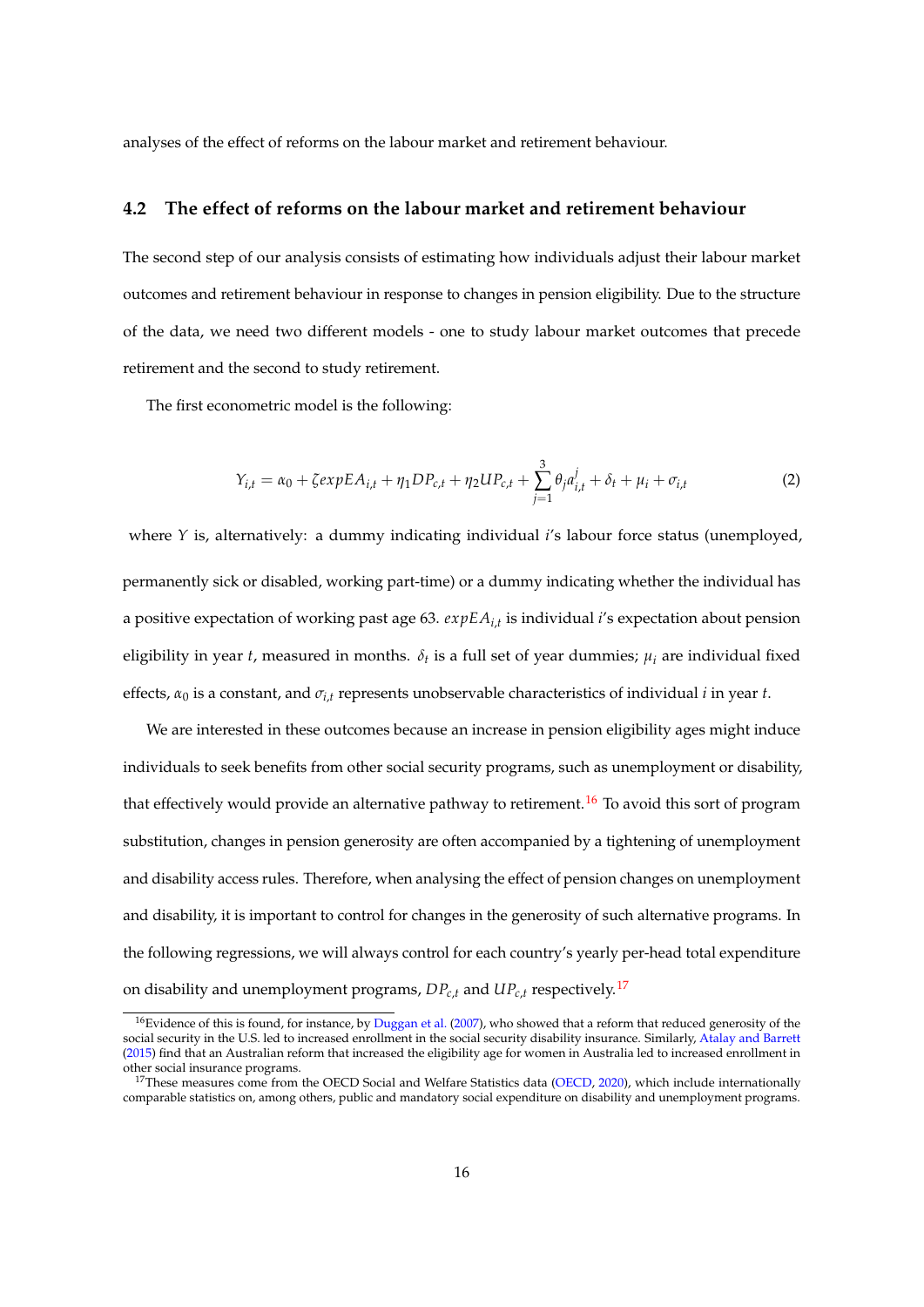analyses of the effect of reforms on the labour market and retirement behaviour.

## 4.2 The effect of reforms on the labour market and retirement behaviour

The second step of our analysis consists of estimating how individuals adjust their labour market outcomes and retirement behaviour in response to changes in pension eligibility. Due to the structure of the data, we need two different models - one to study labour market outcomes that precede retirement and the second to study retirement.

The first econometric model is the following:

$$Y_{i,t} = \alpha_0 + \zeta expEA_{i,t} + \eta_1 DP_{c,t} + \eta_2 UP_{c,t} + \sum_{j=1}^{3} \theta_j a_{i,t}^j + \delta_t + \mu_i + \sigma_{i,t} \tag{2}$$

where $Y$ is, alternatively: a dummy indicating individual $i$'s labour force status (unemployed, permanently sick or disabled, working part-time) or a dummy indicating whether the individual has a positive expectation of working past age 63. $expEA_{i,t}$ is individual $i$'s expectation about pension eligibility in year $t$, measured in months. $\delta_t$ is a full set of year dummies; $\mu_i$ are individual fixed effects, $\alpha_0$ is a constant, and $\sigma_{i,t}$ represents unobservable characteristics of individual $i$ in year $t$.

We are interested in these outcomes because an increase in pension eligibility ages might induce individuals to seek benefits from other social security programs, such as unemployment or disability, that effectively would provide an alternative pathway to retirement.[16] To avoid this sort of program substitution, changes in pension generosity are often accompanied by a tightening of unemployment and disability access rules. Therefore, when analysing the effect of pension changes on unemployment and disability, it is important to control for changes in the generosity of such alternative programs. In the following regressions, we will always control for each country's yearly per-head total expenditure on disability and unemployment programs, $DP_{c,t}$ and $UP_{c,t}$ respectively.[17]

[16] Evidence of this is found, for instance, by Duggan et al. (2007), who showed that a reform that reduced generosity of the social security in the U.S. led to increased enrollment in the social security disability insurance. Similarly, Atalay and Barrett (2015) find that an Australian reform that increased the eligibility age for women in Australia led to increased enrollment in other social insurance programs.

[17] These measures come from the OECD Social and Welfare Statistics data (OECD, 2020), which include internationally comparable statistics on, among others, public and mandatory social expenditure on disability and unemployment programs.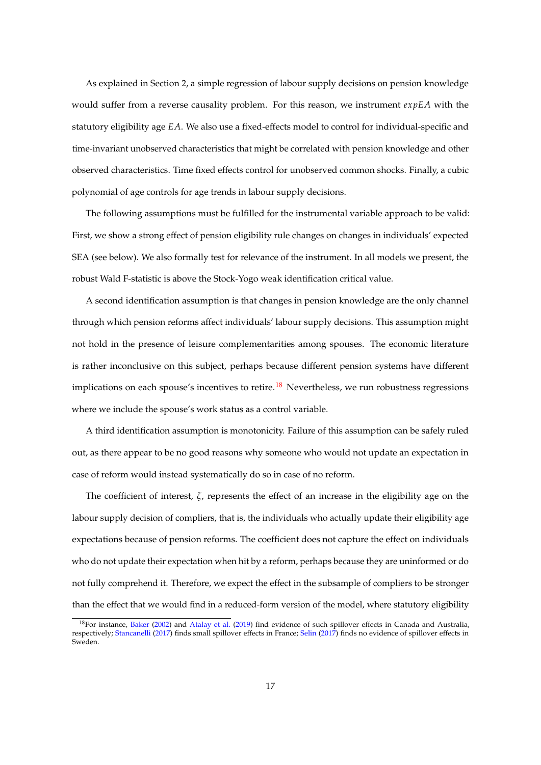As explained in Section 2, a simple regression of labour supply decisions on pension knowledge would suffer from a reverse causality problem. For this reason, we instrument $expEA$ with the statutory eligibility age $EA$. We also use a fixed-effects model to control for individual-specific and time-invariant unobserved characteristics that might be correlated with pension knowledge and other observed characteristics. Time fixed effects control for unobserved common shocks. Finally, a cubic polynomial of age controls for age trends in labour supply decisions.

The following assumptions must be fulfilled for the instrumental variable approach to be valid: First, we show a strong effect of pension eligibility rule changes on changes in individuals' expected SEA (see below). We also formally test for relevance of the instrument. In all models we present, the robust Wald F-statistic is above the Stock-Yogo weak identification critical value.

A second identification assumption is that changes in pension knowledge are the only channel through which pension reforms affect individuals' labour supply decisions. This assumption might not hold in the presence of leisure complementarities among spouses. The economic literature is rather inconclusive on this subject, perhaps because different pension systems have different implications on each spouse's incentives to retire.[18] Nevertheless, we run robustness regressions where we include the spouse's work status as a control variable.

A third identification assumption is monotonicity. Failure of this assumption can be safely ruled out, as there appear to be no good reasons why someone who would not update an expectation in case of reform would instead systematically do so in case of no reform.

The coefficient of interest, $\zeta$, represents the effect of an increase in the eligibility age on the labour supply decision of compliers, that is, the individuals who actually update their eligibility age expectations because of pension reforms. The coefficient does not capture the effect on individuals who do not update their expectation when hit by a reform, perhaps because they are uninformed or do not fully comprehend it. Therefore, we expect the effect in the subsample of compliers to be stronger than the effect that we would find in a reduced-form version of the model, where statutory eligibility

[18] For instance, Baker (2002) and Atalay et al. (2019) find evidence of such spillover effects in Canada and Australia, respectively; Stancanelli (2017) finds small spillover effects in France; Selin (2017) finds no evidence of spillover effects in Sweden.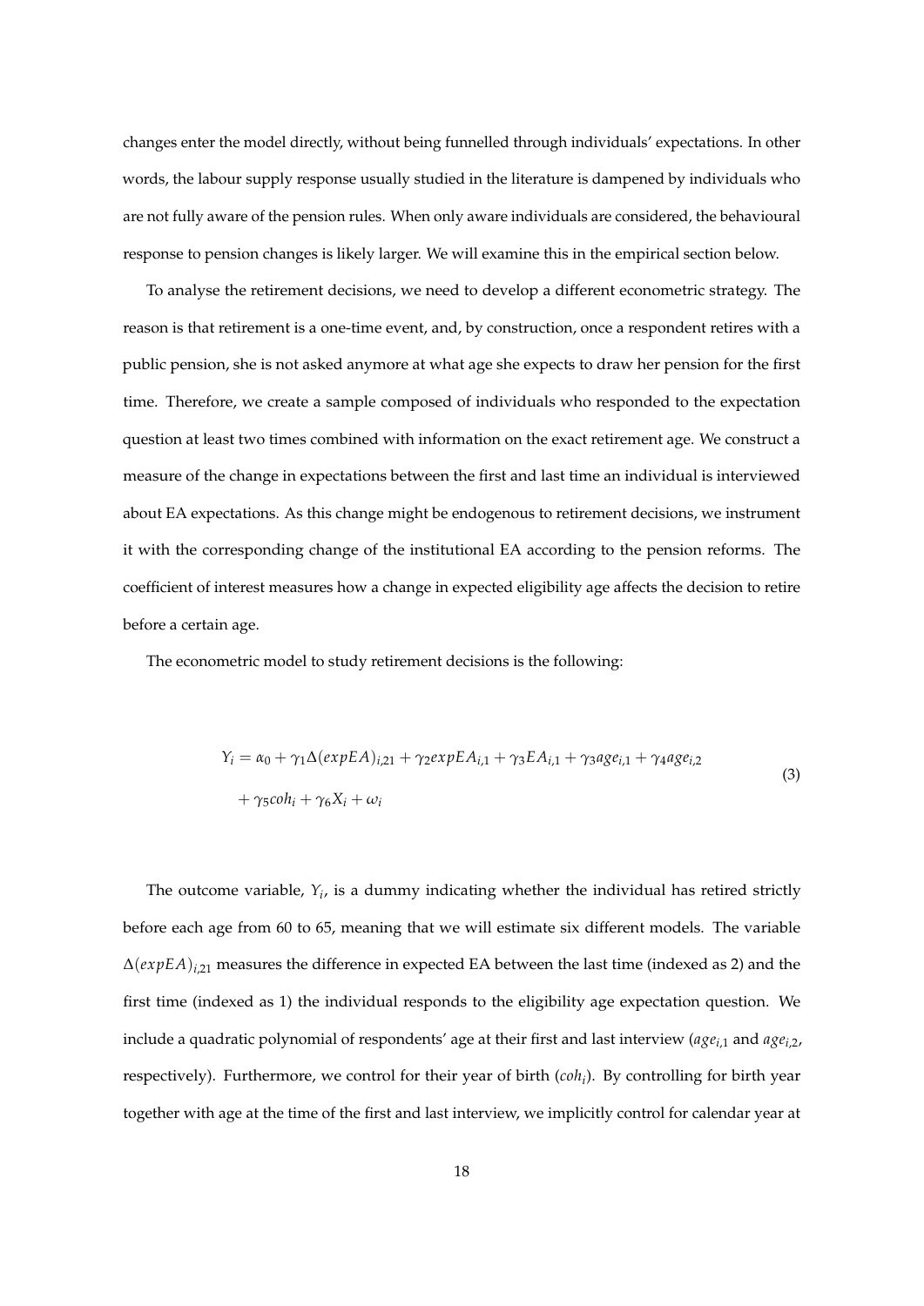changes enter the model directly, without being funnelled through individuals' expectations. In other words, the labour supply response usually studied in the literature is dampened by individuals who are not fully aware of the pension rules. When only aware individuals are considered, the behavioural response to pension changes is likely larger. We will examine this in the empirical section below.

To analyse the retirement decisions, we need to develop a different econometric strategy. The reason is that retirement is a one-time event, and, by construction, once a respondent retires with a public pension, she is not asked anymore at what age she expects to draw her pension for the first time. Therefore, we create a sample composed of individuals who responded to the expectation question at least two times combined with information on the exact retirement age. We construct a measure of the change in expectations between the first and last time an individual is interviewed about EA expectations. As this change might be endogenous to retirement decisions, we instrument it with the corresponding change of the institutional EA according to the pension reforms. The coefficient of interest measures how a change in expected eligibility age affects the decision to retire before a certain age.

The econometric model to study retirement decisions is the following:

$$
\begin{aligned}
Y_i = \alpha_0 + \gamma_1 \Delta(expEA)_{i,21} + \gamma_2 expEA_{i,1} + \gamma_3 EA_{i,1} + \gamma_3 age_{i,1} + \gamma_4 age_{i,2} \\
+ \gamma_5 coh_i + \gamma_6 X_i + \omega_i
\end{aligned}
\tag{3}
$$

The outcome variable, $Y_i$, is a dummy indicating whether the individual has retired strictly before each age from 60 to 65, meaning that we will estimate six different models. The variable $\Delta(expEA)_{i,21}$ measures the difference in expected EA between the last time (indexed as 2) and the first time (indexed as 1) the individual responds to the eligibility age expectation question. We include a quadratic polynomial of respondents' age at their first and last interview ($age_{i,1}$ and $age_{i,2}$, respectively). Furthermore, we control for their year of birth ($coh_i$). By controlling for birth year together with age at the time of the first and last interview, we implicitly control for calendar year at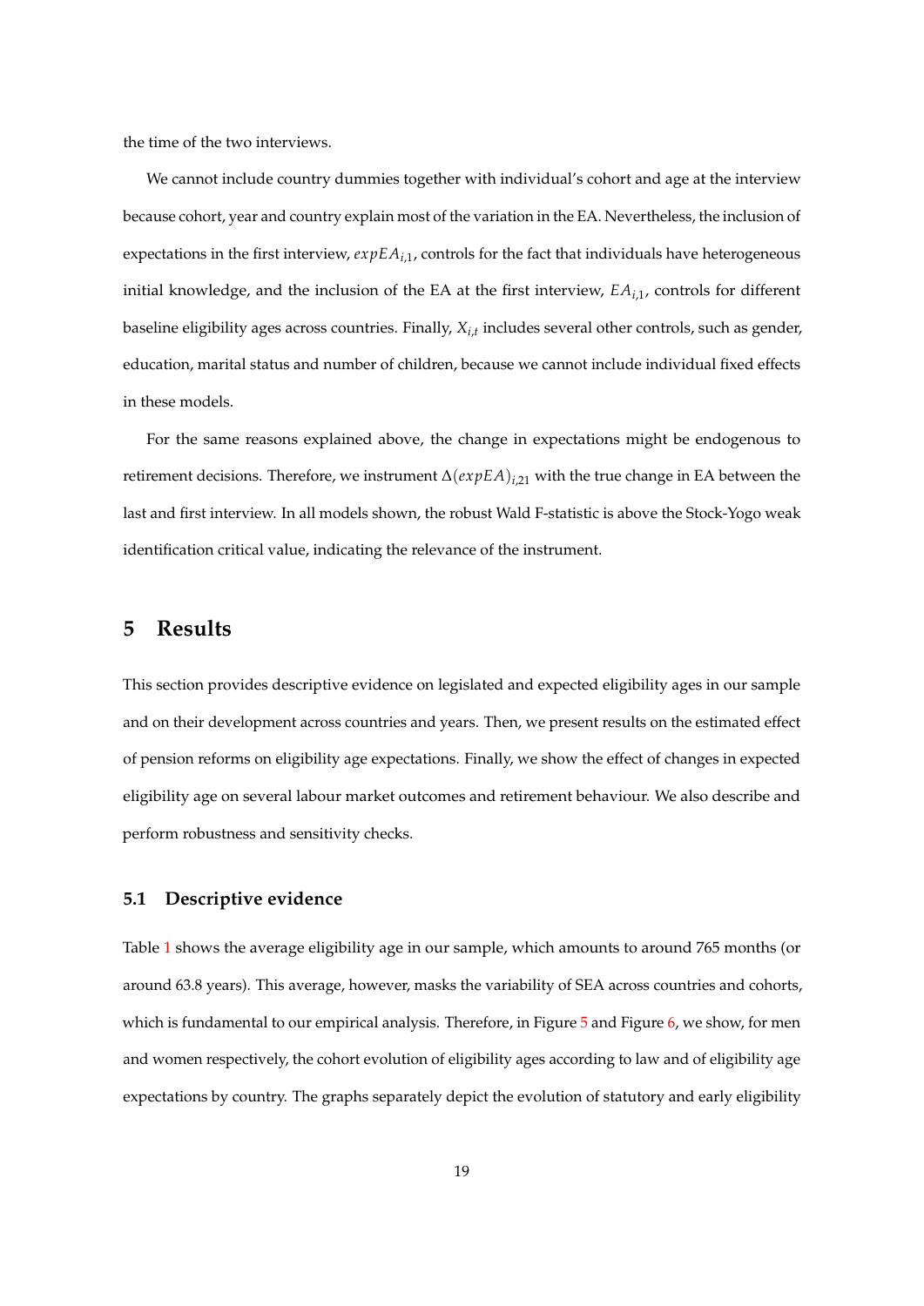the time of the two interviews.

We cannot include country dummies together with individual's cohort and age at the interview because cohort, year and country explain most of the variation in the EA. Nevertheless, the inclusion of expectations in the first interview, $expEA_{i,1}$, controls for the fact that individuals have heterogeneous initial knowledge, and the inclusion of the EA at the first interview, $EA_{i,1}$, controls for different baseline eligibility ages across countries. Finally, $X_{i,t}$ includes several other controls, such as gender, education, marital status and number of children, because we cannot include individual fixed effects in these models.

For the same reasons explained above, the change in expectations might be endogenous to retirement decisions. Therefore, we instrument $\Delta(expEA)_{i,21}$ with the true change in EA between the last and first interview. In all models shown, the robust Wald F-statistic is above the Stock-Yogo weak identification critical value, indicating the relevance of the instrument.

# 5 Results

This section provides descriptive evidence on legislated and expected eligibility ages in our sample and on their development across countries and years. Then, we present results on the estimated effect of pension reforms on eligibility age expectations. Finally, we show the effect of changes in expected eligibility age on several labour market outcomes and retirement behaviour. We also describe and perform robustness and sensitivity checks.

## 5.1 Descriptive evidence

Table 1 shows the average eligibility age in our sample, which amounts to around 765 months (or around 63.8 years). This average, however, masks the variability of SEA across countries and cohorts, which is fundamental to our empirical analysis. Therefore, in Figure 5 and Figure 6, we show, for men and women respectively, the cohort evolution of eligibility ages according to law and of eligibility age expectations by country. The graphs separately depict the evolution of statutory and early eligibility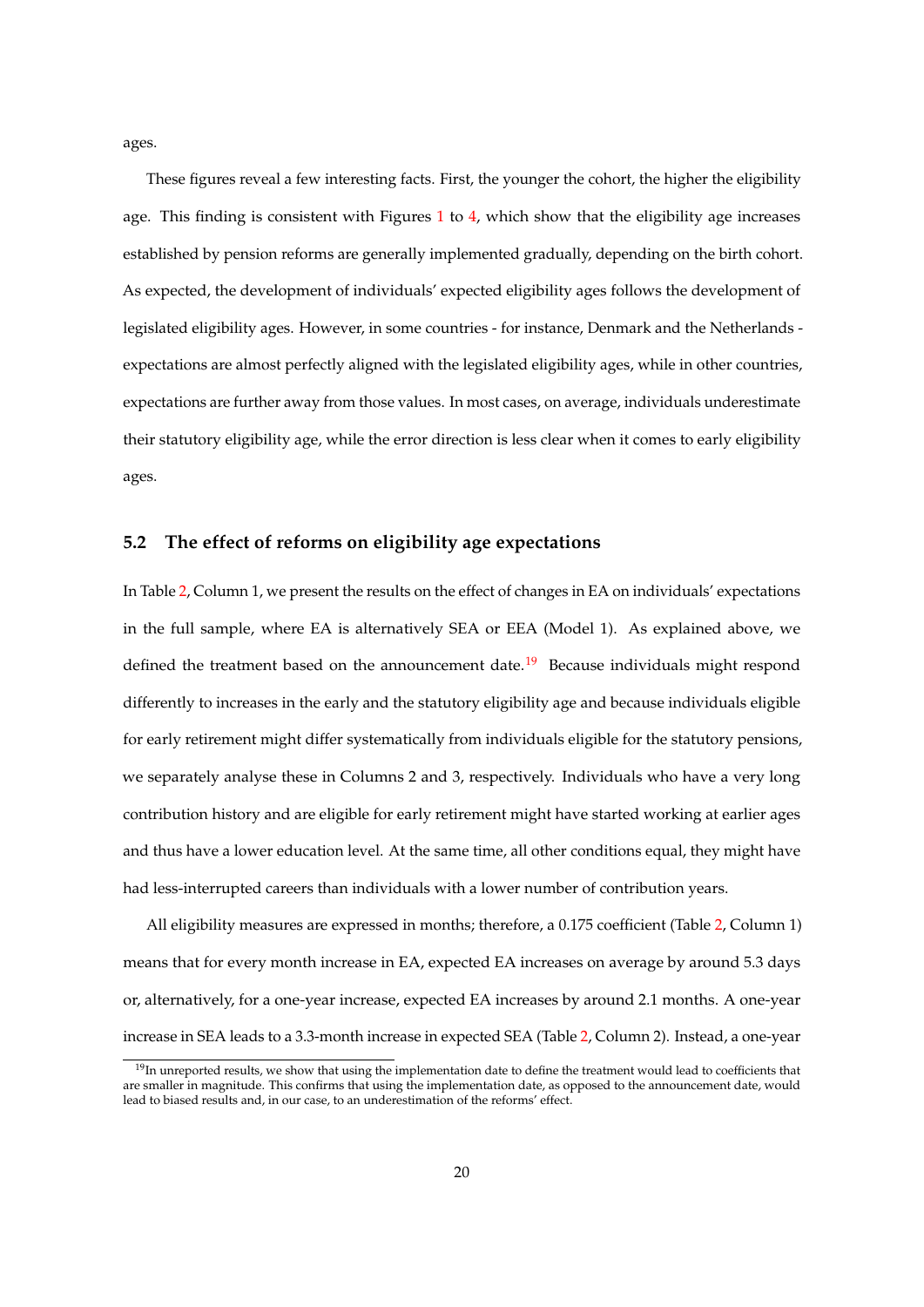ages.

These figures reveal a few interesting facts. First, the younger the cohort, the higher the eligibility age. This finding is consistent with Figures 1 to 4, which show that the eligibility age increases established by pension reforms are generally implemented gradually, depending on the birth cohort. As expected, the development of individuals' expected eligibility ages follows the development of legislated eligibility ages. However, in some countries - for instance, Denmark and the Netherlands - expectations are almost perfectly aligned with the legislated eligibility ages, while in other countries, expectations are further away from those values. In most cases, on average, individuals underestimate their statutory eligibility age, while the error direction is less clear when it comes to early eligibility ages.

## 5.2 The effect of reforms on eligibility age expectations

In Table 2, Column 1, we present the results on the effect of changes in EA on individuals' expectations in the full sample, where EA is alternatively SEA or EEA (Model 1). As explained above, we defined the treatment based on the announcement date.[19] Because individuals might respond differently to increases in the early and the statutory eligibility age and because individuals eligible for early retirement might differ systematically from individuals eligible for the statutory pensions, we separately analyse these in Columns 2 and 3, respectively. Individuals who have a very long contribution history and are eligible for early retirement might have started working at earlier ages and thus have a lower education level. At the same time, all other conditions equal, they might have had less-interrupted careers than individuals with a lower number of contribution years.

All eligibility measures are expressed in months; therefore, a 0.175 coefficient (Table 2, Column 1) means that for every month increase in EA, expected EA increases on average by around 5.3 days or, alternatively, for a one-year increase, expected EA increases by around 2.1 months. A one-year increase in SEA leads to a 3.3-month increase in expected SEA (Table 2, Column 2). Instead, a one-year

[19] In unreported results, we show that using the implementation date to define the treatment would lead to coefficients that are smaller in magnitude. This confirms that using the implementation date, as opposed to the announcement date, would lead to biased results and, in our case, to an underestimation of the reforms' effect.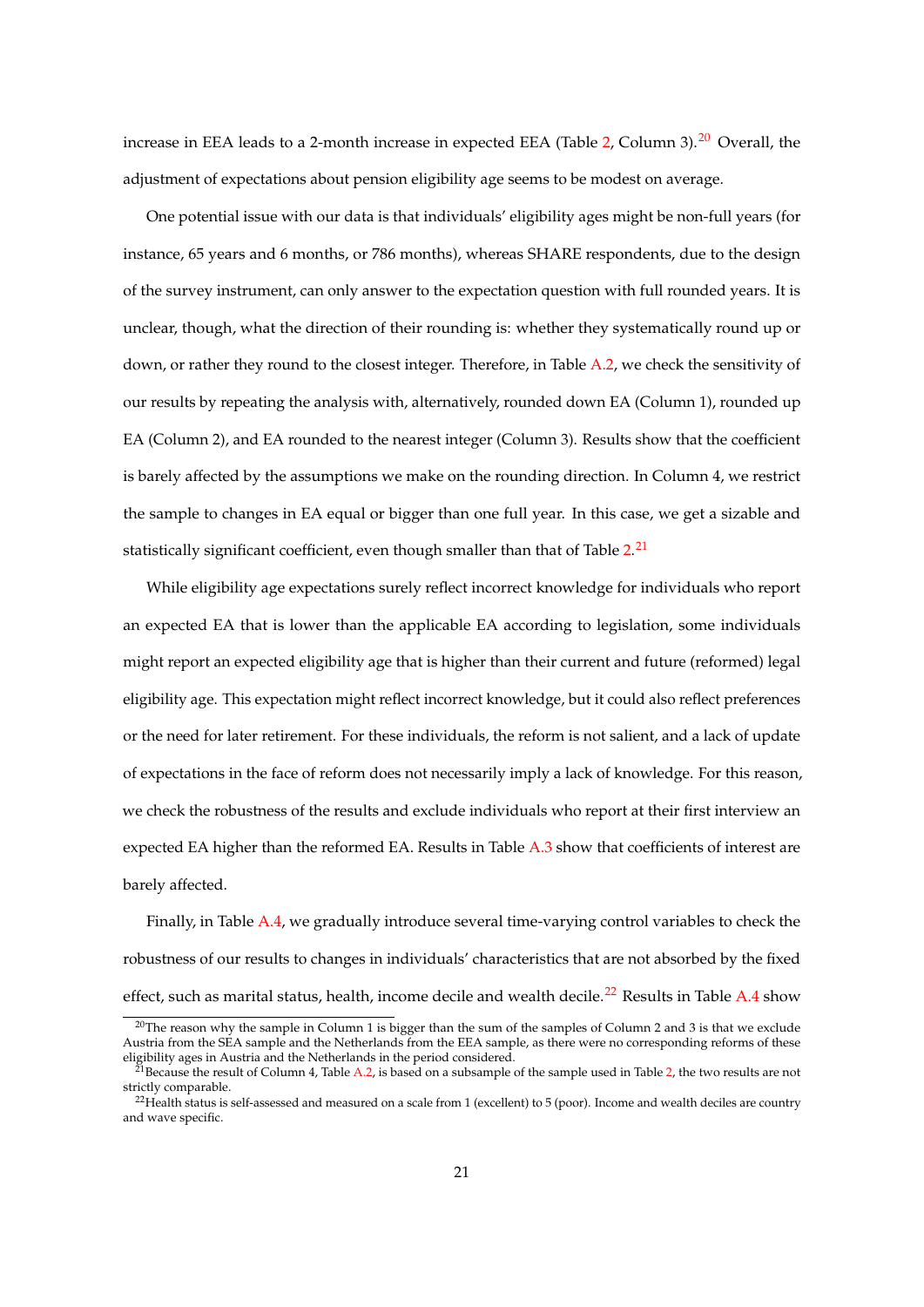increase in EEA leads to a 2-month increase in expected EEA (Table 2, Column 3).[20] Overall, the adjustment of expectations about pension eligibility age seems to be modest on average.

One potential issue with our data is that individuals' eligibility ages might be non-full years (for instance, 65 years and 6 months, or 786 months), whereas SHARE respondents, due to the design of the survey instrument, can only answer to the expectation question with full rounded years. It is unclear, though, what the direction of their rounding is: whether they systematically round up or down, or rather they round to the closest integer. Therefore, in Table A.2, we check the sensitivity of our results by repeating the analysis with, alternatively, rounded down EA (Column 1), rounded up EA (Column 2), and EA rounded to the nearest integer (Column 3). Results show that the coefficient is barely affected by the assumptions we make on the rounding direction. In Column 4, we restrict the sample to changes in EA equal or bigger than one full year. In this case, we get a sizable and statistically significant coefficient, even though smaller than that of Table 2.[21]

While eligibility age expectations surely reflect incorrect knowledge for individuals who report an expected EA that is lower than the applicable EA according to legislation, some individuals might report an expected eligibility age that is higher than their current and future (reformed) legal eligibility age. This expectation might reflect incorrect knowledge, but it could also reflect preferences or the need for later retirement. For these individuals, the reform is not salient, and a lack of update of expectations in the face of reform does not necessarily imply a lack of knowledge. For this reason, we check the robustness of the results and exclude individuals who report at their first interview an expected EA higher than the reformed EA. Results in Table A.3 show that coefficients of interest are barely affected.

Finally, in Table A.4, we gradually introduce several time-varying control variables to check the robustness of our results to changes in individuals' characteristics that are not absorbed by the fixed effect, such as marital status, health, income decile and wealth decile.[22] Results in Table A.4 show

[20] The reason why the sample in Column 1 is bigger than the sum of the samples of Column 2 and 3 is that we exclude Austria from the SEA sample and the Netherlands from the EEA sample, as there were no corresponding reforms of these eligibility ages in Austria and the Netherlands in the period considered.

[21] Because the result of Column 4, Table A.2, is based on a subsample of the sample used in Table 2, the two results are not strictly comparable.

[22] Health status is self-assessed and measured on a scale from 1 (excellent) to 5 (poor). Income and wealth deciles are country and wave specific.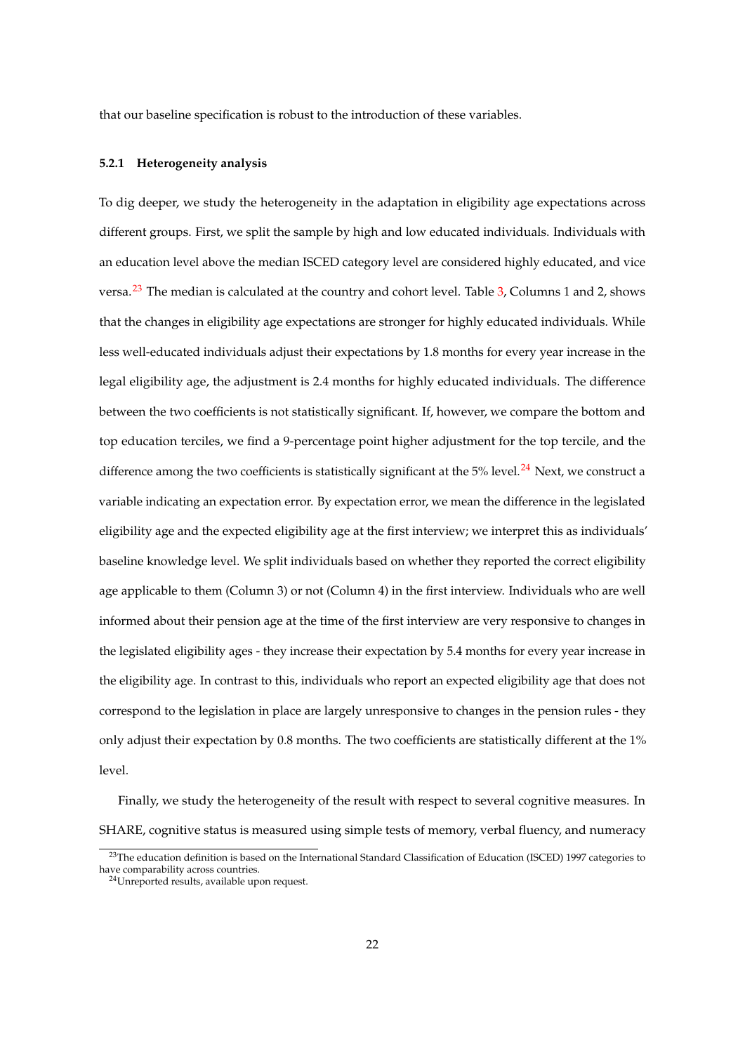that our baseline specification is robust to the introduction of these variables.

#### 5.2.1 Heterogeneity analysis

To dig deeper, we study the heterogeneity in the adaptation in eligibility age expectations across different groups. First, we split the sample by high and low educated individuals. Individuals with an education level above the median ISCED category level are considered highly educated, and vice versa.[23] The median is calculated at the country and cohort level. Table 3, Columns 1 and 2, shows that the changes in eligibility age expectations are stronger for highly educated individuals. While less well-educated individuals adjust their expectations by 1.8 months for every year increase in the legal eligibility age, the adjustment is 2.4 months for highly educated individuals. The difference between the two coefficients is not statistically significant. If, however, we compare the bottom and top education terciles, we find a 9-percentage point higher adjustment for the top tercile, and the difference among the two coefficients is statistically significant at the 5% level.[24] Next, we construct a variable indicating an expectation error. By expectation error, we mean the difference in the legislated eligibility age and the expected eligibility age at the first interview; we interpret this as individuals' baseline knowledge level. We split individuals based on whether they reported the correct eligibility age applicable to them (Column 3) or not (Column 4) in the first interview. Individuals who are well informed about their pension age at the time of the first interview are very responsive to changes in the legislated eligibility ages - they increase their expectation by 5.4 months for every year increase in the eligibility age. In contrast to this, individuals who report an expected eligibility age that does not correspond to the legislation in place are largely unresponsive to changes in the pension rules - they only adjust their expectation by 0.8 months. The two coefficients are statistically different at the 1% level.

Finally, we study the heterogeneity of the result with respect to several cognitive measures. In SHARE, cognitive status is measured using simple tests of memory, verbal fluency, and numeracy

[23] The education definition is based on the International Standard Classification of Education (ISCED) 1997 categories to have comparability across countries.

[24] Unreported results, available upon request.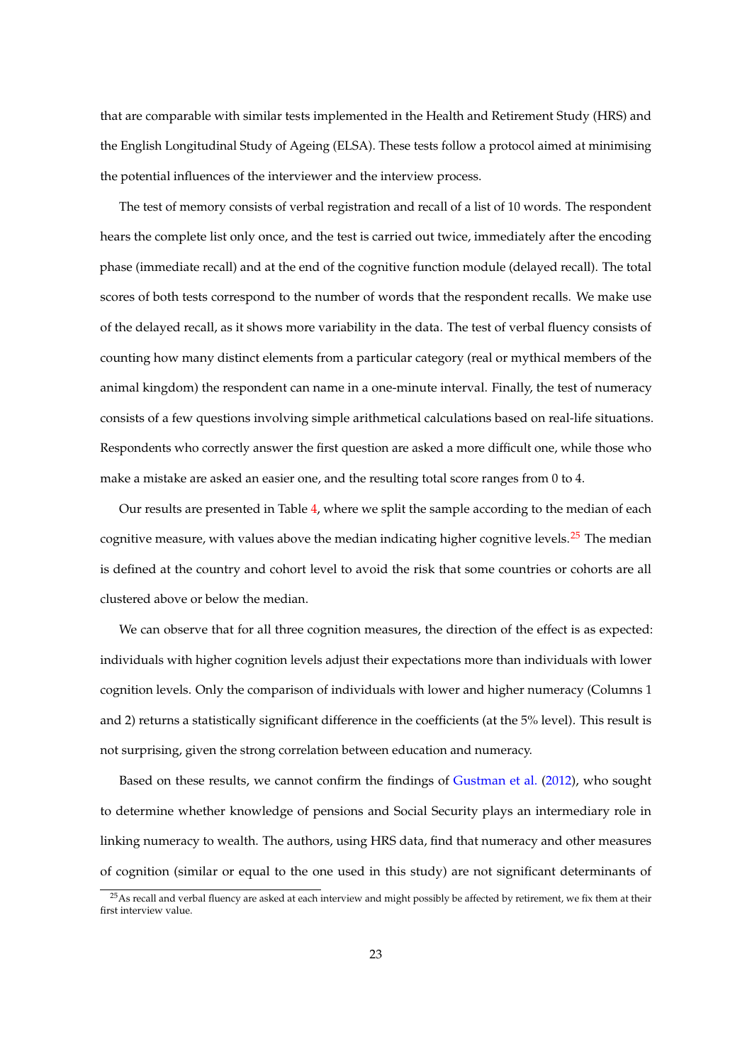that are comparable with similar tests implemented in the Health and Retirement Study (HRS) and the English Longitudinal Study of Ageing (ELSA). These tests follow a protocol aimed at minimising the potential influences of the interviewer and the interview process.

The test of memory consists of verbal registration and recall of a list of 10 words. The respondent hears the complete list only once, and the test is carried out twice, immediately after the encoding phase (immediate recall) and at the end of the cognitive function module (delayed recall). The total scores of both tests correspond to the number of words that the respondent recalls. We make use of the delayed recall, as it shows more variability in the data. The test of verbal fluency consists of counting how many distinct elements from a particular category (real or mythical members of the animal kingdom) the respondent can name in a one-minute interval. Finally, the test of numeracy consists of a few questions involving simple arithmetical calculations based on real-life situations. Respondents who correctly answer the first question are asked a more difficult one, while those who make a mistake are asked an easier one, and the resulting total score ranges from 0 to 4.

Our results are presented in Table 4, where we split the sample according to the median of each cognitive measure, with values above the median indicating higher cognitive levels.[25] The median is defined at the country and cohort level to avoid the risk that some countries or cohorts are all clustered above or below the median.

We can observe that for all three cognition measures, the direction of the effect is as expected: individuals with higher cognition levels adjust their expectations more than individuals with lower cognition levels. Only the comparison of individuals with lower and higher numeracy (Columns 1 and 2) returns a statistically significant difference in the coefficients (at the 5% level). This result is not surprising, given the strong correlation between education and numeracy.

Based on these results, we cannot confirm the findings of Gustman et al. (2012), who sought to determine whether knowledge of pensions and Social Security plays an intermediary role in linking numeracy to wealth. The authors, using HRS data, find that numeracy and other measures of cognition (similar or equal to the one used in this study) are not significant determinants of

---

[25] As recall and verbal fluency are asked at each interview and might possibly be affected by retirement, we fix them at their first interview value.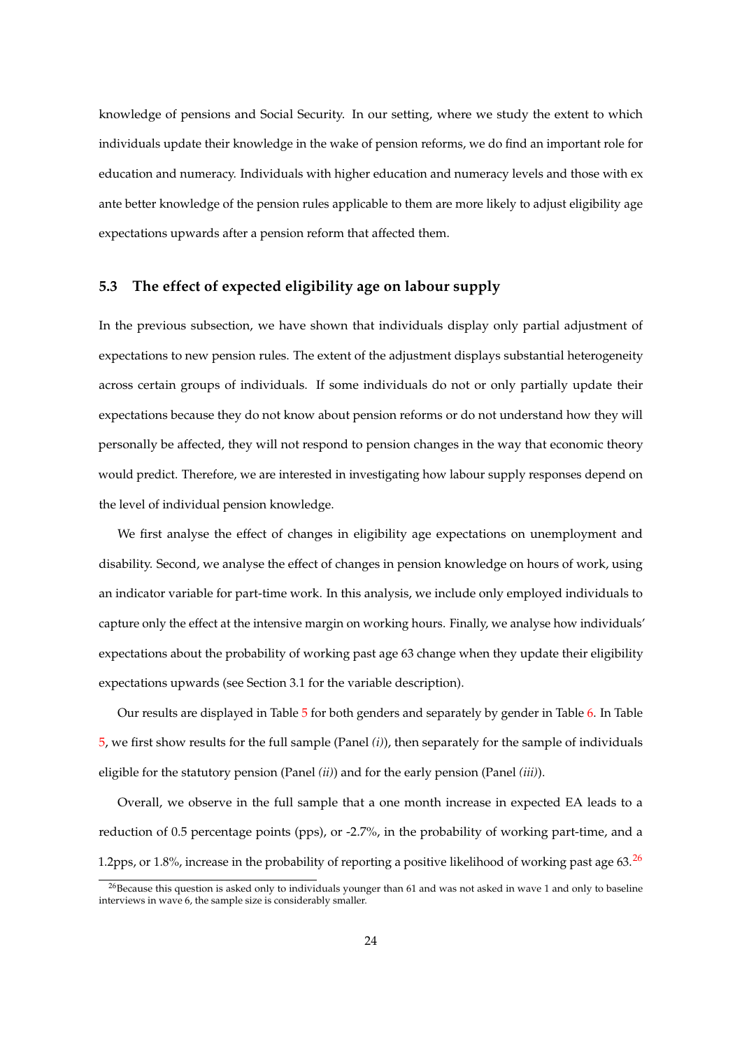knowledge of pensions and Social Security. In our setting, where we study the extent to which individuals update their knowledge in the wake of pension reforms, we do find an important role for education and numeracy. Individuals with higher education and numeracy levels and those with ex ante better knowledge of the pension rules applicable to them are more likely to adjust eligibility age expectations upwards after a pension reform that affected them.

### 5.3 The effect of expected eligibility age on labour supply

In the previous subsection, we have shown that individuals display only partial adjustment of expectations to new pension rules. The extent of the adjustment displays substantial heterogeneity across certain groups of individuals. If some individuals do not or only partially update their expectations because they do not know about pension reforms or do not understand how they will personally be affected, they will not respond to pension changes in the way that economic theory would predict. Therefore, we are interested in investigating how labour supply responses depend on the level of individual pension knowledge.

We first analyse the effect of changes in eligibility age expectations on unemployment and disability. Second, we analyse the effect of changes in pension knowledge on hours of work, using an indicator variable for part-time work. In this analysis, we include only employed individuals to capture only the effect at the intensive margin on working hours. Finally, we analyse how individuals' expectations about the probability of working past age 63 change when they update their eligibility expectations upwards (see Section 3.1 for the variable description).

Our results are displayed in Table 5 for both genders and separately by gender in Table 6. In Table 5, we first show results for the full sample (Panel *(i)*), then separately for the sample of individuals eligible for the statutory pension (Panel *(ii)*) and for the early pension (Panel *(iii)*).

Overall, we observe in the full sample that a one month increase in expected EA leads to a reduction of 0.5 percentage points (pps), or -2.7%, in the probability of working part-time, and a 1.2pps, or 1.8%, increase in the probability of reporting a positive likelihood of working past age 63.[26]

[26]Because this question is asked only to individuals younger than 61 and was not asked in wave 1 and only to baseline interviews in wave 6, the sample size is considerably smaller.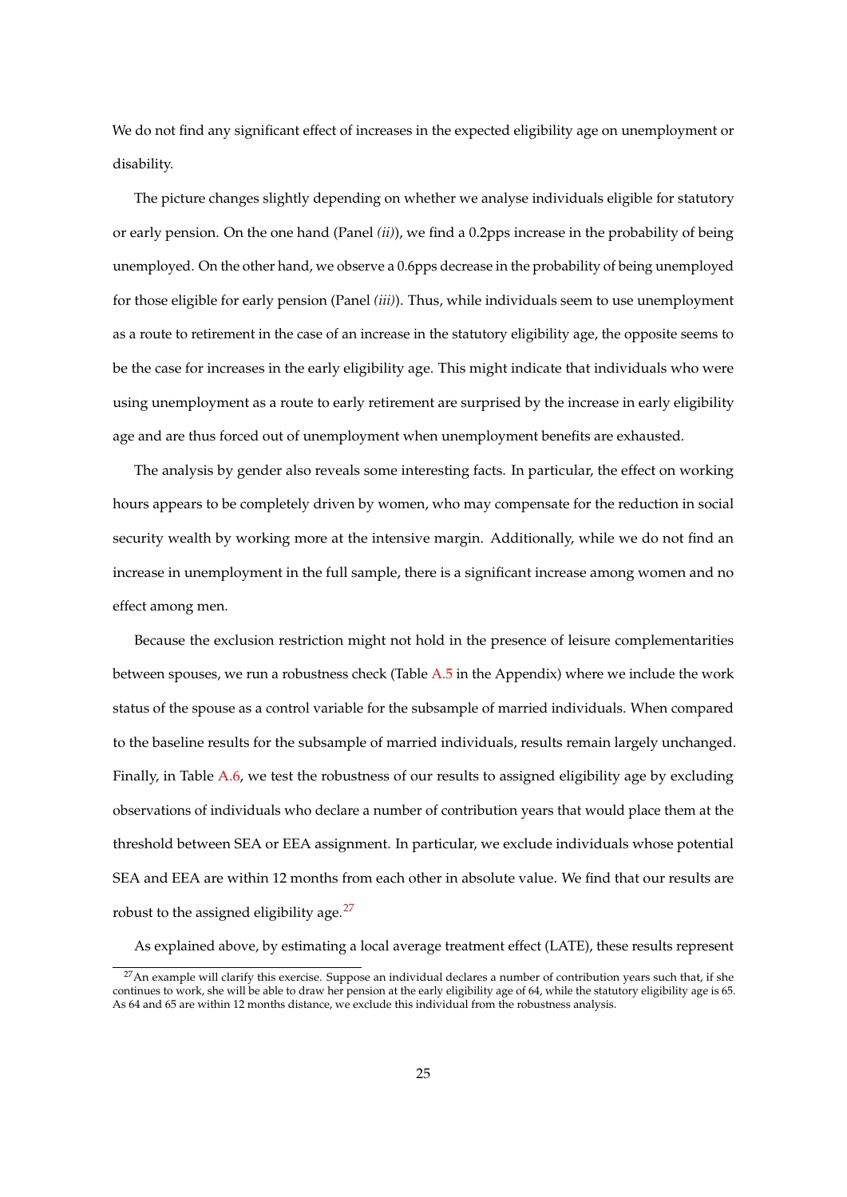We do not find any significant effect of increases in the expected eligibility age on unemployment or disability.

The picture changes slightly depending on whether we analyse individuals eligible for statutory or early pension. On the one hand (Panel *(ii)*), we find a 0.2pps increase in the probability of being unemployed. On the other hand, we observe a 0.6pps decrease in the probability of being unemployed for those eligible for early pension (Panel *(iii)*). Thus, while individuals seem to use unemployment as a route to retirement in the case of an increase in the statutory eligibility age, the opposite seems to be the case for increases in the early eligibility age. This might indicate that individuals who were using unemployment as a route to early retirement are surprised by the increase in early eligibility age and are thus forced out of unemployment when unemployment benefits are exhausted.

The analysis by gender also reveals some interesting facts. In particular, the effect on working hours appears to be completely driven by women, who may compensate for the reduction in social security wealth by working more at the intensive margin. Additionally, while we do not find an increase in unemployment in the full sample, there is a significant increase among women and no effect among men.

Because the exclusion restriction might not hold in the presence of leisure complementarities between spouses, we run a robustness check (Table A.5 in the Appendix) where we include the work status of the spouse as a control variable for the subsample of married individuals. When compared to the baseline results for the subsample of married individuals, results remain largely unchanged. Finally, in Table A.6, we test the robustness of our results to assigned eligibility age by excluding observations of individuals who declare a number of contribution years that would place them at the threshold between SEA or EEA assignment. In particular, we exclude individuals whose potential SEA and EEA are within 12 months from each other in absolute value. We find that our results are robust to the assigned eligibility age.[27]

As explained above, by estimating a local average treatment effect (LATE), these results represent

[27] An example will clarify this exercise. Suppose an individual declares a number of contribution years such that, if she continues to work, she will be able to draw her pension at the early eligibility age of 64, while the statutory eligibility age is 65. As 64 and 65 are within 12 months distance, we exclude this individual from the robustness analysis.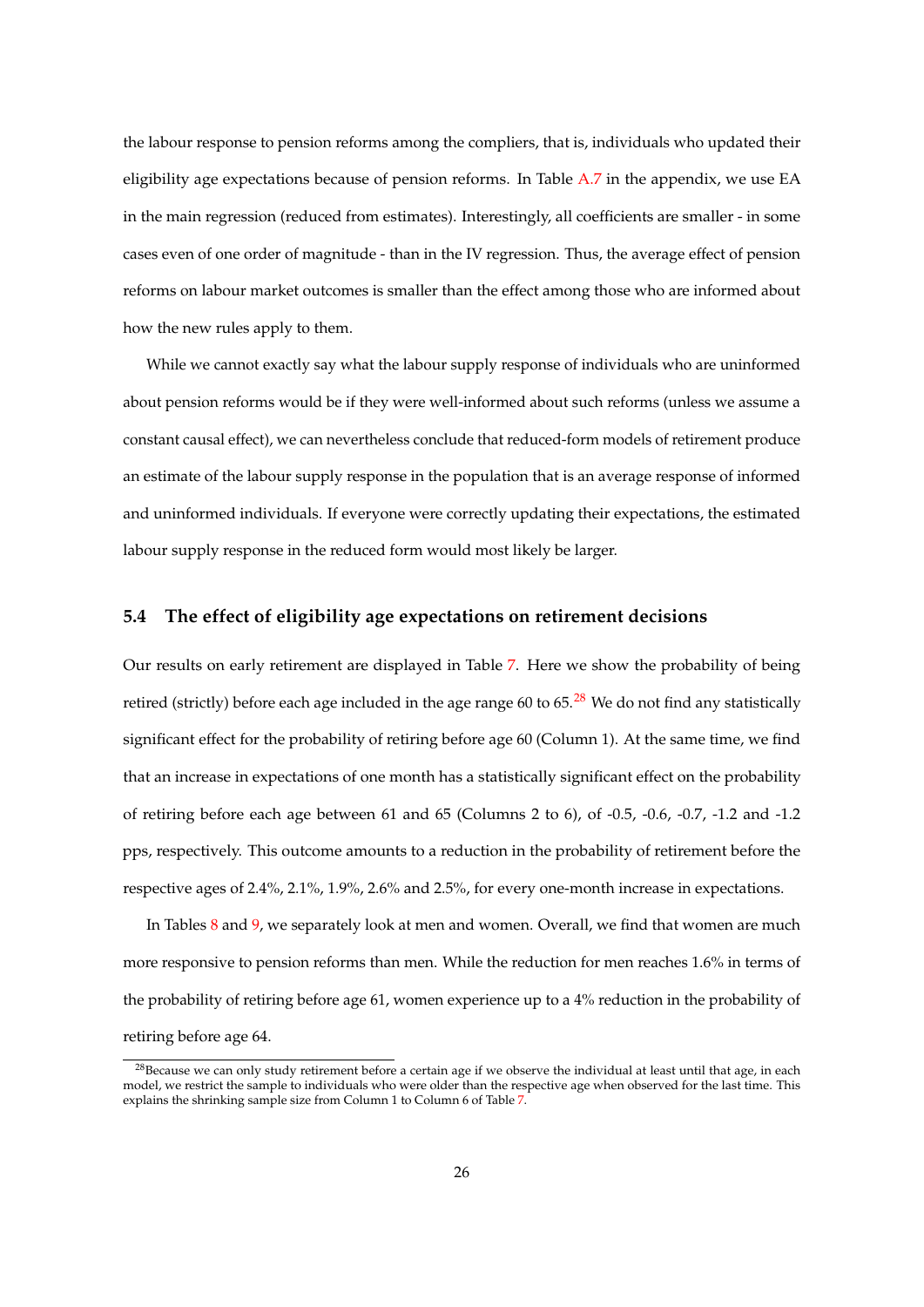the labour response to pension reforms among the compliers, that is, individuals who updated their eligibility age expectations because of pension reforms. In Table A.7 in the appendix, we use EA in the main regression (reduced from estimates). Interestingly, all coefficients are smaller - in some cases even of one order of magnitude - than in the IV regression. Thus, the average effect of pension reforms on labour market outcomes is smaller than the effect among those who are informed about how the new rules apply to them.

While we cannot exactly say what the labour supply response of individuals who are uninformed about pension reforms would be if they were well-informed about such reforms (unless we assume a constant causal effect), we can nevertheless conclude that reduced-form models of retirement produce an estimate of the labour supply response in the population that is an average response of informed and uninformed individuals. If everyone were correctly updating their expectations, the estimated labour supply response in the reduced form would most likely be larger.

## 5.4 The effect of eligibility age expectations on retirement decisions

Our results on early retirement are displayed in Table 7. Here we show the probability of being retired (strictly) before each age included in the age range 60 to 65.[28] We do not find any statistically significant effect for the probability of retiring before age 60 (Column 1). At the same time, we find that an increase in expectations of one month has a statistically significant effect on the probability of retiring before each age between 61 and 65 (Columns 2 to 6), of -0.5, -0.6, -0.7, -1.2 and -1.2 pps, respectively. This outcome amounts to a reduction in the probability of retirement before the respective ages of 2.4%, 2.1%, 1.9%, 2.6% and 2.5%, for every one-month increase in expectations.

In Tables 8 and 9, we separately look at men and women. Overall, we find that women are much more responsive to pension reforms than men. While the reduction for men reaches 1.6% in terms of the probability of retiring before age 61, women experience up to a 4% reduction in the probability of retiring before age 64.

[28] Because we can only study retirement before a certain age if we observe the individual at least until that age, in each model, we restrict the sample to individuals who were older than the respective age when observed for the last time. This explains the shrinking sample size from Column 1 to Column 6 of Table 7.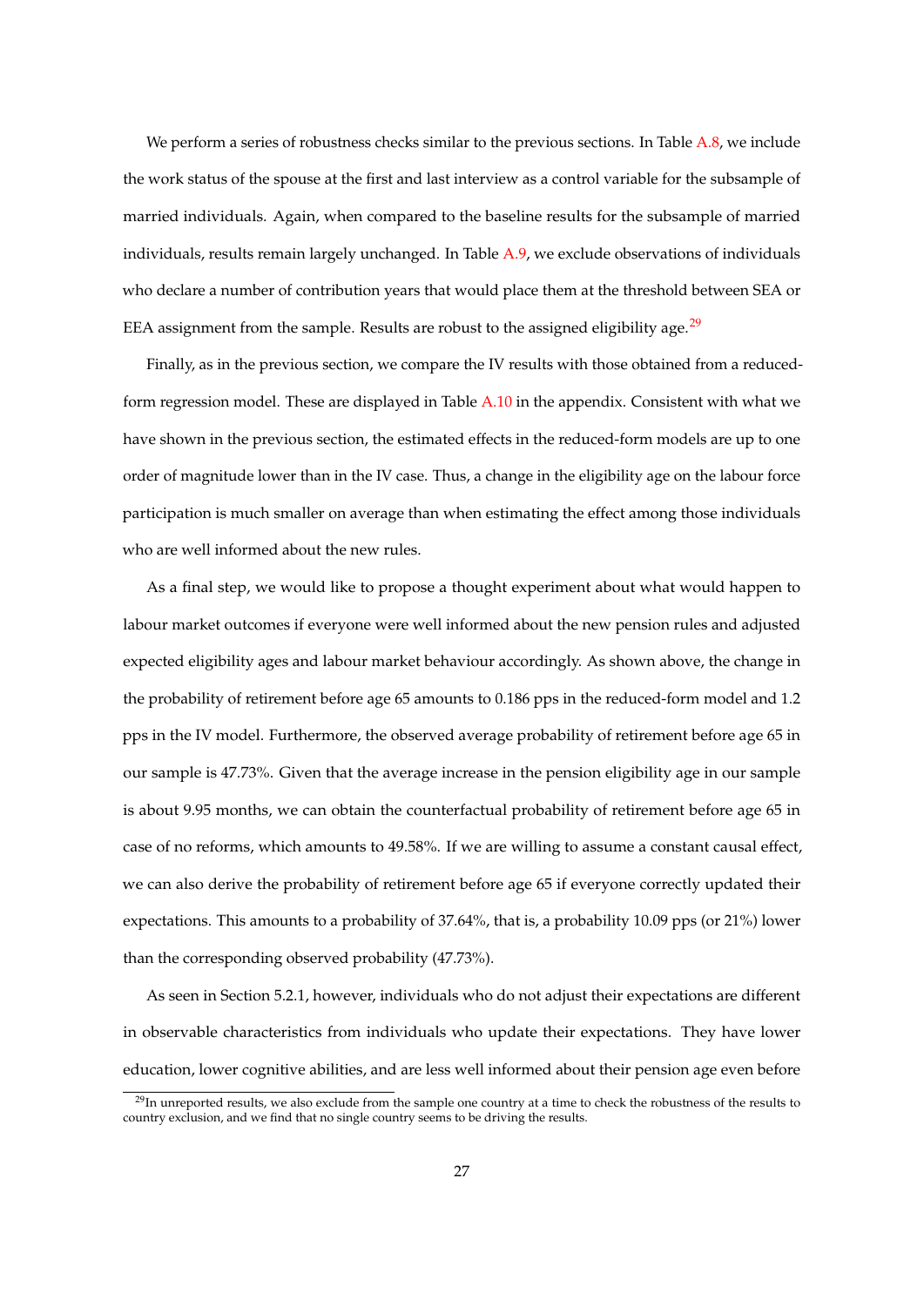We perform a series of robustness checks similar to the previous sections. In Table A.8, we include the work status of the spouse at the first and last interview as a control variable for the subsample of married individuals. Again, when compared to the baseline results for the subsample of married individuals, results remain largely unchanged. In Table A.9, we exclude observations of individuals who declare a number of contribution years that would place them at the threshold between SEA or EEA assignment from the sample. Results are robust to the assigned eligibility age.[29]

Finally, as in the previous section, we compare the IV results with those obtained from a reduced-form regression model. These are displayed in Table A.10 in the appendix. Consistent with what we have shown in the previous section, the estimated effects in the reduced-form models are up to one order of magnitude lower than in the IV case. Thus, a change in the eligibility age on the labour force participation is much smaller on average than when estimating the effect among those individuals who are well informed about the new rules.

As a final step, we would like to propose a thought experiment about what would happen to labour market outcomes if everyone were well informed about the new pension rules and adjusted expected eligibility ages and labour market behaviour accordingly. As shown above, the change in the probability of retirement before age 65 amounts to 0.186 pps in the reduced-form model and 1.2 pps in the IV model. Furthermore, the observed average probability of retirement before age 65 in our sample is 47.73%. Given that the average increase in the pension eligibility age in our sample is about 9.95 months, we can obtain the counterfactual probability of retirement before age 65 in case of no reforms, which amounts to 49.58%. If we are willing to assume a constant causal effect, we can also derive the probability of retirement before age 65 if everyone correctly updated their expectations. This amounts to a probability of 37.64%, that is, a probability 10.09 pps (or 21%) lower than the corresponding observed probability (47.73%).

As seen in Section 5.2.1, however, individuals who do not adjust their expectations are different in observable characteristics from individuals who update their expectations. They have lower education, lower cognitive abilities, and are less well informed about their pension age even before

[29] In unreported results, we also exclude from the sample one country at a time to check the robustness of the results to country exclusion, and we find that no single country seems to be driving the results.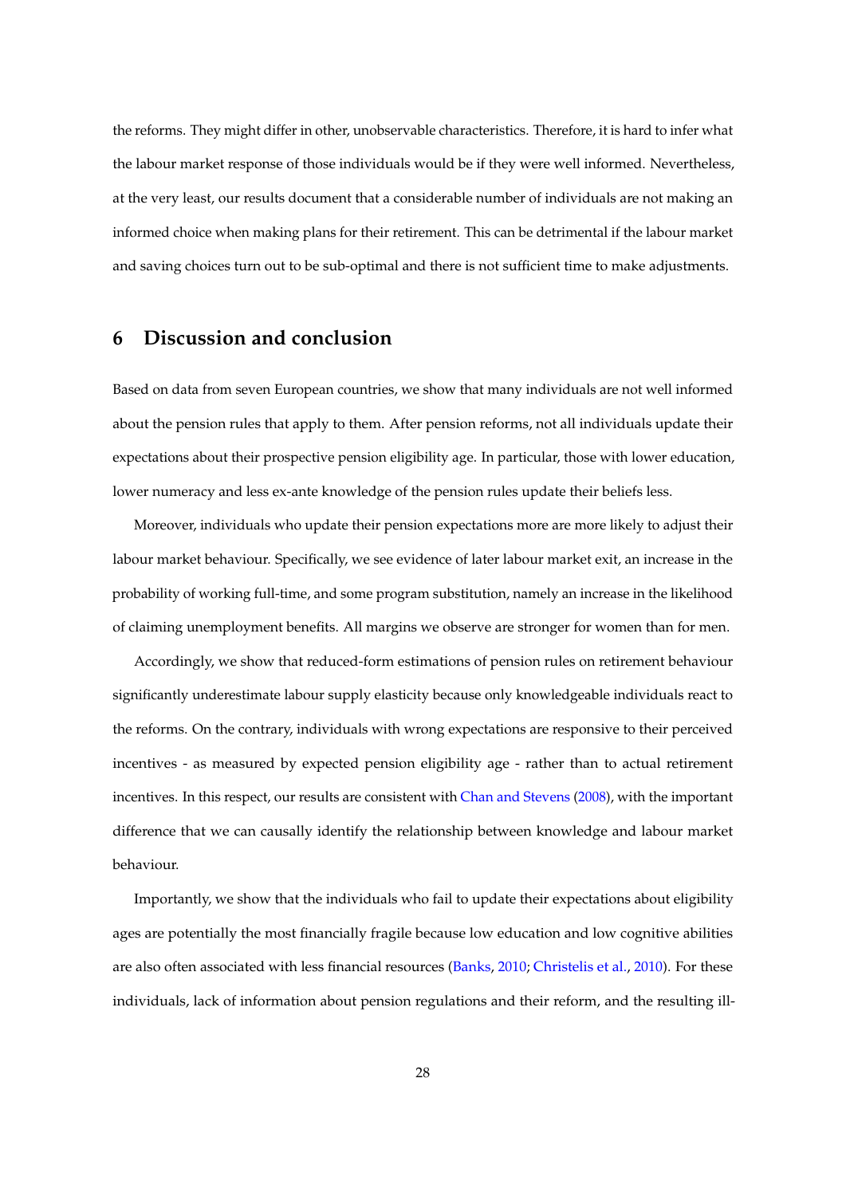the reforms. They might differ in other, unobservable characteristics. Therefore, it is hard to infer what the labour market response of those individuals would be if they were well informed. Nevertheless, at the very least, our results document that a considerable number of individuals are not making an informed choice when making plans for their retirement. This can be detrimental if the labour market and saving choices turn out to be sub-optimal and there is not sufficient time to make adjustments.

## 6 Discussion and conclusion

Based on data from seven European countries, we show that many individuals are not well informed about the pension rules that apply to them. After pension reforms, not all individuals update their expectations about their prospective pension eligibility age. In particular, those with lower education, lower numeracy and less ex-ante knowledge of the pension rules update their beliefs less.

Moreover, individuals who update their pension expectations more are more likely to adjust their labour market behaviour. Specifically, we see evidence of later labour market exit, an increase in the probability of working full-time, and some program substitution, namely an increase in the likelihood of claiming unemployment benefits. All margins we observe are stronger for women than for men.

Accordingly, we show that reduced-form estimations of pension rules on retirement behaviour significantly underestimate labour supply elasticity because only knowledgeable individuals react to the reforms. On the contrary, individuals with wrong expectations are responsive to their perceived incentives - as measured by expected pension eligibility age - rather than to actual retirement incentives. In this respect, our results are consistent with Chan and Stevens (2008), with the important difference that we can causally identify the relationship between knowledge and labour market behaviour.

Importantly, we show that the individuals who fail to update their expectations about eligibility ages are potentially the most financially fragile because low education and low cognitive abilities are also often associated with less financial resources (Banks, 2010; Christelis et al., 2010). For these individuals, lack of information about pension regulations and their reform, and the resulting ill-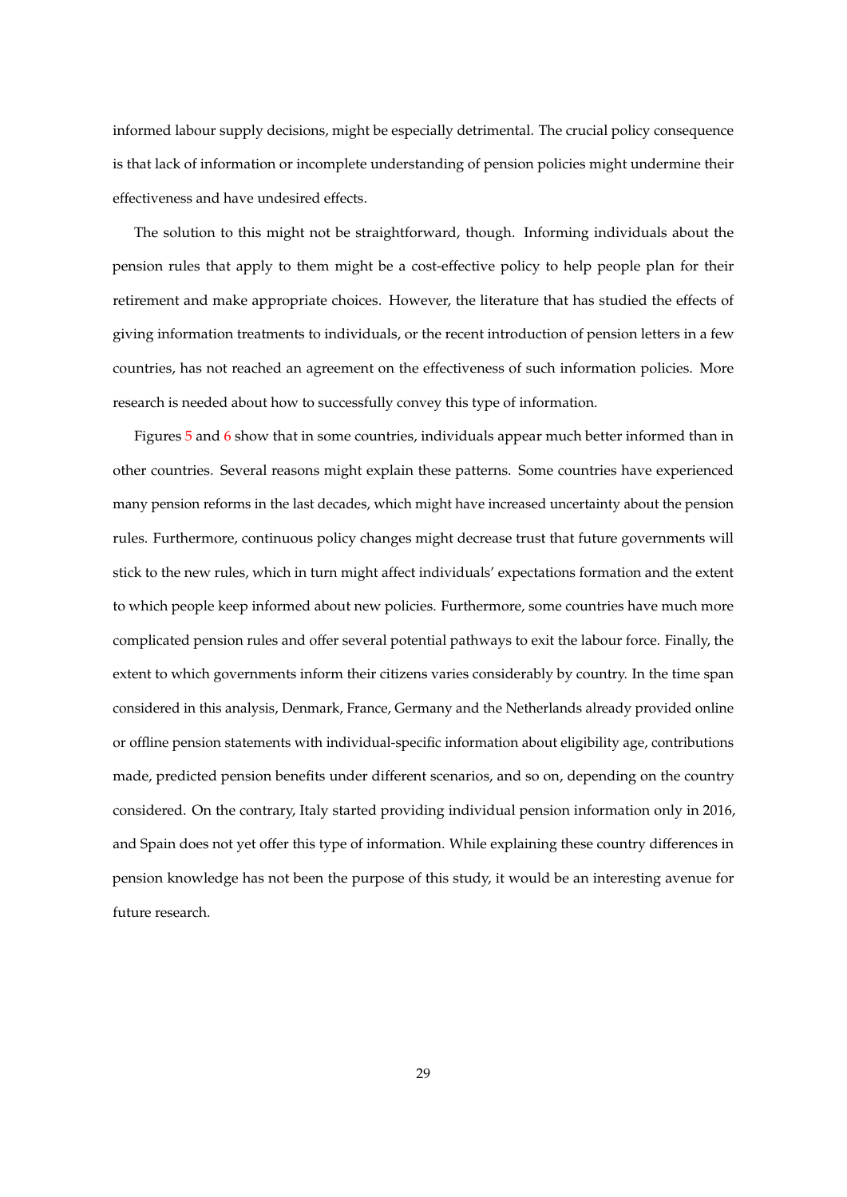informed labour supply decisions, might be especially detrimental. The crucial policy consequence is that lack of information or incomplete understanding of pension policies might undermine their effectiveness and have undesired effects.

The solution to this might not be straightforward, though. Informing individuals about the pension rules that apply to them might be a cost-effective policy to help people plan for their retirement and make appropriate choices. However, the literature that has studied the effects of giving information treatments to individuals, or the recent introduction of pension letters in a few countries, has not reached an agreement on the effectiveness of such information policies. More research is needed about how to successfully convey this type of information.

Figures 5 and 6 show that in some countries, individuals appear much better informed than in other countries. Several reasons might explain these patterns. Some countries have experienced many pension reforms in the last decades, which might have increased uncertainty about the pension rules. Furthermore, continuous policy changes might decrease trust that future governments will stick to the new rules, which in turn might affect individuals' expectations formation and the extent to which people keep informed about new policies. Furthermore, some countries have much more complicated pension rules and offer several potential pathways to exit the labour force. Finally, the extent to which governments inform their citizens varies considerably by country. In the time span considered in this analysis, Denmark, France, Germany and the Netherlands already provided online or offline pension statements with individual-specific information about eligibility age, contributions made, predicted pension benefits under different scenarios, and so on, depending on the country considered. On the contrary, Italy started providing individual pension information only in 2016, and Spain does not yet offer this type of information. While explaining these country differences in pension knowledge has not been the purpose of this study, it would be an interesting avenue for future research.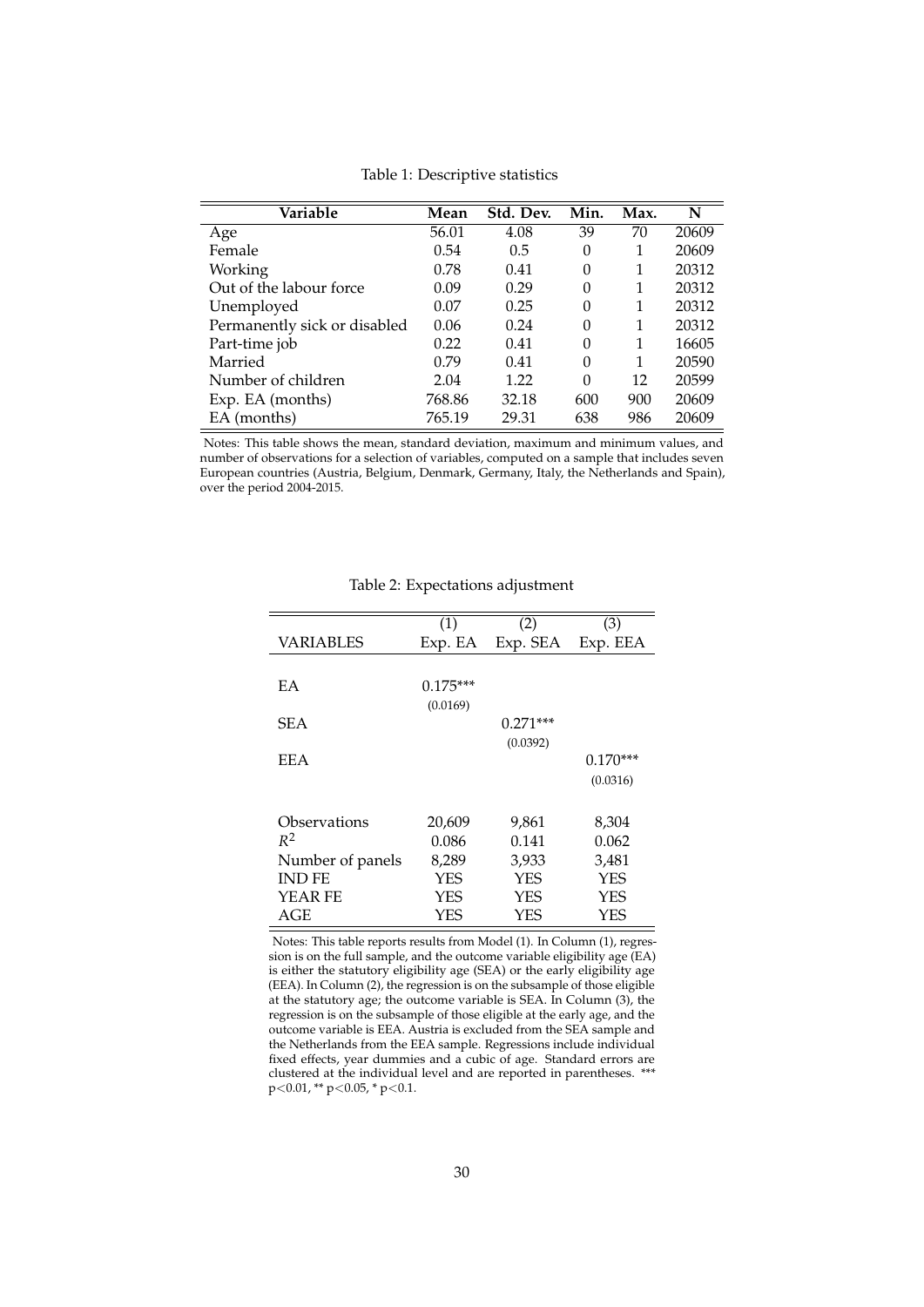Table 1: Descriptive statistics

| Variable | Mean | Std. Dev. | Min. | Max. | N |
|---|---|---|---|---|---|
| Age | 56.01 | 4.08 | 39 | 70 | 20609 |
| Female | 0.54 | 0.5 | 0 | 1 | 20609 |
| Working | 0.78 | 0.41 | 0 | 1 | 20312 |
| Out of the labour force | 0.09 | 0.29 | 0 | 1 | 20312 |
| Unemployed | 0.07 | 0.25 | 0 | 1 | 20312 |
| Permanently sick or disabled | 0.06 | 0.24 | 0 | 1 | 20312 |
| Part-time job | 0.22 | 0.41 | 0 | 1 | 16605 |
| Married | 0.79 | 0.41 | 0 | 1 | 20590 |
| Number of children | 2.04 | 1.22 | 0 | 12 | 20599 |
| Exp. EA (months) | 768.86 | 32.18 | 600 | 900 | 20609 |
| EA (months) | 765.19 | 29.31 | 638 | 986 | 20609 |

Notes: This table shows the mean, standard deviation, maximum and minimum values, and number of observations for a selection of variables, computed on a sample that includes seven European countries (Austria, Belgium, Denmark, Germany, Italy, the Netherlands and Spain), over the period 2004-2015.

Table 2: Expectations adjustment

| | (1) | (2) | (3) |
|---|---|---|---|
| VARIABLES | Exp. EA | Exp. SEA | Exp. EEA |
| EA | 0.175*** | | |
| | (0.0169) | | |
| SEA | | 0.271*** | |
| | | (0.0392) | |
| EEA | | | 0.170*** |
| | | | (0.0316) |
| Observations | 20,609 | 9,861 | 8,304 |
| $R^2$ | 0.086 | 0.141 | 0.062 |
| Number of panels | 8,289 | 3,933 | 3,481 |
| IND FE | YES | YES | YES |
| YEAR FE | YES | YES | YES |
| AGE | YES | YES | YES |

Notes: This table reports results from Model (1). In Column (1), regression is on the full sample, and the outcome variable eligibility age (EA) is either the statutory eligibility age (SEA) or the early eligibility age (EEA). In Column (2), the regression is on the subsample of those eligible at the statutory age; the outcome variable is SEA. In Column (3), the regression is on the subsample of those eligible at the early age, and the outcome variable is EEA. Austria is excluded from the SEA sample and the Netherlands from the EEA sample. Regressions include individual fixed effects, year dummies and a cubic of age. Standard errors are clustered at the individual level and are reported in parentheses. *** $p<0.01$, ** $p<0.05$, * $p<0.1$.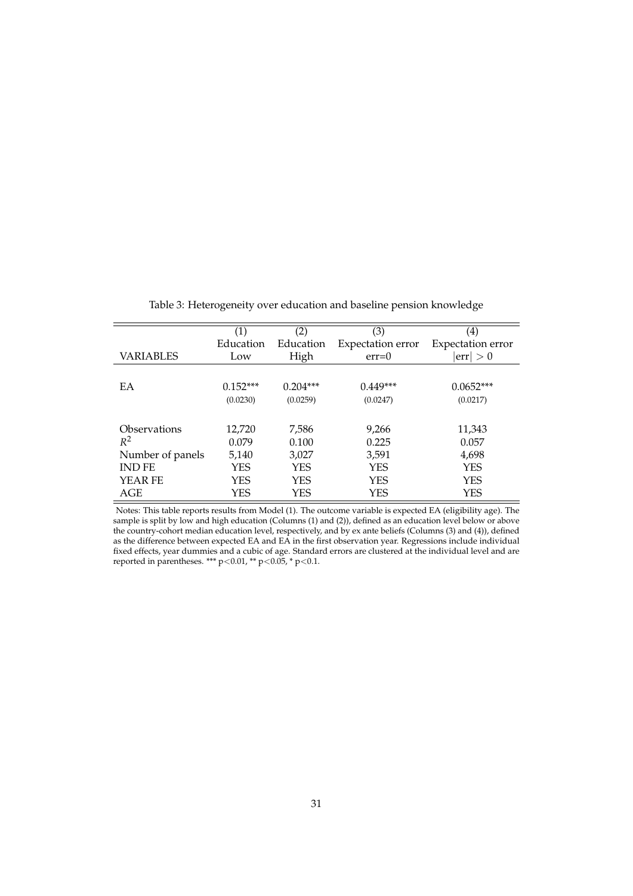Table 3: Heterogeneity over education and baseline pension knowledge

| | (1) | (2) | (3) | (4) |
|---|---|---|---|---|
| | Education | Education | Expectation error | Expectation error |
| VARIABLES | Low | High | err=0 | $\|\text{err}\| > 0$ |
| EA | 0.152*** | 0.204*** | 0.449*** | 0.0652*** |
| | (0.0230) | (0.0259) | (0.0247) | (0.0217) |
| Observations | 12,720 | 7,586 | 9,266 | 11,343 |
| $R^2$ | 0.079 | 0.100 | 0.225 | 0.057 |
| Number of panels | 5,140 | 3,027 | 3,591 | 4,698 |
| IND FE | YES | YES | YES | YES |
| YEAR FE | YES | YES | YES | YES |
| AGE | YES | YES | YES | YES |

Notes: This table reports results from Model (1). The outcome variable is expected EA (eligibility age). The sample is split by low and high education (Columns (1) and (2)), defined as an education level below or above the country-cohort median education level, respectively, and by ex ante beliefs (Columns (3) and (4)), defined as the difference between expected EA and EA in the first observation year. Regressions include individual fixed effects, year dummies and a cubic of age. Standard errors are clustered at the individual level and are reported in parentheses. *** $p<0.01$, ** $p<0.05$, * $p<0.1$.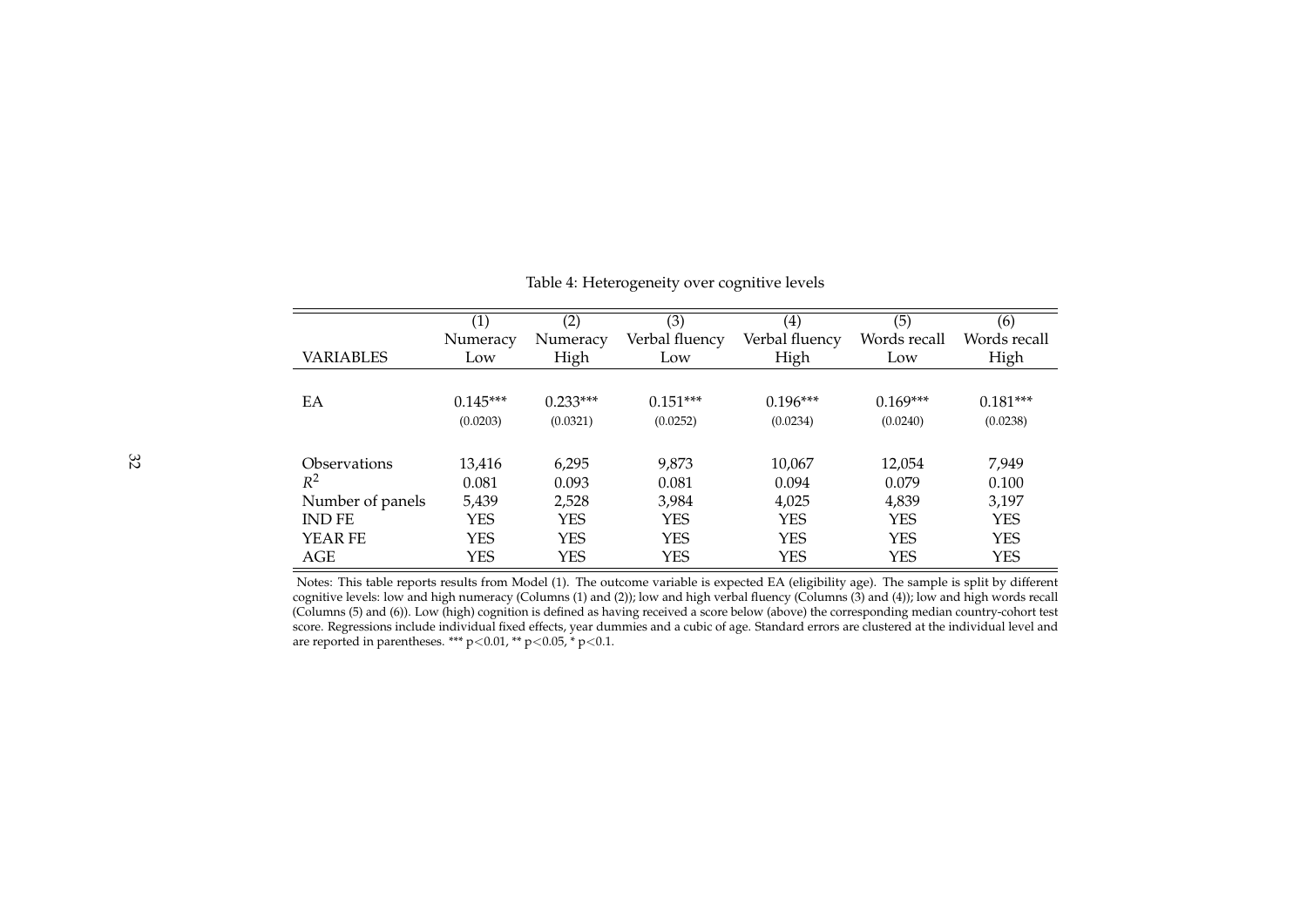Table 4: Heterogeneity over cognitive levels

| VARIABLES | (1) Numeracy Low | (2) Numeracy High | (3) Verbal fluency Low | (4) Verbal fluency High | (5) Words recall Low | (6) Words recall High |
|---|---|---|---|---|---|---|
| EA | 0.145*** | 0.233*** | 0.151*** | 0.196*** | 0.169*** | 0.181*** |
| | (0.0203) | (0.0321) | (0.0252) | (0.0234) | (0.0240) | (0.0238) |
| Observations | 13,416 | 6,295 | 9,873 | 10,067 | 12,054 | 7,949 |
| $R^2$ | 0.081 | 0.093 | 0.081 | 0.094 | 0.079 | 0.100 |
| Number of panels | 5,439 | 2,528 | 3,984 | 4,025 | 4,839 | 3,197 |
| IND FE | YES | YES | YES | YES | YES | YES |
| YEAR FE | YES | YES | YES | YES | YES | YES |
| AGE | YES | YES | YES | YES | YES | YES |

Notes: This table reports results from Model (1). The outcome variable is expected EA (eligibility age). The sample is split by different cognitive levels: low and high numeracy (Columns (1) and (2)); low and high verbal fluency (Columns (3) and (4)); low and high words recall (Columns (5) and (6)). Low (high) cognition is defined as having received a score below (above) the corresponding median country-cohort test score. Regressions include individual fixed effects, year dummies and a cubic of age. Standard errors are clustered at the individual level and are reported in parentheses. *** $p<0.01$, ** $p<0.05$, * $p<0.1$.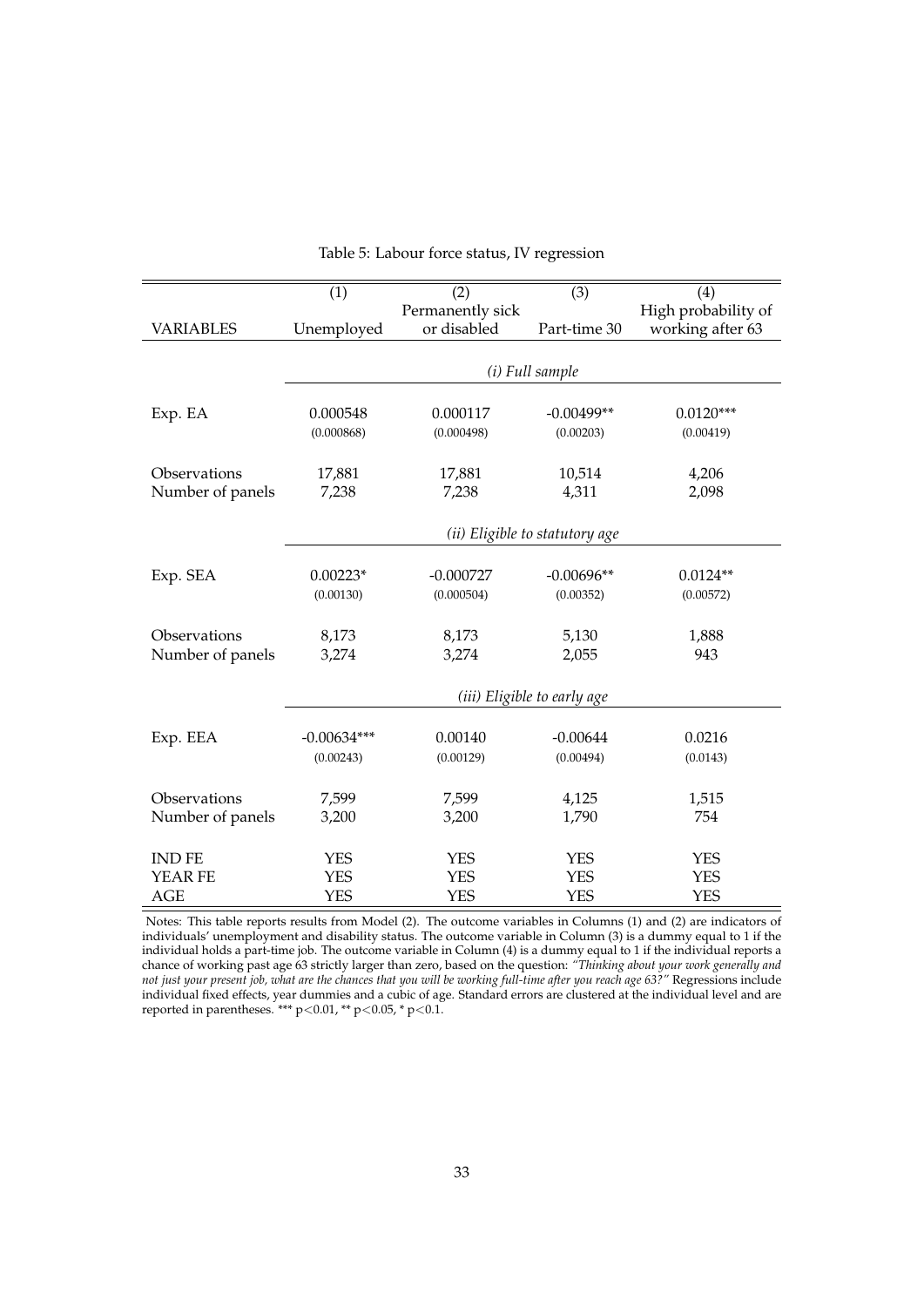Table 5: Labour force status, IV regression

| VARIABLES | (1)<br>Unemployed | (2)<br>Permanently sick or disabled | (3)<br>Part-time 30 | (4)<br>High probability of working after 63 |
|---|---|---|---|---|
| | *(i) Full sample* | | | |
| Exp. EA | 0.000548 | 0.000117 | -0.00499** | 0.0120*** |
| | (0.000868) | (0.000498) | (0.00203) | (0.00419) |
| Observations | 17,881 | 17,881 | 10,514 | 4,206 |
| Number of panels | 7,238 | 7,238 | 4,311 | 2,098 |
| | *(ii) Eligible to statutory age* | | | |
| Exp. SEA | 0.00223* | -0.000727 | -0.00696** | 0.0124** |
| | (0.00130) | (0.000504) | (0.00352) | (0.00572) |
| Observations | 8,173 | 8,173 | 5,130 | 1,888 |
| Number of panels | 3,274 | 3,274 | 2,055 | 943 |
| | *(iii) Eligible to early age* | | | |
| Exp. EEA | -0.00634*** | 0.00140 | -0.00644 | 0.0216 |
| | (0.00243) | (0.00129) | (0.00494) | (0.0143) |
| Observations | 7,599 | 7,599 | 4,125 | 1,515 |
| Number of panels | 3,200 | 3,200 | 1,790 | 754 |
| IND FE | YES | YES | YES | YES |
| YEAR FE | YES | YES | YES | YES |
| AGE | YES | YES | YES | YES |

Notes: This table reports results from Model (2). The outcome variables in Columns (1) and (2) are indicators of individuals' unemployment and disability status. The outcome variable in Column (3) is a dummy equal to 1 if the individual holds a part-time job. The outcome variable in Column (4) is a dummy equal to 1 if the individual reports a chance of working past age 63 strictly larger than zero, based on the question: *"Thinking about your work generally and not just your present job, what are the chances that you will be working full-time after you reach age 63?"* Regressions include individual fixed effects, year dummies and a cubic of age. Standard errors are clustered at the individual level and are reported in parentheses. *** $p<0.01$, ** $p<0.05$, * $p<0.1$.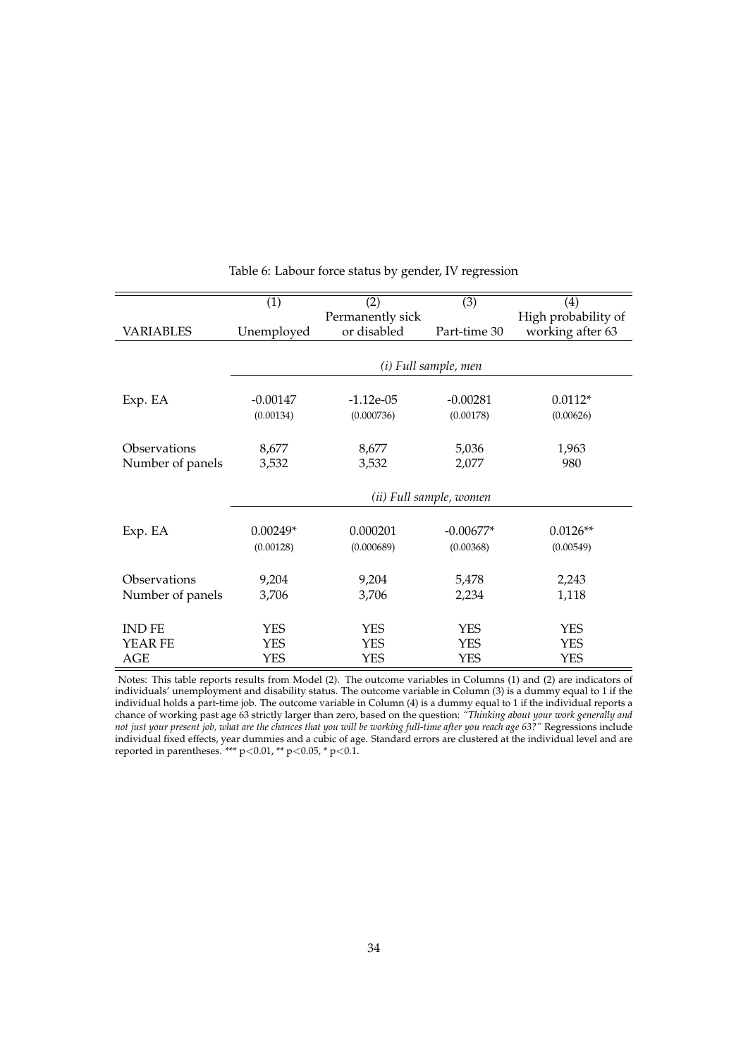Table 6: Labour force status by gender, IV regression

| | (1) | (2) | (3) | (4) |
|---|---|---|---|---|
| VARIABLES | Unemployed | Permanently sick or disabled | Part-time 30 | High probability of working after 63 |
| | *(i) Full sample, men* | | | |
| Exp. EA | -0.00147 | -1.12e-05 | -0.00281 | 0.0112* |
| | (0.00134) | (0.000736) | (0.00178) | (0.00626) |
| Observations | 8,677 | 8,677 | 5,036 | 1,963 |
| Number of panels | 3,532 | 3,532 | 2,077 | 980 |
| | *(ii) Full sample, women* | | | |
| Exp. EA | 0.00249* | 0.000201 | -0.00677* | 0.0126** |
| | (0.00128) | (0.000689) | (0.00368) | (0.00549) |
| Observations | 9,204 | 9,204 | 5,478 | 2,243 |
| Number of panels | 3,706 | 3,706 | 2,234 | 1,118 |
| IND FE | YES | YES | YES | YES |
| YEAR FE | YES | YES | YES | YES |
| AGE | YES | YES | YES | YES |

Notes: This table reports results from Model (2). The outcome variables in Columns (1) and (2) are indicators of individuals' unemployment and disability status. The outcome variable in Column (3) is a dummy equal to 1 if the individual holds a part-time job. The outcome variable in Column (4) is a dummy equal to 1 if the individual reports a chance of working past age 63 strictly larger than zero, based on the question: *"Thinking about your work generally and not just your present job, what are the chances that you will be working full-time after you reach age 63?"* Regressions include individual fixed effects, year dummies and a cubic of age. Standard errors are clustered at the individual level and are reported in parentheses. *** $p<0.01$, ** $p<0.05$, * $p<0.1$.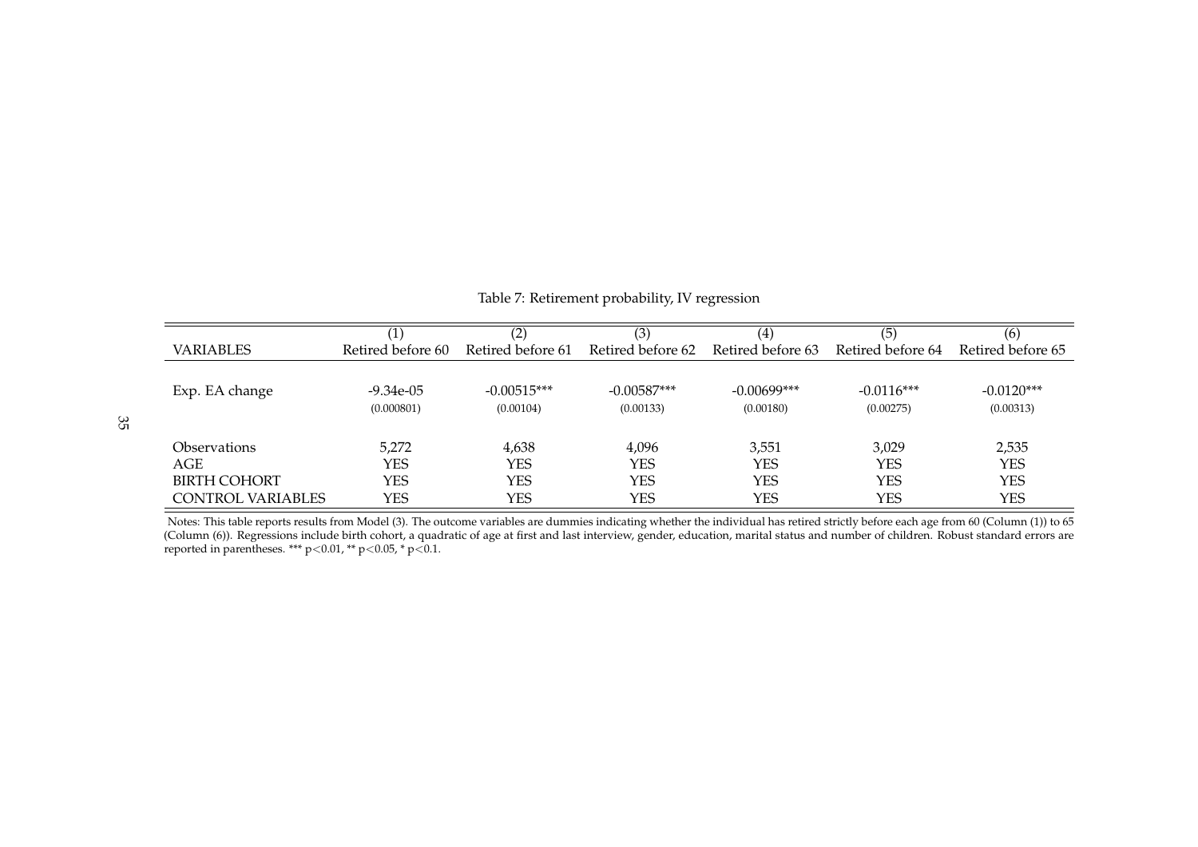Table 7: Retirement probability, IV regression

| | (1) | (2) | (3) | (4) | (5) | (6) |
|---|---|---|---|---|---|---|
| VARIABLES | Retired before 60 | Retired before 61 | Retired before 62 | Retired before 63 | Retired before 64 | Retired before 65 |
| Exp. EA change | -9.34e-05 | -0.00515*** | -0.00587*** | -0.00699*** | -0.0116*** | -0.0120*** |
| | (0.000801) | (0.00104) | (0.00133) | (0.00180) | (0.00275) | (0.00313) |
| Observations | 5,272 | 4,638 | 4,096 | 3,551 | 3,029 | 2,535 |
| AGE | YES | YES | YES | YES | YES | YES |
| BIRTH COHORT | YES | YES | YES | YES | YES | YES |
| CONTROL VARIABLES | YES | YES | YES | YES | YES | YES |

Notes: This table reports results from Model (3). The outcome variables are dummies indicating whether the individual has retired strictly before each age from 60 (Column (1)) to 65 (Column (6)). Regressions include birth cohort, a quadratic of age at first and last interview, gender, education, marital status and number of children. Robust standard errors are reported in parentheses. *** $p<0.01$, ** $p<0.05$, * $p<0.1$.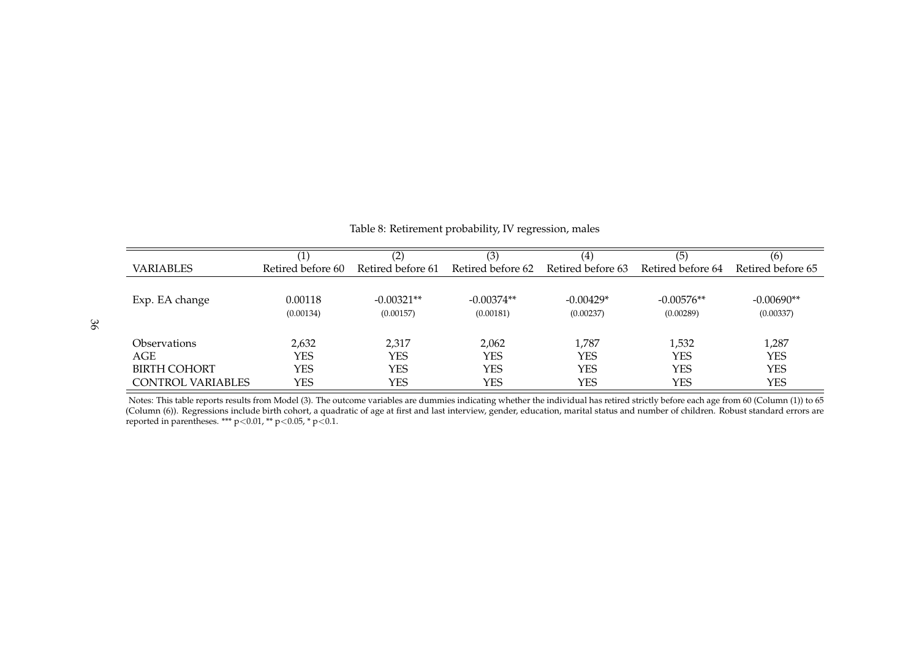Table 8: Retirement probability, IV regression, males

| | (1) | (2) | (3) | (4) | (5) | (6) |
|---|---|---|---|---|---|---|
| VARIABLES | Retired before 60 | Retired before 61 | Retired before 62 | Retired before 63 | Retired before 64 | Retired before 65 |
| Exp. EA change | 0.00118 | -0.00321** | -0.00374** | -0.00429* | -0.00576** | -0.00690** |
| | (0.00134) | (0.00157) | (0.00181) | (0.00237) | (0.00289) | (0.00337) |
| Observations | 2,632 | 2,317 | 2,062 | 1,787 | 1,532 | 1,287 |
| AGE | YES | YES | YES | YES | YES | YES |
| BIRTH COHORT | YES | YES | YES | YES | YES | YES |
| CONTROL VARIABLES | YES | YES | YES | YES | YES | YES |

Notes: This table reports results from Model (3). The outcome variables are dummies indicating whether the individual has retired strictly before each age from 60 (Column (1)) to 65 (Column (6)). Regressions include birth cohort, a quadratic of age at first and last interview, gender, education, marital status and number of children. Robust standard errors are reported in parentheses. *** $p<0.01$, ** $p<0.05$, * $p<0.1$.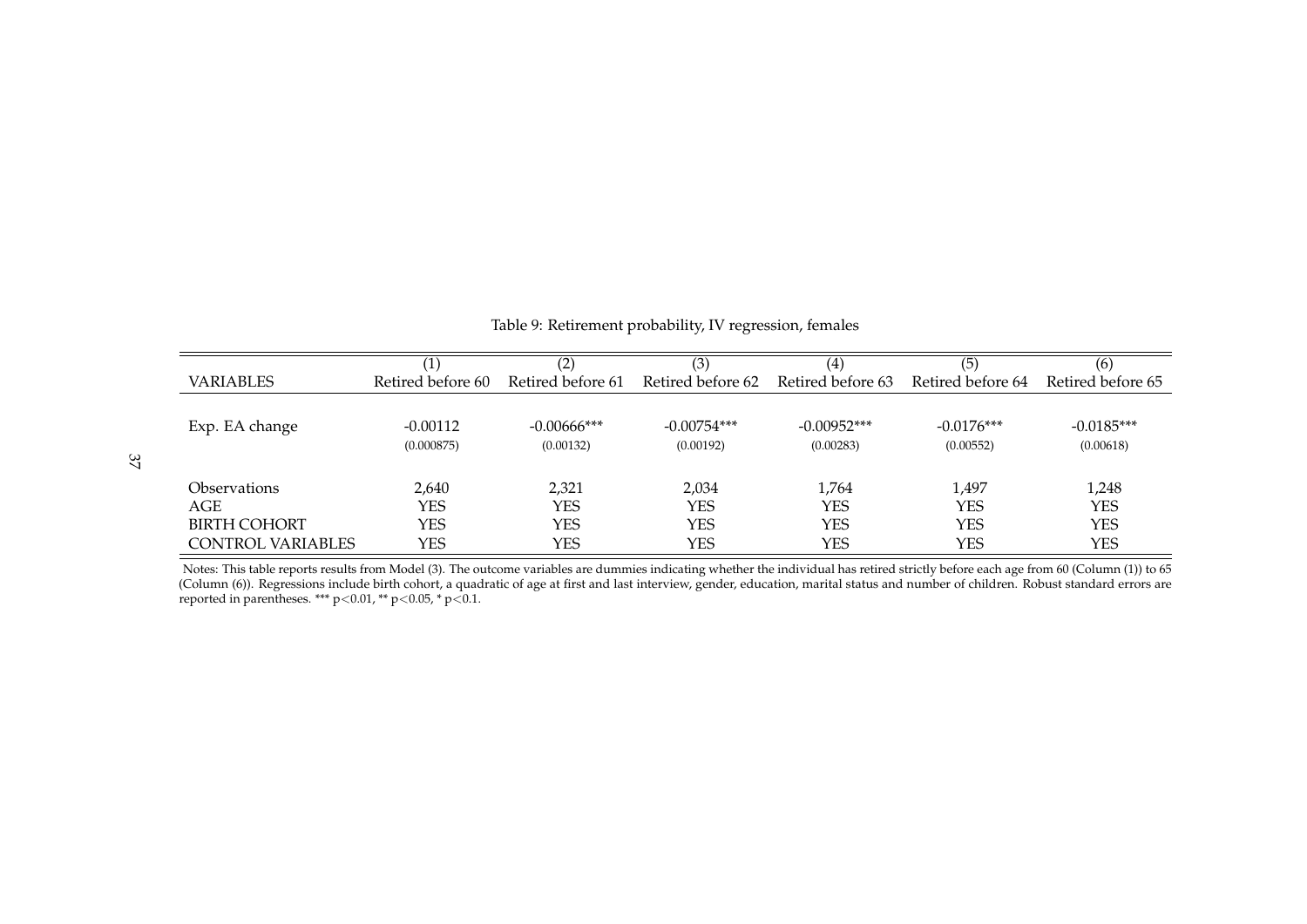Table 9: Retirement probability, IV regression, females

| | (1) | (2) | (3) | (4) | (5) | (6) |
|---|---|---|---|---|---|---|
| VARIABLES | Retired before 60 | Retired before 61 | Retired before 62 | Retired before 63 | Retired before 64 | Retired before 65 |
| Exp. EA change | -0.00112 | -0.00666*** | -0.00754*** | -0.00952*** | -0.0176*** | -0.0185*** |
| | (0.000875) | (0.00132) | (0.00192) | (0.00283) | (0.00552) | (0.00618) |
| Observations | 2,640 | 2,321 | 2,034 | 1,764 | 1,497 | 1,248 |
| AGE | YES | YES | YES | YES | YES | YES |
| BIRTH COHORT | YES | YES | YES | YES | YES | YES |
| CONTROL VARIABLES | YES | YES | YES | YES | YES | YES |

Notes: This table reports results from Model (3). The outcome variables are dummies indicating whether the individual has retired strictly before each age from 60 (Column (1)) to 65 (Column (6)). Regressions include birth cohort, a quadratic of age at first and last interview, gender, education, marital status and number of children. Robust standard errors are reported in parentheses. *** $p<0.01$, ** $p<0.05$, * $p<0.1$.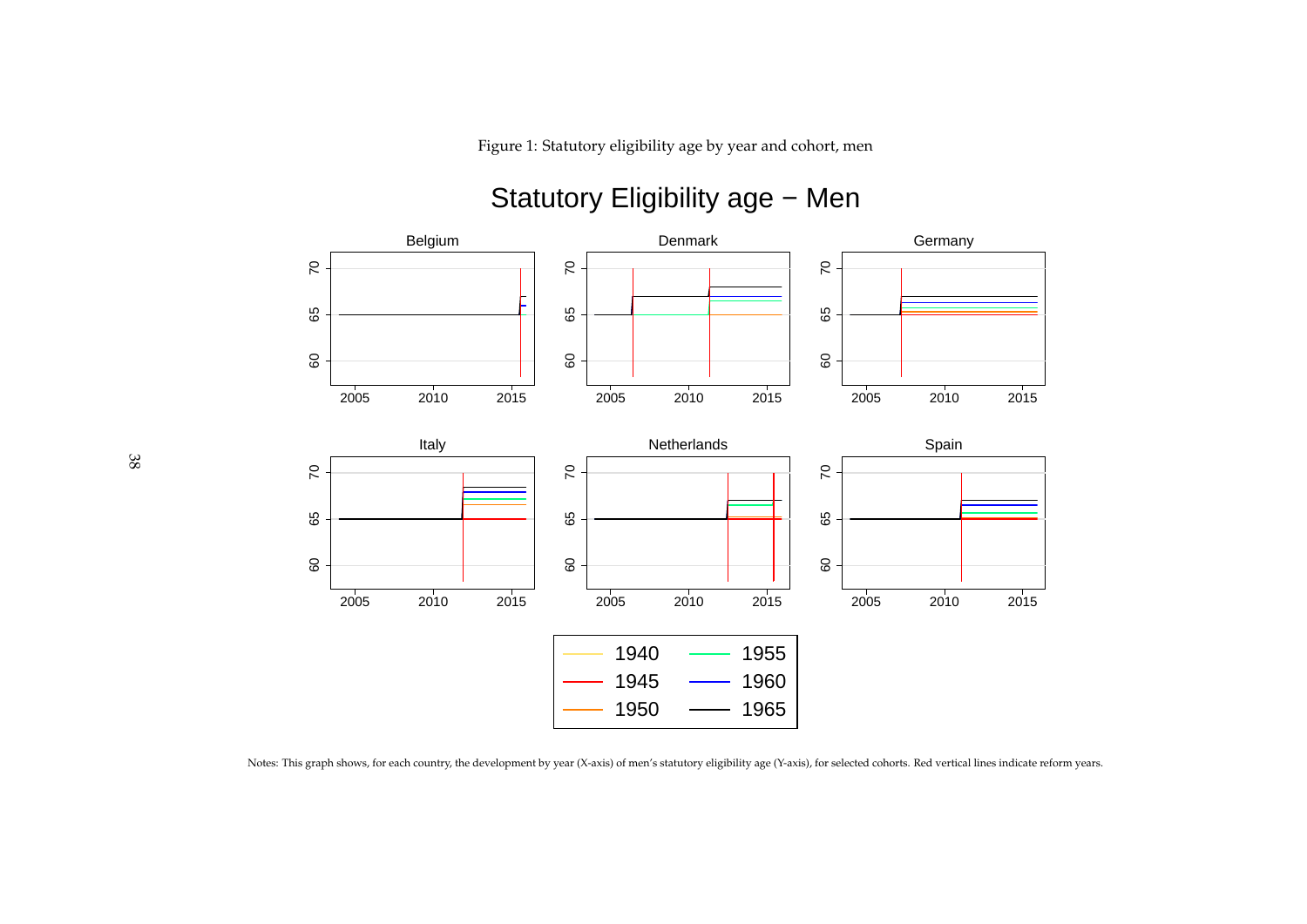Figure 1: Statutory eligibility age by year and cohort, men

Notes: This graph shows, for each country, the development by year (X-axis) of men's statutory eligibility age (Y-axis), for selected cohorts. Red vertical lines indicate reform years.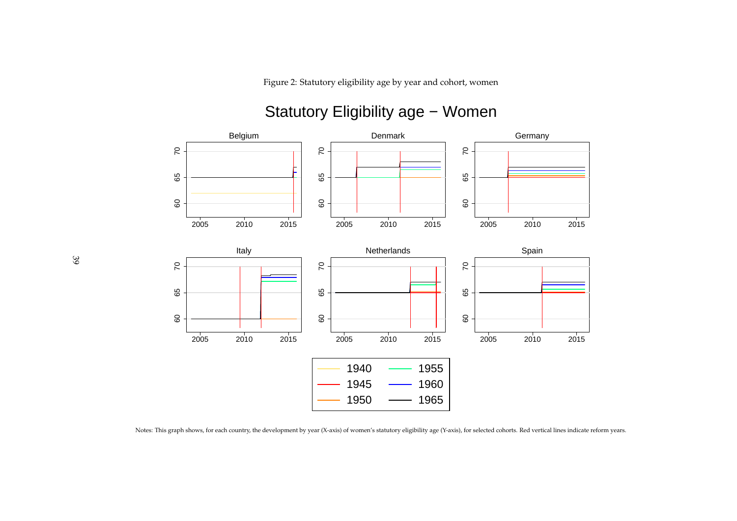Figure 2: Statutory eligibility age by year and cohort, women

Notes: This graph shows, for each country, the development by year (X-axis) of women's statutory eligibility age (Y-axis), for selected cohorts. Red vertical lines indicate reform years.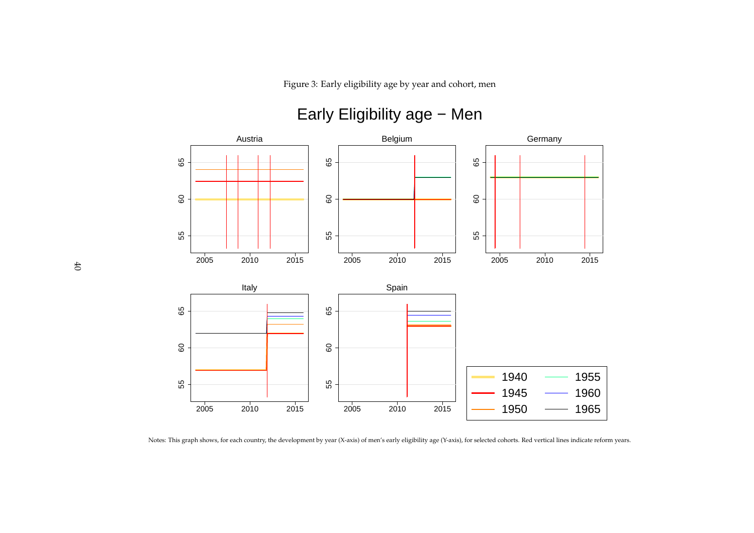Figure 3: Early eligibility age by year and cohort, men

Notes: This graph shows, for each country, the development by year (X-axis) of men's early eligibility age (Y-axis), for selected cohorts. Red vertical lines indicate reform years.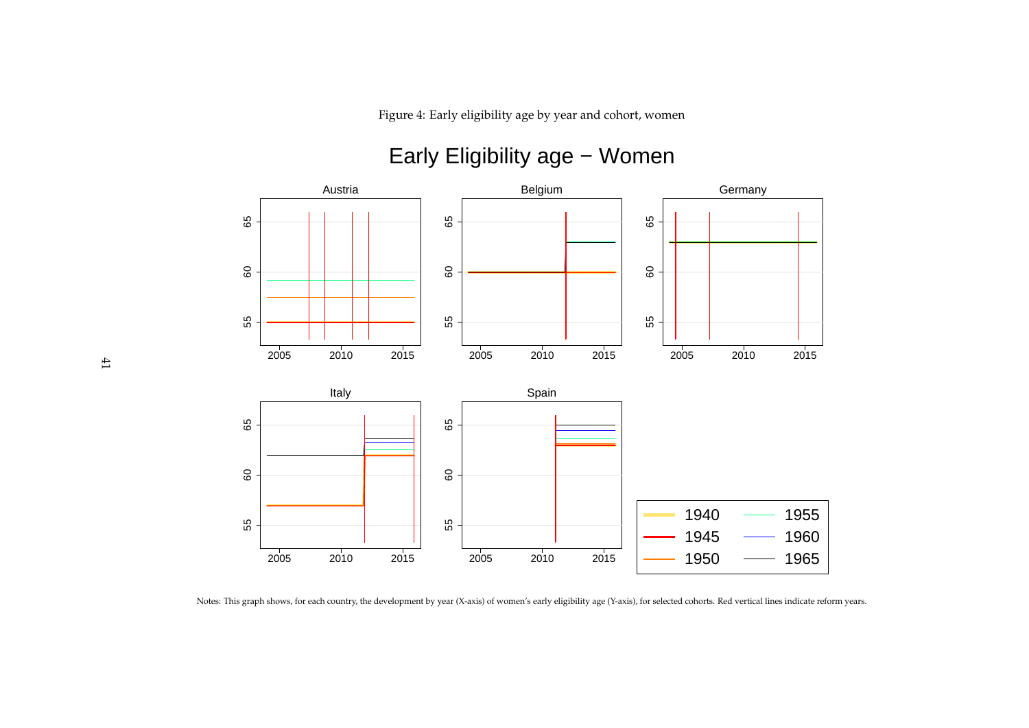Figure 4: Early eligibility age by year and cohort, women

Notes: This graph shows, for each country, the development by year (X-axis) of women's early eligibility age (Y-axis), for selected cohorts. Red vertical lines indicate reform years.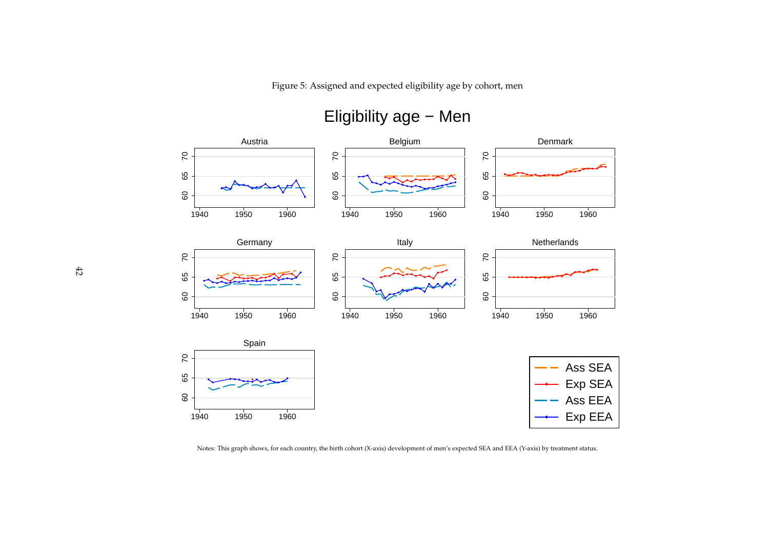Figure 5: Assigned and expected eligibility age by cohort, men

Notes: This graph shows, for each country, the birth cohort (X-axis) development of men's expected SEA and EEA (Y-axis) by treatment status.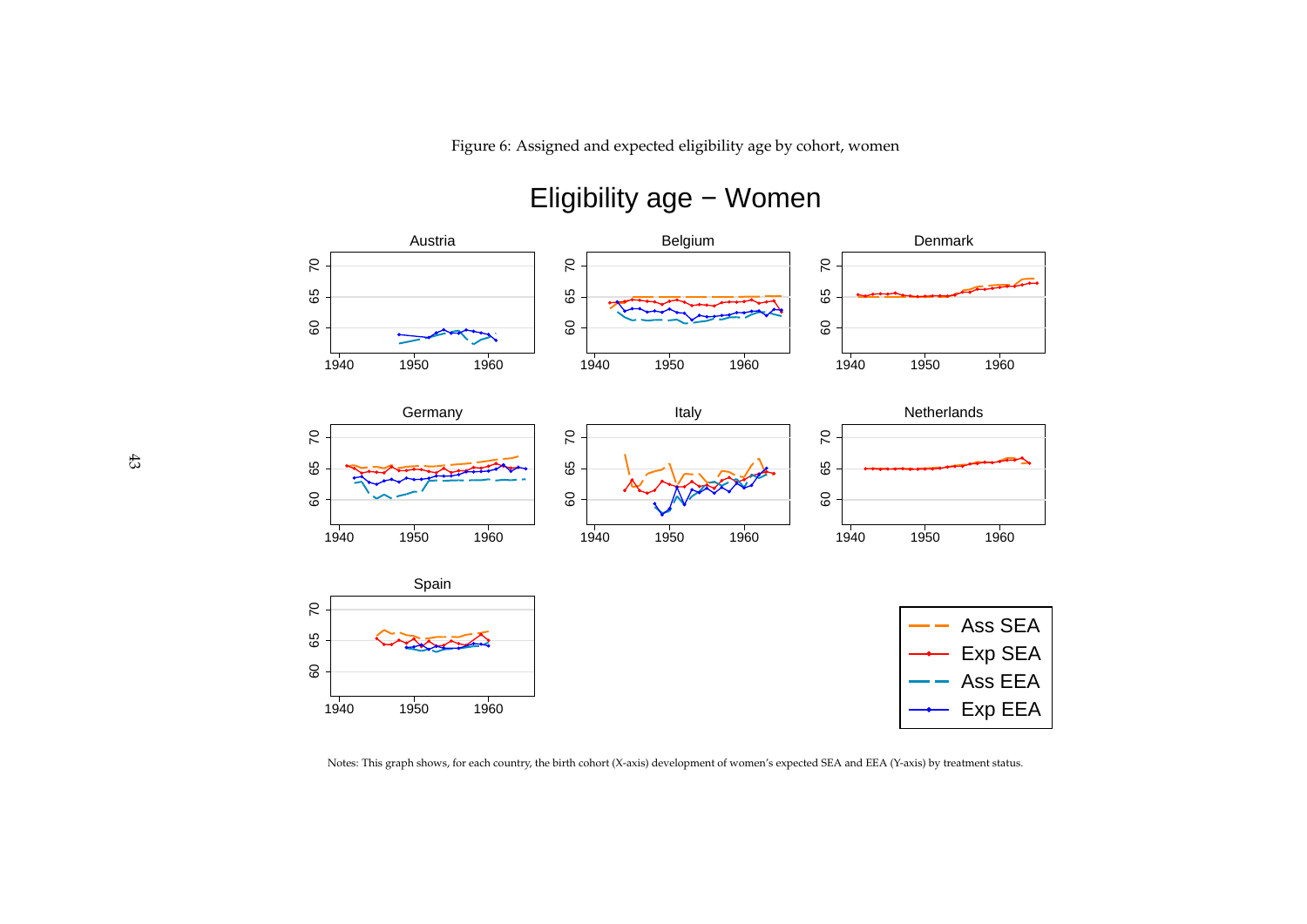Figure 6: Assigned and expected eligibility age by cohort, women

Notes: This graph shows, for each country, the birth cohort (X-axis) development of women's expected SEA and EEA (Y-axis) by treatment status.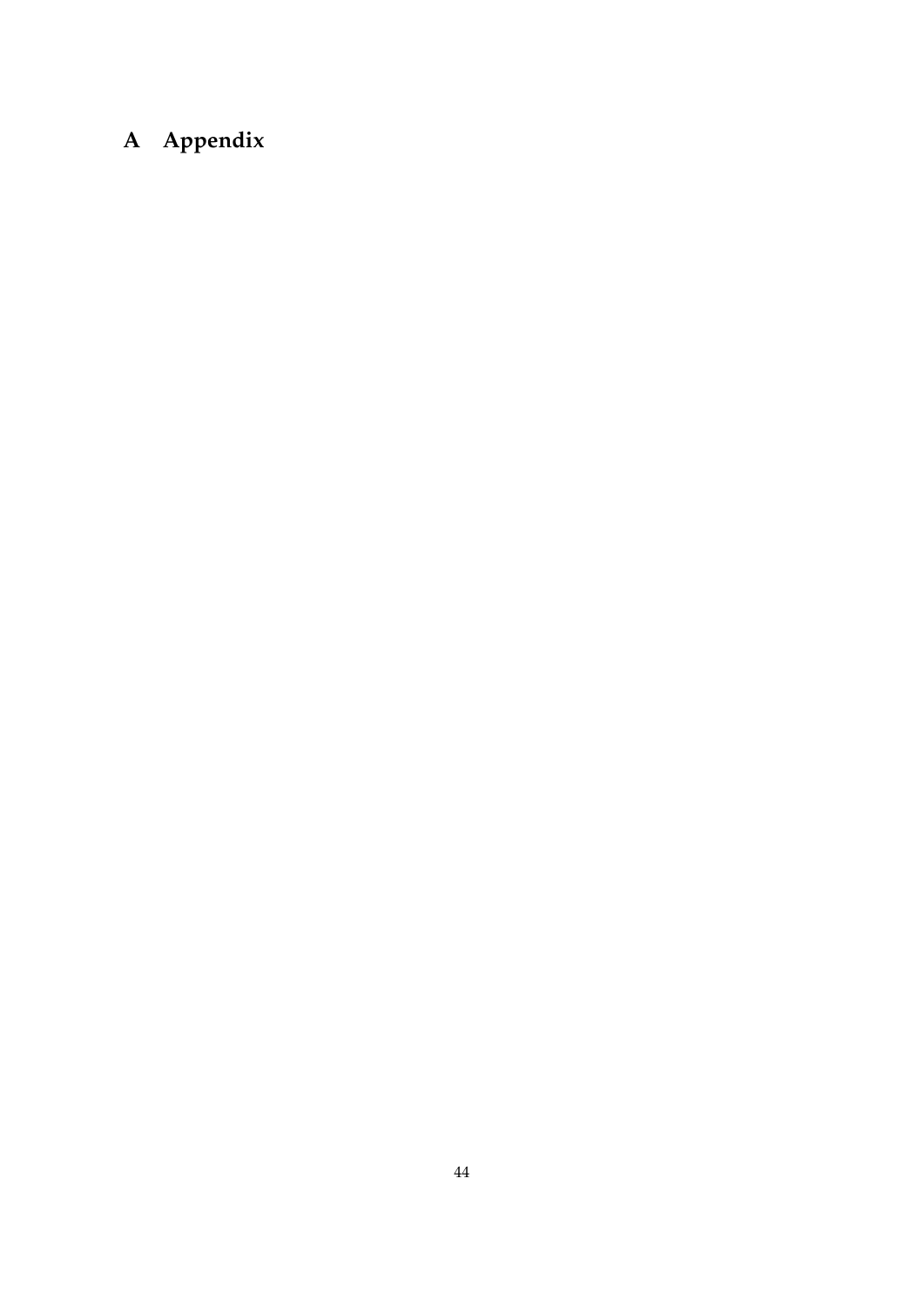# A Appendix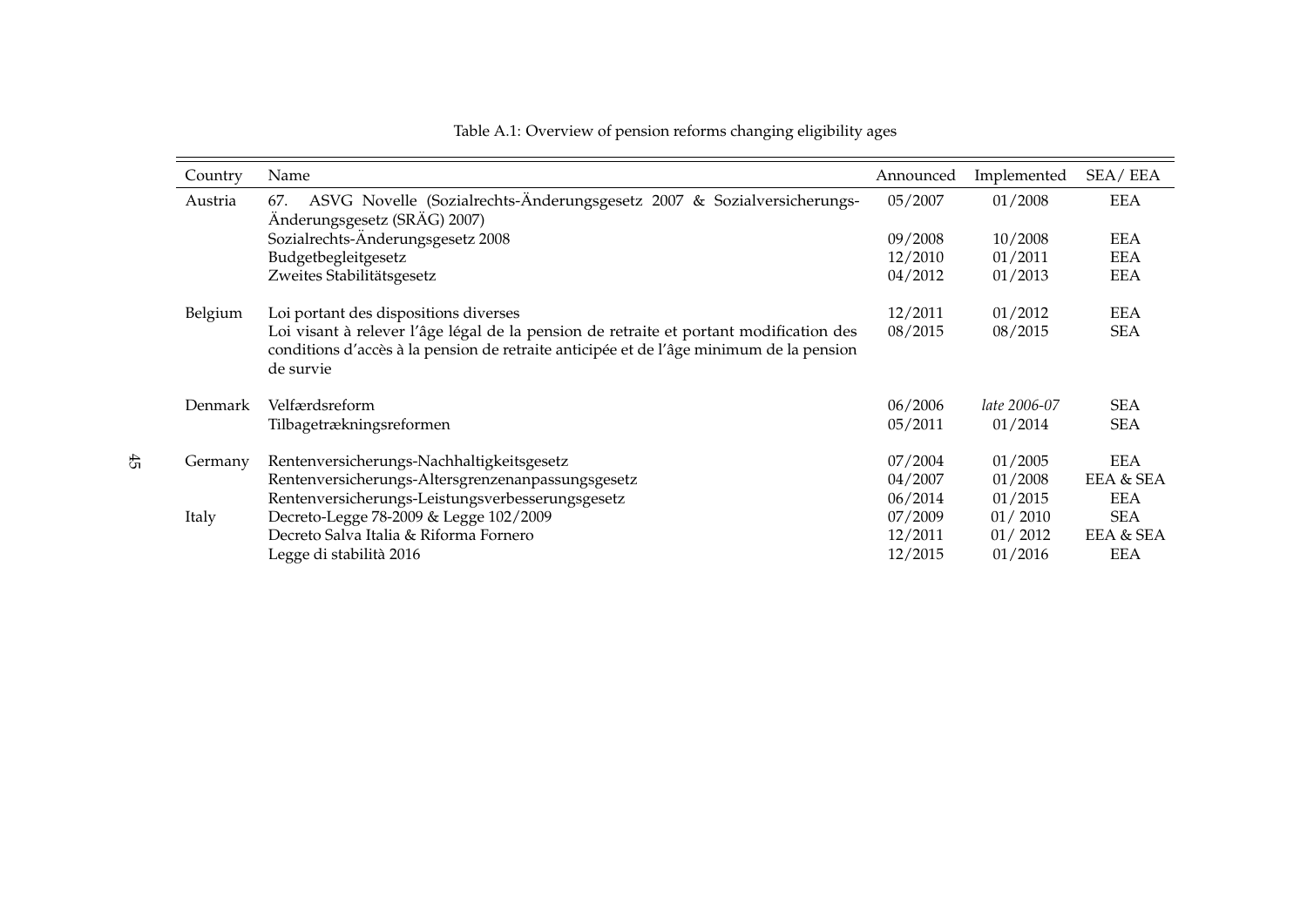Table A.1: Overview of pension reforms changing eligibility ages

| Country | Name | Announced | Implemented | SEA/ EEA |
|---|---|---|---|---|
| Austria | 67. ASVG Novelle (Sozialrechts-Änderungsgesetz 2007 & Sozialversicherungs-Änderungsgesetz (SRÄG) 2007) | 05/2007 | 01/2008 | EEA |
| | Sozialrechts-Änderungsgesetz 2008 | 09/2008 | 10/2008 | EEA |
| | Budgetbegleitgesetz | 12/2010 | 01/2011 | EEA |
| | Zweites Stabilitätsgesetz | 04/2012 | 01/2013 | EEA |
| Belgium | Loi portant des dispositions diverses | 12/2011 | 01/2012 | EEA |
| | Loi visant à relever l'âge légal de la pension de retraite et portant modification des conditions d'accès à la pension de retraite anticipée et de l'âge minimum de la pension de survie | 08/2015 | 08/2015 | SEA |
| Denmark | Velfærdsreform | 06/2006 | *late 2006-07* | SEA |
| | Tilbagetrækningsreformen | 05/2011 | 01/2014 | SEA |
| Germany | Rentenversicherungs-Nachhaltigkeitsgesetz | 07/2004 | 01/2005 | EEA |
| | Rentenversicherungs-Altersgrenzenanpassungsgesetz | 04/2007 | 01/2008 | EEA & SEA |
| | Rentenversicherungs-Leistungsverbesserungsgesetz | 06/2014 | 01/2015 | EEA |
| Italy | Decreto-Legge 78-2009 & Legge 102/2009 | 07/2009 | 01/ 2010 | SEA |
| | Decreto Salva Italia & Riforma Fornero | 12/2011 | 01/ 2012 | EEA & SEA |
| | Legge di stabilità 2016 | 12/2015 | 01/2016 | EEA |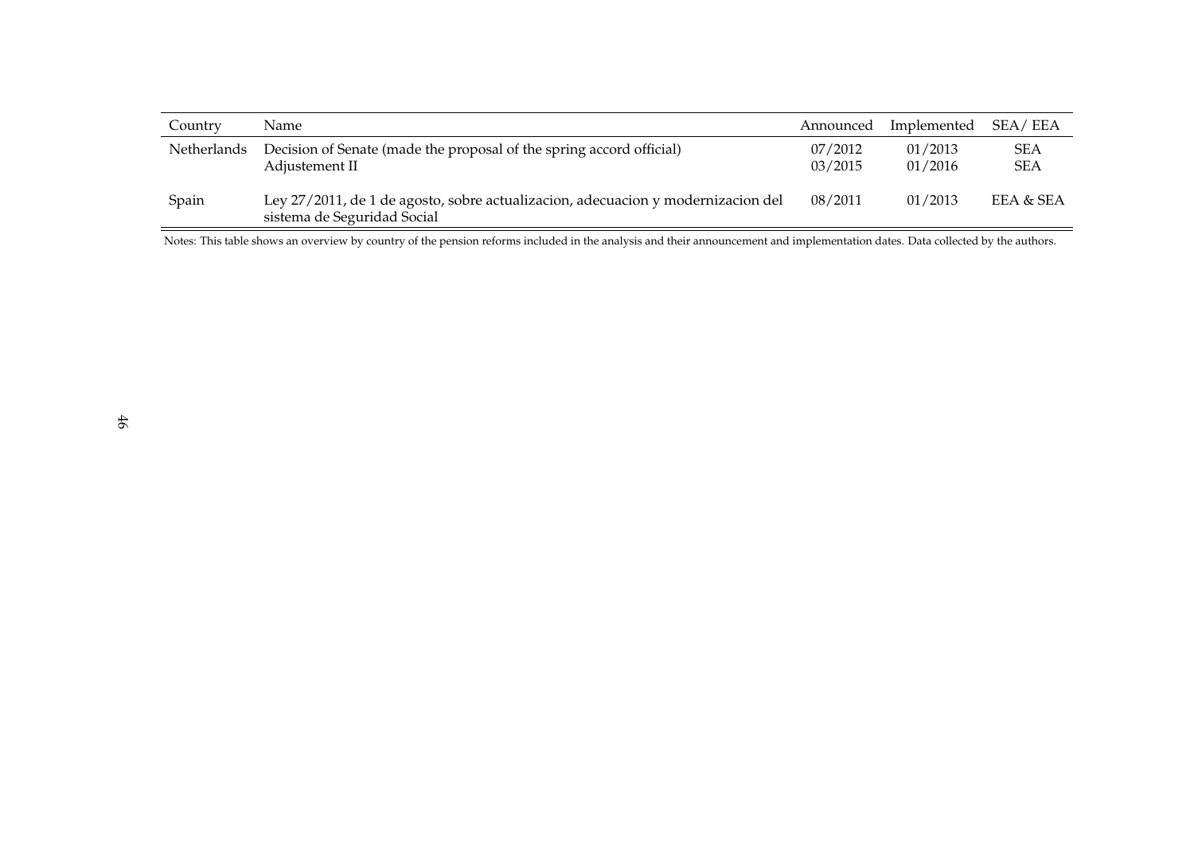| Country | Name | Announced | Implemented | SEA/ EEA |
|---|---|---|---|---|
| Netherlands | Decision of Senate (made the proposal of the spring accord official) | 07/2012 | 01/2013 | SEA |
| | Adjustement II | 03/2015 | 01/2016 | SEA |
| Spain | Ley 27/2011, de 1 de agosto, sobre actualizacion, adecuacion y modernizacion del sistema de Seguridad Social | 08/2011 | 01/2013 | EEA & SEA |

Notes: This table shows an overview by country of the pension reforms included in the analysis and their announcement and implementation dates. Data collected by the authors.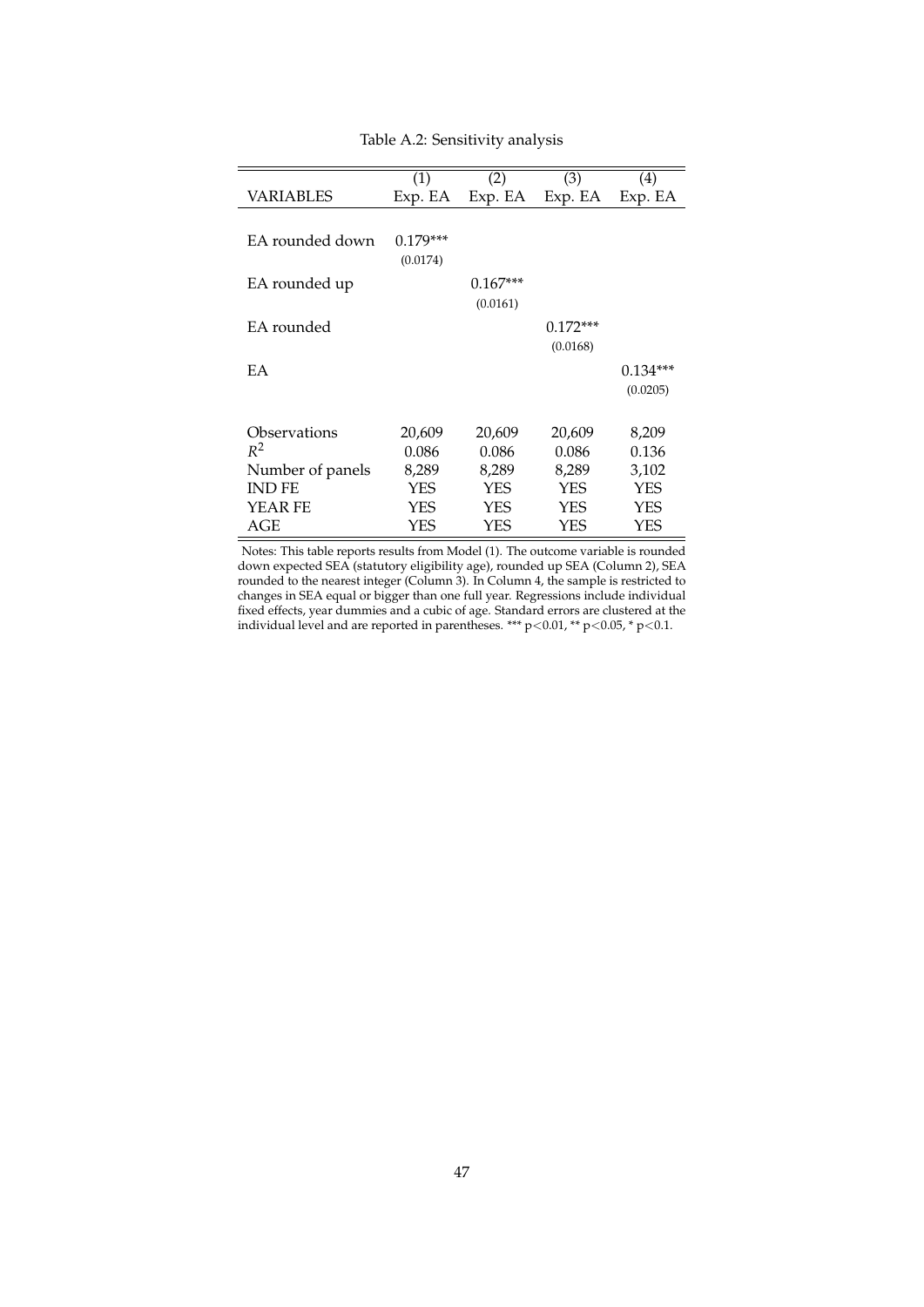Table A.2: Sensitivity analysis

| VARIABLES | (1)<br>Exp. EA | (2)<br>Exp. EA | (3)<br>Exp. EA | (4)<br>Exp. EA |
|---|---|---|---|---|
| EA rounded down | 0.179***<br>(0.0174) | | | |
| EA rounded up | | 0.167***<br>(0.0161) | | |
| EA rounded | | | 0.172***<br>(0.0168) | |
| EA | | | | 0.134***<br>(0.0205) |
| Observations | 20,609 | 20,609 | 20,609 | 8,209 |
| $R^2$ | 0.086 | 0.086 | 0.086 | 0.136 |
| Number of panels | 8,289 | 8,289 | 8,289 | 3,102 |
| IND FE | YES | YES | YES | YES |
| YEAR FE | YES | YES | YES | YES |
| AGE | YES | YES | YES | YES |

Notes: This table reports results from Model (1). The outcome variable is rounded down expected SEA (statutory eligibility age), rounded up SEA (Column 2), SEA rounded to the nearest integer (Column 3). In Column 4, the sample is restricted to changes in SEA equal or bigger than one full year. Regressions include individual fixed effects, year dummies and a cubic of age. Standard errors are clustered at the individual level and are reported in parentheses. *** $p<0.01$, ** $p<0.05$, * $p<0.1$.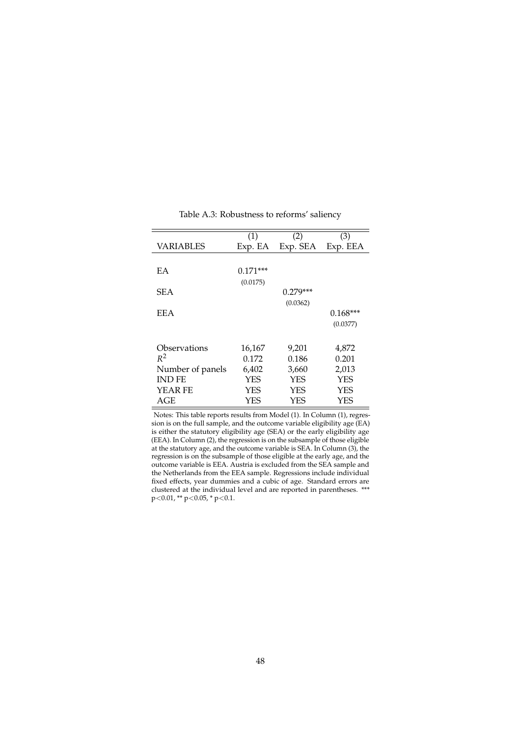Table A.3: Robustness to reforms' saliency

| | (1) | (2) | (3) |
|---|---|---|---|
| VARIABLES | Exp. EA | Exp. SEA | Exp. EEA |
| | | | |
| EA | 0.171*** | | |
| | (0.0175) | | |
| SEA | | 0.279*** | |
| | | (0.0362) | |
| EEA | | | 0.168*** |
| | | | (0.0377) |
| | | | |
| Observations | 16,167 | 9,201 | 4,872 |
| $R^2$ | 0.172 | 0.186 | 0.201 |
| Number of panels | 6,402 | 3,660 | 2,013 |
| IND FE | YES | YES | YES |
| YEAR FE | YES | YES | YES |
| AGE | YES | YES | YES |

Notes: This table reports results from Model (1). In Column (1), regression is on the full sample, and the outcome variable eligibility age (EA) is either the statutory eligibility age (SEA) or the early eligibility age (EEA). In Column (2), the regression is on the subsample of those eligible at the statutory age, and the outcome variable is SEA. In Column (3), the regression is on the subsample of those eligible at the early age, and the outcome variable is EEA. Austria is excluded from the SEA sample and the Netherlands from the EEA sample. Regressions include individual fixed effects, year dummies and a cubic of age. Standard errors are clustered at the individual level and are reported in parentheses. *** $p<0.01$, ** $p<0.05$, * $p<0.1$.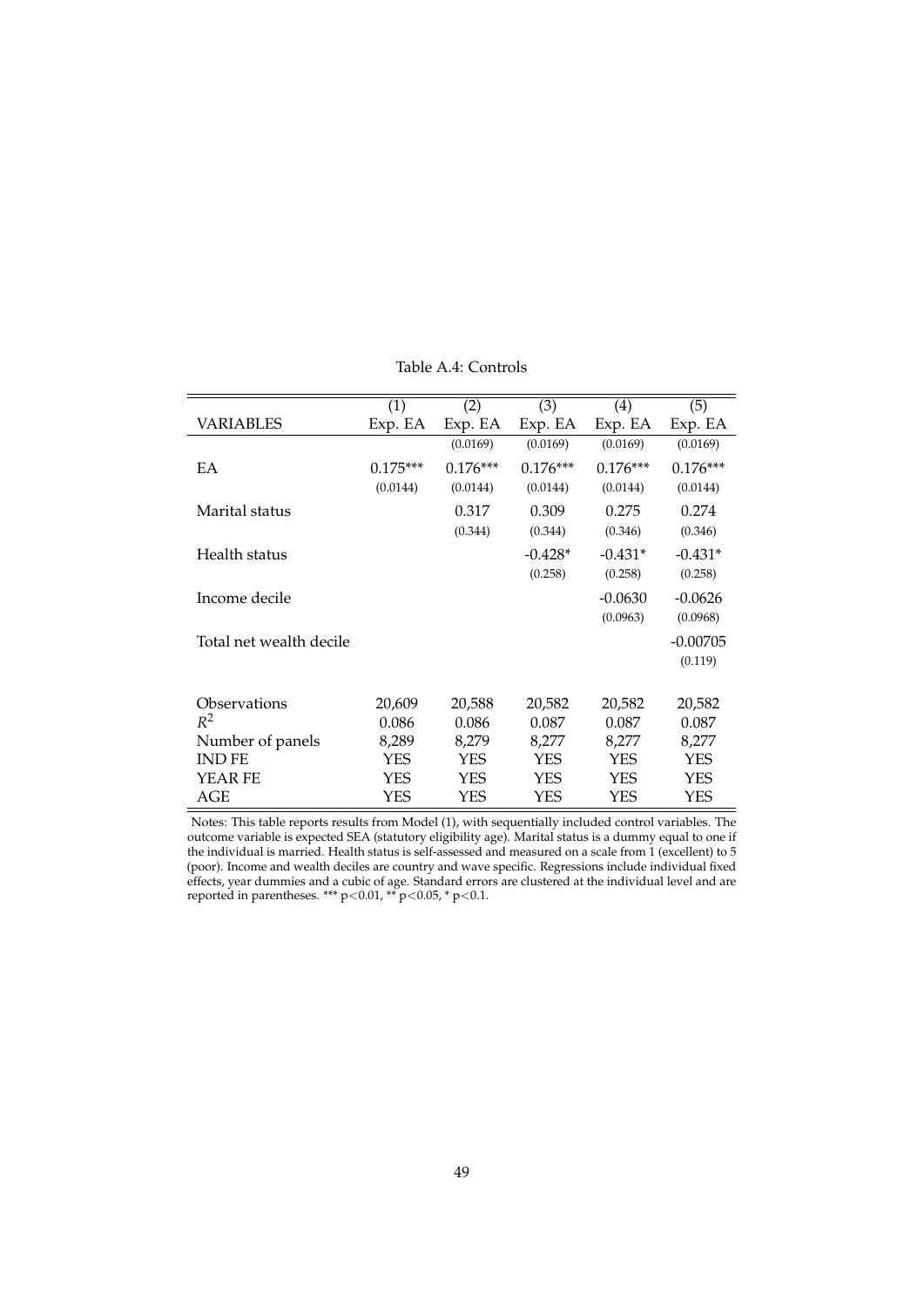Table A.4: Controls

| VARIABLES | (1)<br>Exp. EA | (2)<br>Exp. EA | (3)<br>Exp. EA | (4)<br>Exp. EA | (5)<br>Exp. EA |
|---|---|---|---|---|---|
| | | (0.0169) | (0.0169) | (0.0169) | (0.0169) |
| EA | 0.175*** | 0.176*** | 0.176*** | 0.176*** | 0.176*** |
| | (0.0144) | (0.0144) | (0.0144) | (0.0144) | (0.0144) |
| Marital status | | 0.317 | 0.309 | 0.275 | 0.274 |
| | | (0.344) | (0.344) | (0.346) | (0.346) |
| Health status | | | -0.428* | -0.431* | -0.431* |
| | | | (0.258) | (0.258) | (0.258) |
| Income decile | | | | -0.0630 | -0.0626 |
| | | | | (0.0963) | (0.0968) |
| Total net wealth decile | | | | | -0.00705 |
| | | | | | (0.119) |
| Observations | 20,609 | 20,588 | 20,582 | 20,582 | 20,582 |
| $R^2$ | 0.086 | 0.086 | 0.087 | 0.087 | 0.087 |
| Number of panels | 8,289 | 8,279 | 8,277 | 8,277 | 8,277 |
| IND FE | YES | YES | YES | YES | YES |
| YEAR FE | YES | YES | YES | YES | YES |
| AGE | YES | YES | YES | YES | YES |

Notes: This table reports results from Model (1), with sequentially included control variables. The outcome variable is expected SEA (statutory eligibility age). Marital status is a dummy equal to one if the individual is married. Health status is self-assessed and measured on a scale from 1 (excellent) to 5 (poor). Income and wealth deciles are country and wave specific. Regressions include individual fixed effects, year dummies and a cubic of age. Standard errors are clustered at the individual level and are reported in parentheses. *** $p<0.01$, ** $p<0.05$, * $p<0.1$.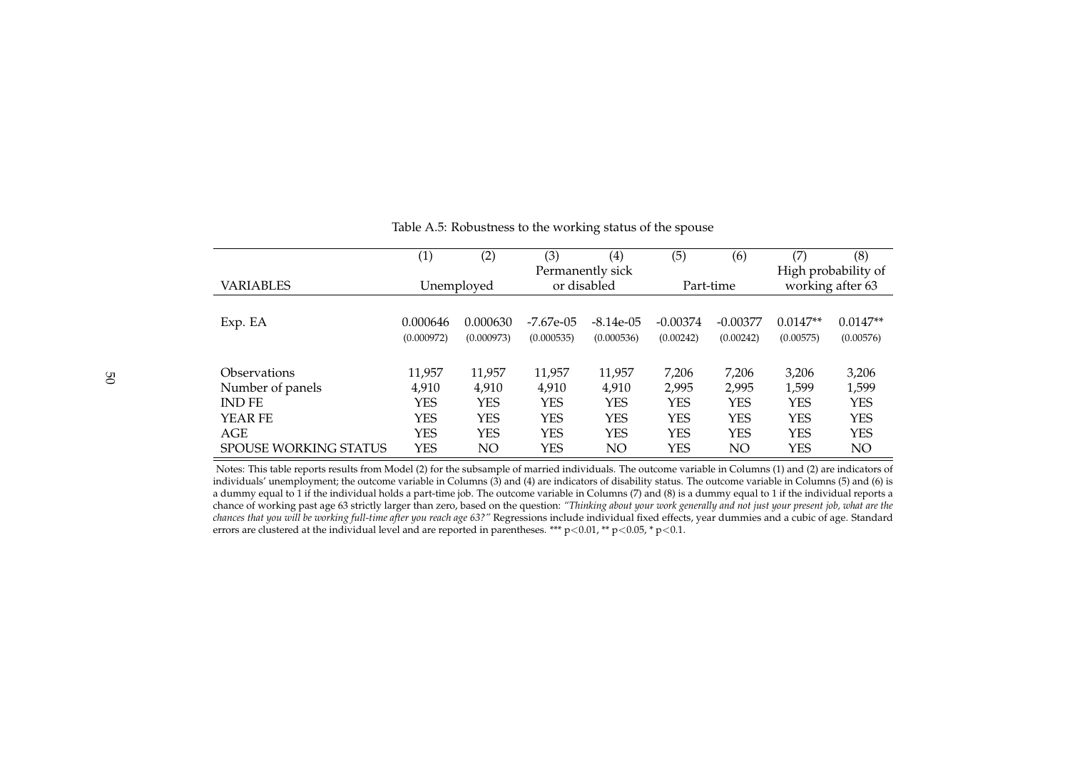Table A.5: Robustness to the working status of the spouse

| | (1) | (2) | (3) | (4) | (5) | (6) | (7) | (8) |
|---|---|---|---|---|---|---|---|---|
| | | | Permanently sick | | | | High probability of | |
| VARIABLES | Unemployed | | or disabled | | Part-time | | working after 63 | |
| Exp. EA | 0.000646 | 0.000630 | -7.67e-05 | -8.14e-05 | -0.00374 | -0.00377 | 0.0147** | 0.0147** |
| | (0.000972) | (0.000973) | (0.000535) | (0.000536) | (0.00242) | (0.00242) | (0.00575) | (0.00576) |
| Observations | 11,957 | 11,957 | 11,957 | 11,957 | 7,206 | 7,206 | 3,206 | 3,206 |
| Number of panels | 4,910 | 4,910 | 4,910 | 4,910 | 2,995 | 2,995 | 1,599 | 1,599 |
| IND FE | YES | YES | YES | YES | YES | YES | YES | YES |
| YEAR FE | YES | YES | YES | YES | YES | YES | YES | YES |
| AGE | YES | YES | YES | YES | YES | YES | YES | YES |
| SPOUSE WORKING STATUS | YES | NO | YES | NO | YES | NO | YES | NO |

Notes: This table reports results from Model (2) for the subsample of married individuals. The outcome variable in Columns (1) and (2) are indicators of individuals' unemployment; the outcome variable in Columns (3) and (4) are indicators of disability status. The outcome variable in Columns (5) and (6) is a dummy equal to 1 if the individual holds a part-time job. The outcome variable in Columns (7) and (8) is a dummy equal to 1 if the individual reports a chance of working past age 63 strictly larger than zero, based on the question: *"Thinking about your work generally and not just your present job, what are the chances that you will be working full-time after you reach age 63?"* Regressions include individual fixed effects, year dummies and a cubic of age. Standard errors are clustered at the individual level and are reported in parentheses. *** $p<0.01$, ** $p<0.05$, * $p<0.1$.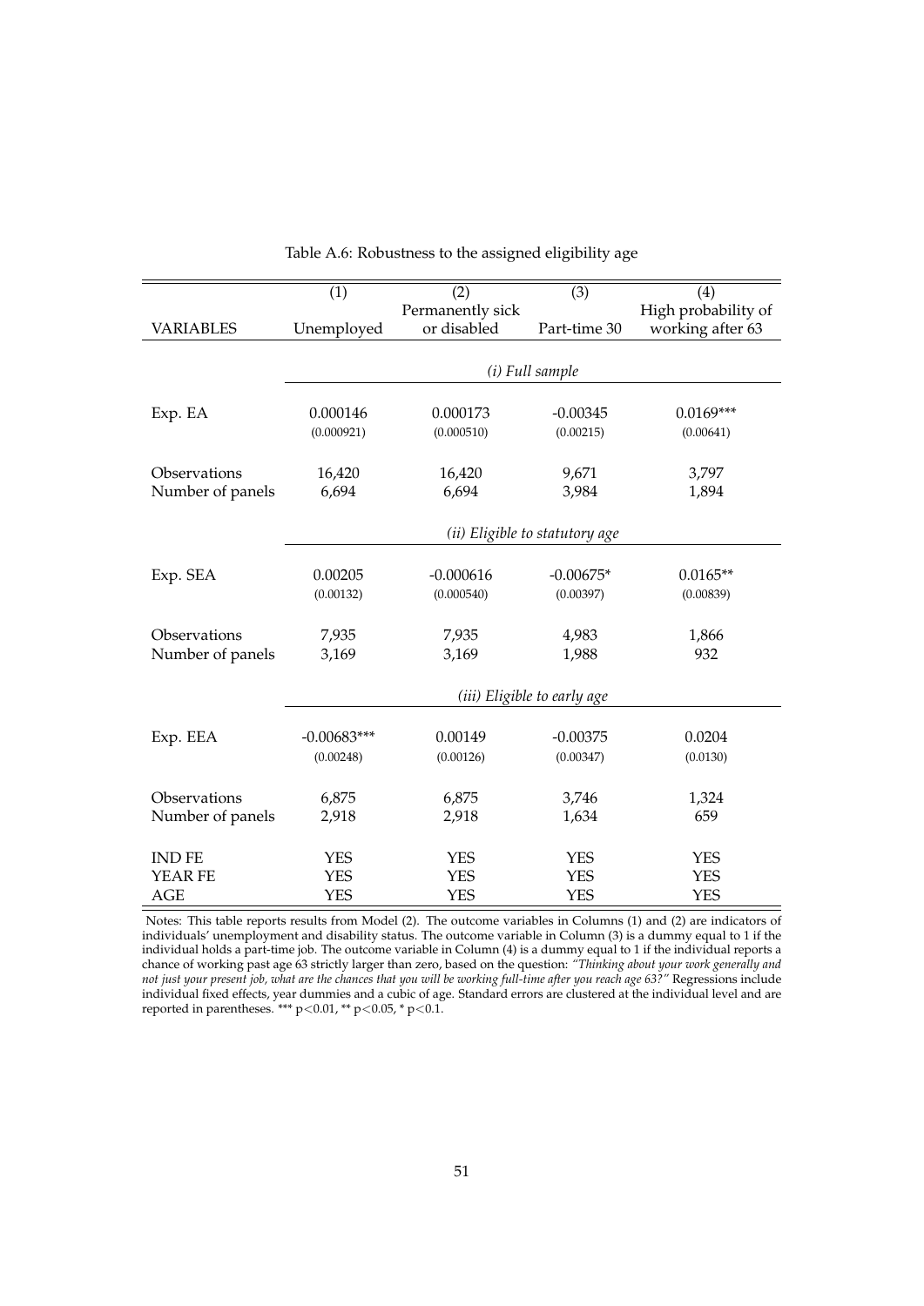Table A.6: Robustness to the assigned eligibility age

| VARIABLES | (1) Unemployed | (2) Permanently sick or disabled | (3) Part-time 30 | (4) High probability of working after 63 |
|---|---|---|---|---|
| | *(i) Full sample* | | | |
| Exp. EA | 0.000146 | 0.000173 | -0.00345 | 0.0169*** |
| | (0.000921) | (0.000510) | (0.00215) | (0.00641) |
| Observations | 16,420 | 16,420 | 9,671 | 3,797 |
| Number of panels | 6,694 | 6,694 | 3,984 | 1,894 |
| | *(ii) Eligible to statutory age* | | | |
| Exp. SEA | 0.00205 | -0.000616 | -0.00675* | 0.0165** |
| | (0.00132) | (0.000540) | (0.00397) | (0.00839) |
| Observations | 7,935 | 7,935 | 4,983 | 1,866 |
| Number of panels | 3,169 | 3,169 | 1,988 | 932 |
| | *(iii) Eligible to early age* | | | |
| Exp. EEA | -0.00683*** | 0.00149 | -0.00375 | 0.0204 |
| | (0.00248) | (0.00126) | (0.00347) | (0.0130) |
| Observations | 6,875 | 6,875 | 3,746 | 1,324 |
| Number of panels | 2,918 | 2,918 | 1,634 | 659 |
| IND FE | YES | YES | YES | YES |
| YEAR FE | YES | YES | YES | YES |
| AGE | YES | YES | YES | YES |

Notes: This table reports results from Model (2). The outcome variables in Columns (1) and (2) are indicators of individuals' unemployment and disability status. The outcome variable in Column (3) is a dummy equal to 1 if the individual holds a part-time job. The outcome variable in Column (4) is a dummy equal to 1 if the individual reports a chance of working past age 63 strictly larger than zero, based on the question: *"Thinking about your work generally and not just your present job, what are the chances that you will be working full-time after you reach age 63?"* Regressions include individual fixed effects, year dummies and a cubic of age. Standard errors are clustered at the individual level and are reported in parentheses. *** $p<0.01$, ** $p<0.05$, * $p<0.1$.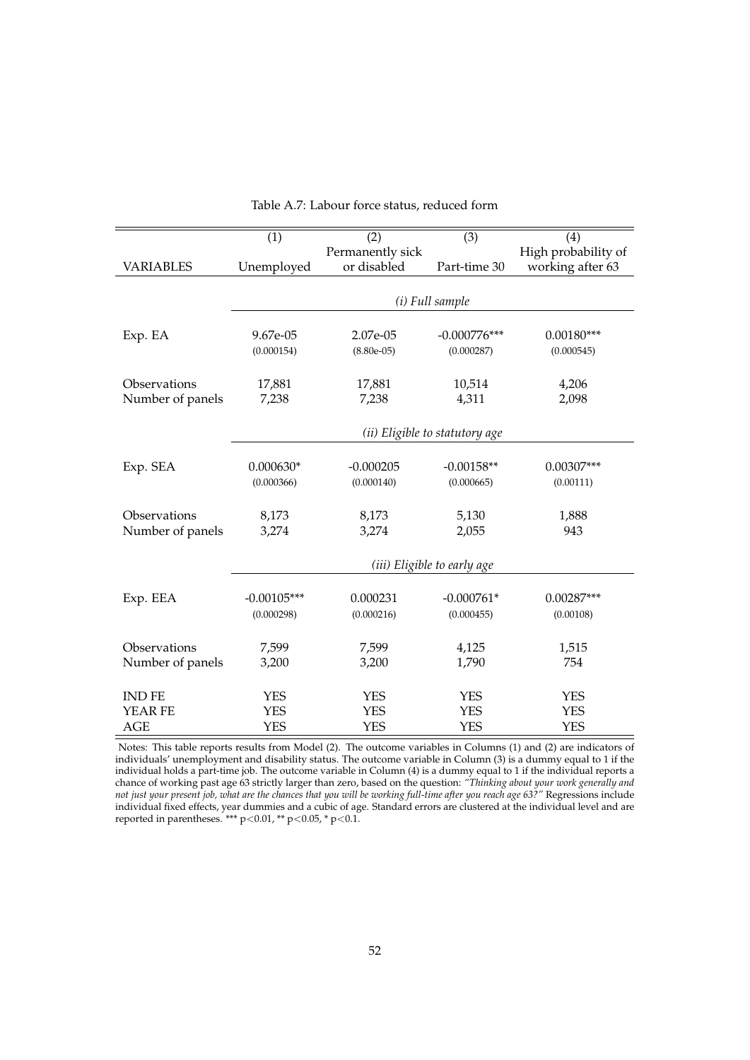Table A.7: Labour force status, reduced form

| VARIABLES | (1)<br>Unemployed | (2)<br>Permanently sick or disabled | (3)<br>Part-time 30 | (4)<br>High probability of working after 63 |
|---|---|---|---|---|
| | *(i) Full sample* | | | |
| Exp. EA | 9.67e-05 | 2.07e-05 | -0.000776*** | 0.00180*** |
| | (0.000154) | (8.80e-05) | (0.000287) | (0.000545) |
| Observations | 17,881 | 17,881 | 10,514 | 4,206 |
| Number of panels | 7,238 | 7,238 | 4,311 | 2,098 |
| | *(ii) Eligible to statutory age* | | | |
| Exp. SEA | 0.000630* | -0.000205 | -0.00158** | 0.00307*** |
| | (0.000366) | (0.000140) | (0.000665) | (0.00111) |
| Observations | 8,173 | 8,173 | 5,130 | 1,888 |
| Number of panels | 3,274 | 3,274 | 2,055 | 943 |
| | *(iii) Eligible to early age* | | | |
| Exp. EEA | -0.00105*** | 0.000231 | -0.000761* | 0.00287*** |
| | (0.000298) | (0.000216) | (0.000455) | (0.00108) |
| Observations | 7,599 | 7,599 | 4,125 | 1,515 |
| Number of panels | 3,200 | 3,200 | 1,790 | 754 |
| IND FE | YES | YES | YES | YES |
| YEAR FE | YES | YES | YES | YES |
| AGE | YES | YES | YES | YES |

Notes: This table reports results from Model (2). The outcome variables in Columns (1) and (2) are indicators of individuals' unemployment and disability status. The outcome variable in Column (3) is a dummy equal to 1 if the individual holds a part-time job. The outcome variable in Column (4) is a dummy equal to 1 if the individual reports a chance of working past age 63 strictly larger than zero, based on the question: *"Thinking about your work generally and not just your present job, what are the chances that you will be working full-time after you reach age 63?"* Regressions include individual fixed effects, year dummies and a cubic of age. Standard errors are clustered at the individual level and are reported in parentheses. *** $p<0.01$, ** $p<0.05$, * $p<0.1$.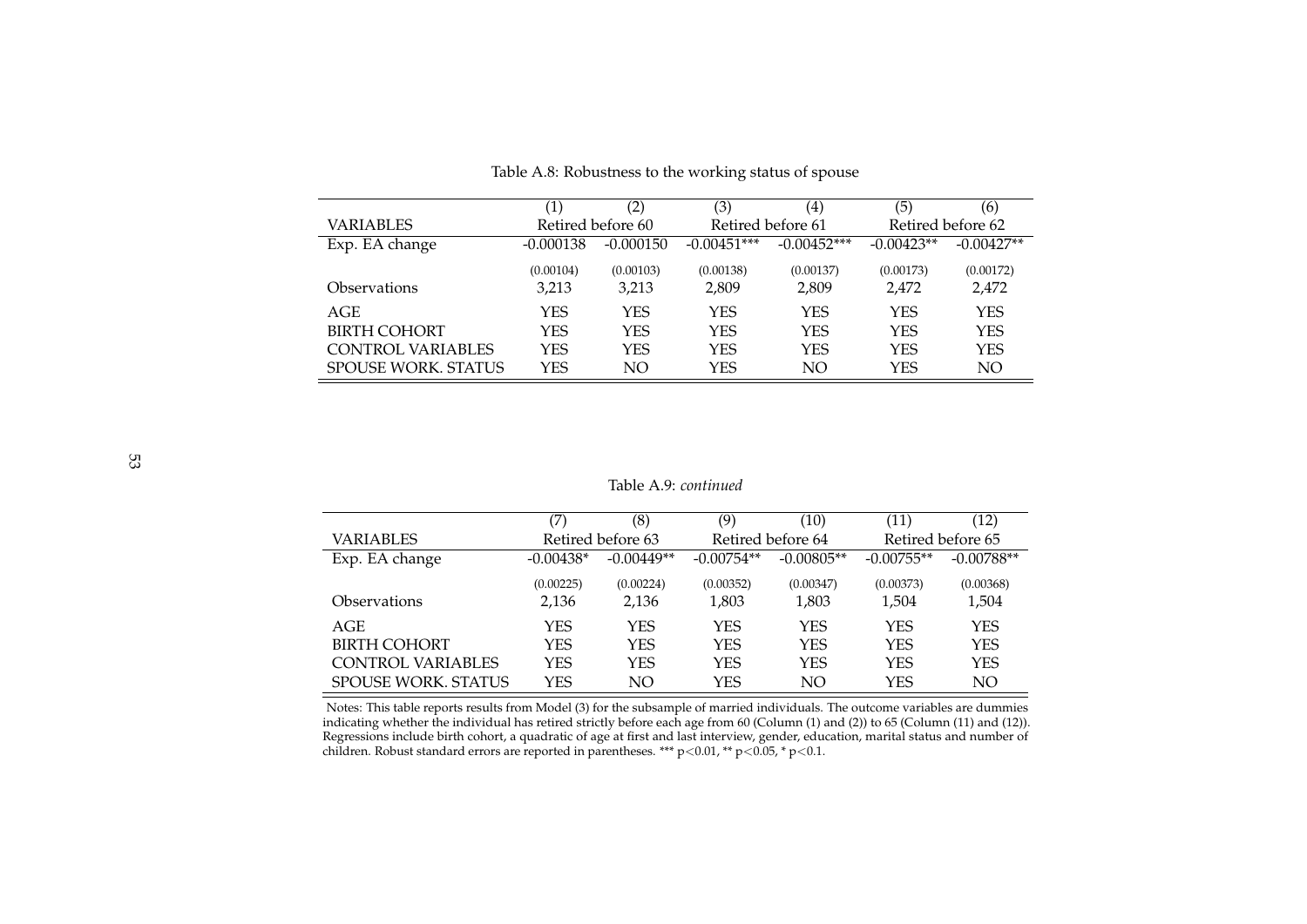Table A.8: Robustness to the working status of spouse

| | (1) | (2) | (3) | (4) | (5) | (6) |
|---|---|---|---|---|---|---|
| VARIABLES | Retired before 60 | | Retired before 61 | | Retired before 62 | |
| Exp. EA change | -0.000138 | -0.000150 | -0.00451*** | -0.00452*** | -0.00423** | -0.00427** |
| | (0.00104) | (0.00103) | (0.00138) | (0.00137) | (0.00173) | (0.00172) |
| Observations | 3,213 | 3,213 | 2,809 | 2,809 | 2,472 | 2,472 |
| AGE | YES | YES | YES | YES | YES | YES |
| BIRTH COHORT | YES | YES | YES | YES | YES | YES |
| CONTROL VARIABLES | YES | YES | YES | YES | YES | YES |
| SPOUSE WORK. STATUS | YES | NO | YES | NO | YES | NO |

Table A.9: *continued*

| | (7) | (8) | (9) | (10) | (11) | (12) |
|---|---|---|---|---|---|---|
| VARIABLES | Retired before 63 | | Retired before 64 | | Retired before 65 | |
| Exp. EA change | -0.00438* | -0.00449** | -0.00754** | -0.00805** | -0.00755** | -0.00788** |
| | (0.00225) | (0.00224) | (0.00352) | (0.00347) | (0.00373) | (0.00368) |
| Observations | 2,136 | 2,136 | 1,803 | 1,803 | 1,504 | 1,504 |
| AGE | YES | YES | YES | YES | YES | YES |
| BIRTH COHORT | YES | YES | YES | YES | YES | YES |
| CONTROL VARIABLES | YES | YES | YES | YES | YES | YES |
| SPOUSE WORK. STATUS | YES | NO | YES | NO | YES | NO |

Notes: This table reports results from Model (3) for the subsample of married individuals. The outcome variables are dummies indicating whether the individual has retired strictly before each age from 60 (Column (1) and (2)) to 65 (Column (11) and (12)). Regressions include birth cohort, a quadratic of age at first and last interview, gender, education, marital status and number of children. Robust standard errors are reported in parentheses. *** $p<0.01$, ** $p<0.05$, * $p<0.1$.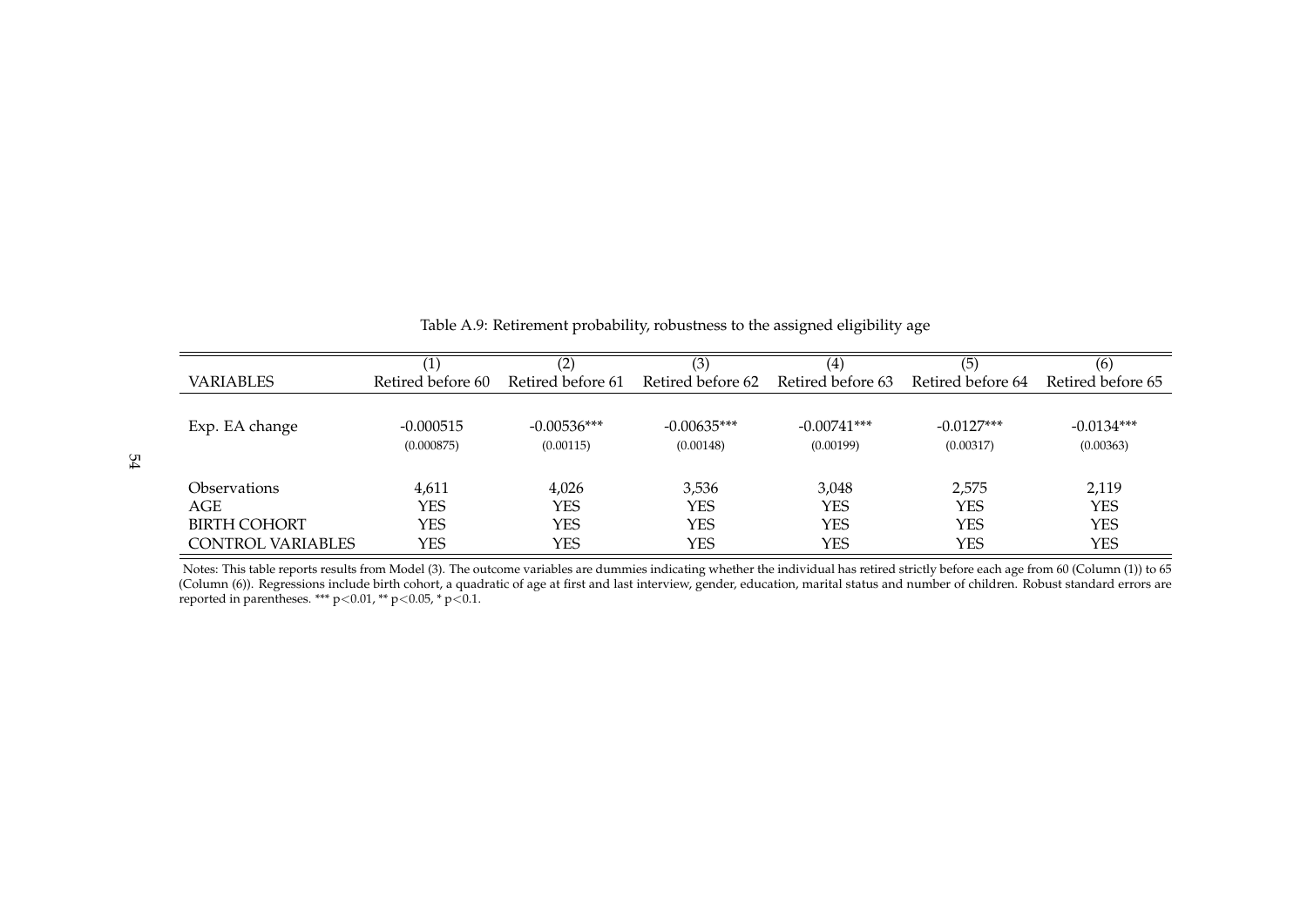Table A.9: Retirement probability, robustness to the assigned eligibility age

| VARIABLES | (1)<br>Retired before 60 | (2)<br>Retired before 61 | (3)<br>Retired before 62 | (4)<br>Retired before 63 | (5)<br>Retired before 64 | (6)<br>Retired before 65 |
|---|---|---|---|---|---|---|
| Exp. EA change | -0.000515 | -0.00536*** | -0.00635*** | -0.00741*** | -0.0127*** | -0.0134*** |
| | (0.000875) | (0.00115) | (0.00148) | (0.00199) | (0.00317) | (0.00363) |
| Observations | 4,611 | 4,026 | 3,536 | 3,048 | 2,575 | 2,119 |
| AGE | YES | YES | YES | YES | YES | YES |
| BIRTH COHORT | YES | YES | YES | YES | YES | YES |
| CONTROL VARIABLES | YES | YES | YES | YES | YES | YES |

Notes: This table reports results from Model (3). The outcome variables are dummies indicating whether the individual has retired strictly before each age from 60 (Column (1)) to 65 (Column (6)). Regressions include birth cohort, a quadratic of age at first and last interview, gender, education, marital status and number of children. Robust standard errors are reported in parentheses. *** $p<0.01$, ** $p<0.05$, * $p<0.1$.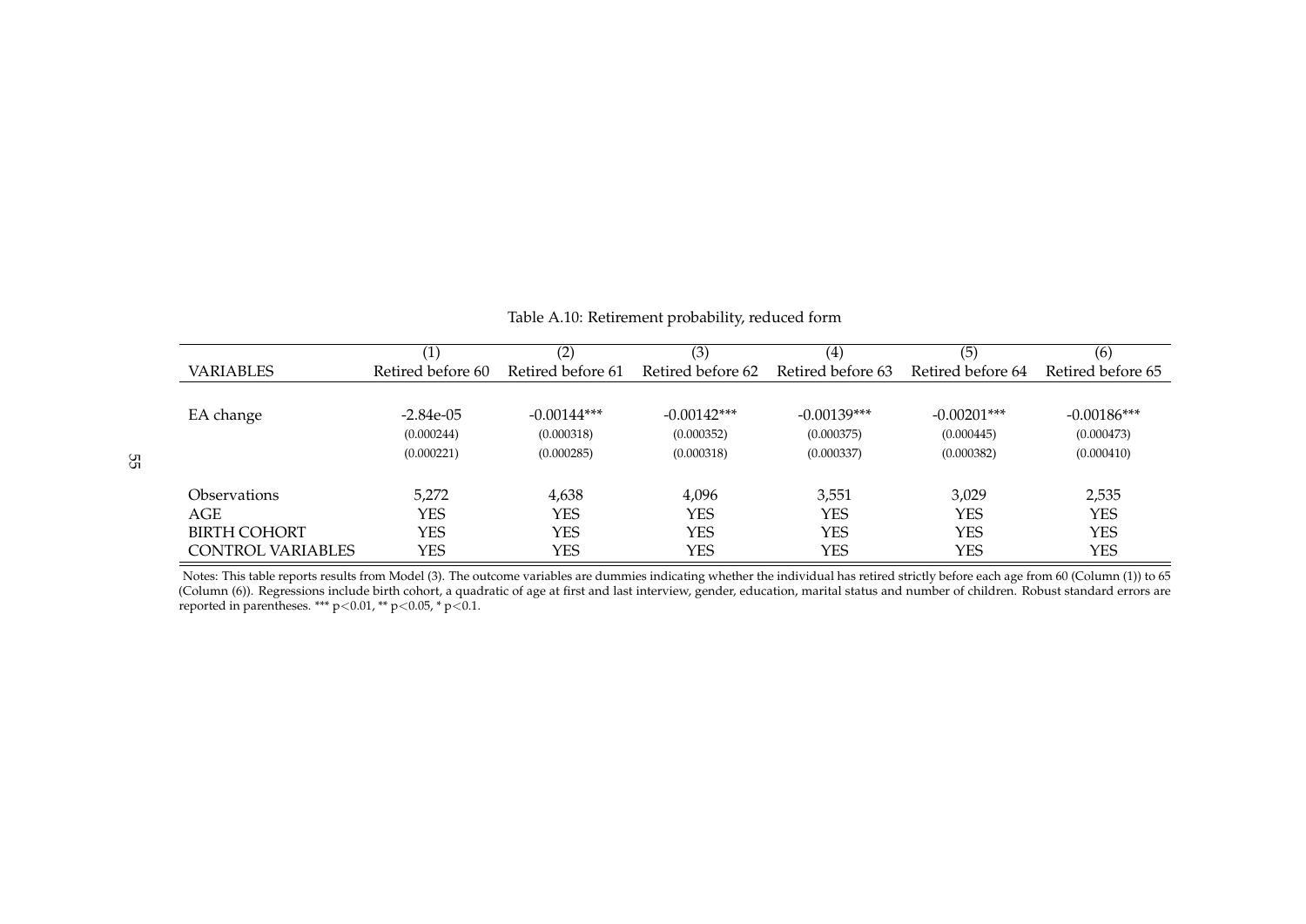Table A.10: Retirement probability, reduced form

| | (1) | (2) | (3) | (4) | (5) | (6) |
|---|---|---|---|---|---|---|
| VARIABLES | Retired before 60 | Retired before 61 | Retired before 62 | Retired before 63 | Retired before 64 | Retired before 65 |
| | | | | | | |
| EA change | -2.84e-05 | -0.00144*** | -0.00142*** | -0.00139*** | -0.00201*** | -0.00186*** |
| | (0.000244) | (0.000318) | (0.000352) | (0.000375) | (0.000445) | (0.000473) |
| | (0.000221) | (0.000285) | (0.000318) | (0.000337) | (0.000382) | (0.000410) |
| | | | | | | |
| Observations | 5,272 | 4,638 | 4,096 | 3,551 | 3,029 | 2,535 |
| AGE | YES | YES | YES | YES | YES | YES |
| BIRTH COHORT | YES | YES | YES | YES | YES | YES |
| CONTROL VARIABLES | YES | YES | YES | YES | YES | YES |

Notes: This table reports results from Model (3). The outcome variables are dummies indicating whether the individual has retired strictly before each age from 60 (Column (1)) to 65 (Column (6)). Regressions include birth cohort, a quadratic of age at first and last interview, gender, education, marital status and number of children. Robust standard errors are reported in parentheses. *** $p<0.01$, ** $p<0.05$, * $p<0.1$.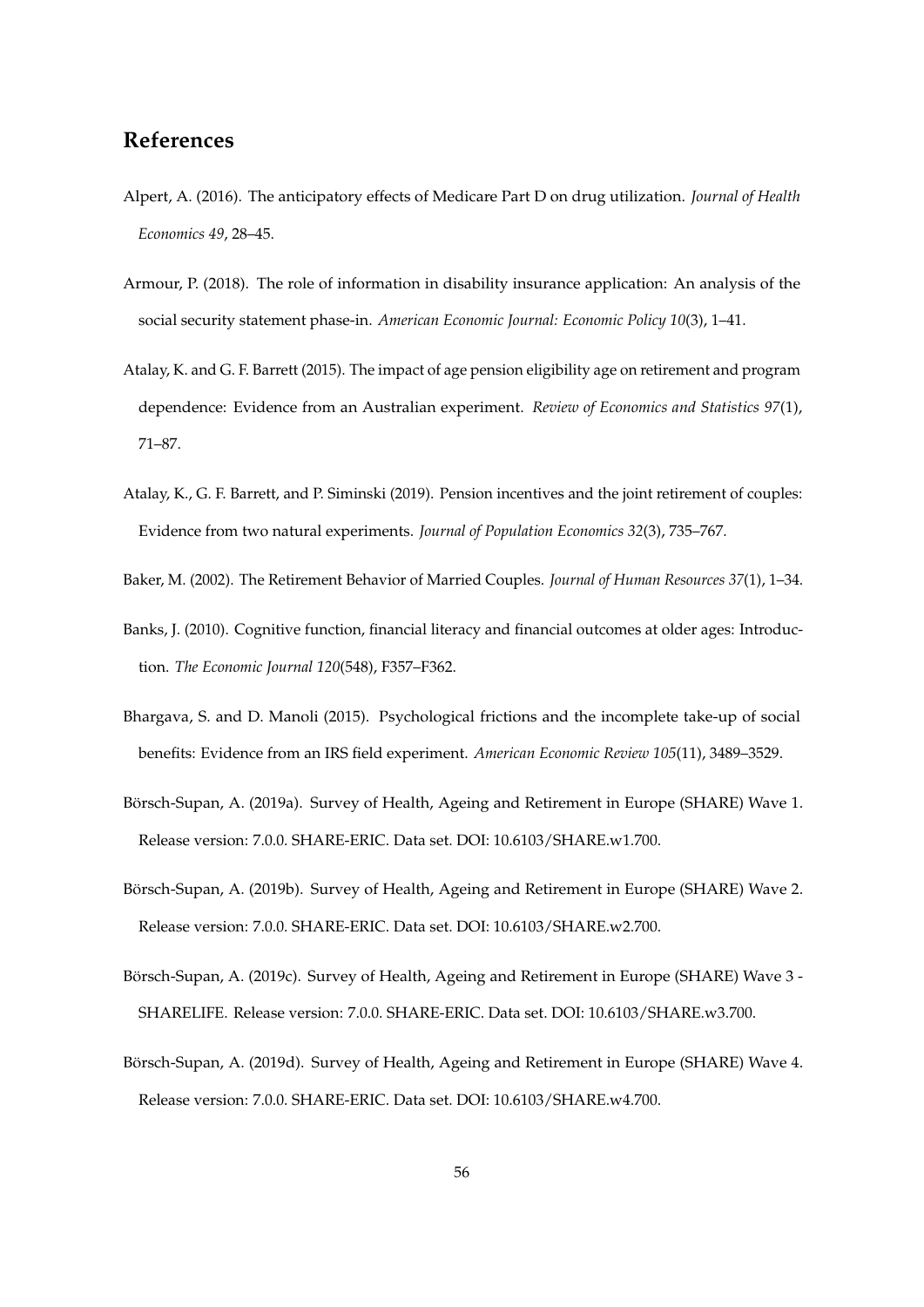# References

Alpert, A. (2016). The anticipatory effects of Medicare Part D on drug utilization. *Journal of Health Economics 49*, 28–45.

Armour, P. (2018). The role of information in disability insurance application: An analysis of the social security statement phase-in. *American Economic Journal: Economic Policy 10*(3), 1–41.

Atalay, K. and G. F. Barrett (2015). The impact of age pension eligibility age on retirement and program dependence: Evidence from an Australian experiment. *Review of Economics and Statistics 97*(1), 71–87.

Atalay, K., G. F. Barrett, and P. Siminski (2019). Pension incentives and the joint retirement of couples: Evidence from two natural experiments. *Journal of Population Economics 32*(3), 735–767.

Baker, M. (2002). The Retirement Behavior of Married Couples. *Journal of Human Resources 37*(1), 1–34.

Banks, J. (2010). Cognitive function, financial literacy and financial outcomes at older ages: Introduction. *The Economic Journal 120*(548), F357–F362.

Bhargava, S. and D. Manoli (2015). Psychological frictions and the incomplete take-up of social benefits: Evidence from an IRS field experiment. *American Economic Review 105*(11), 3489–3529.

Börsch-Supan, A. (2019a). Survey of Health, Ageing and Retirement in Europe (SHARE) Wave 1. Release version: 7.0.0. SHARE-ERIC. Data set. DOI: 10.6103/SHARE.w1.700.

Börsch-Supan, A. (2019b). Survey of Health, Ageing and Retirement in Europe (SHARE) Wave 2. Release version: 7.0.0. SHARE-ERIC. Data set. DOI: 10.6103/SHARE.w2.700.

Börsch-Supan, A. (2019c). Survey of Health, Ageing and Retirement in Europe (SHARE) Wave 3 - SHARELIFE. Release version: 7.0.0. SHARE-ERIC. Data set. DOI: 10.6103/SHARE.w3.700.

Börsch-Supan, A. (2019d). Survey of Health, Ageing and Retirement in Europe (SHARE) Wave 4. Release version: 7.0.0. SHARE-ERIC. Data set. DOI: 10.6103/SHARE.w4.700.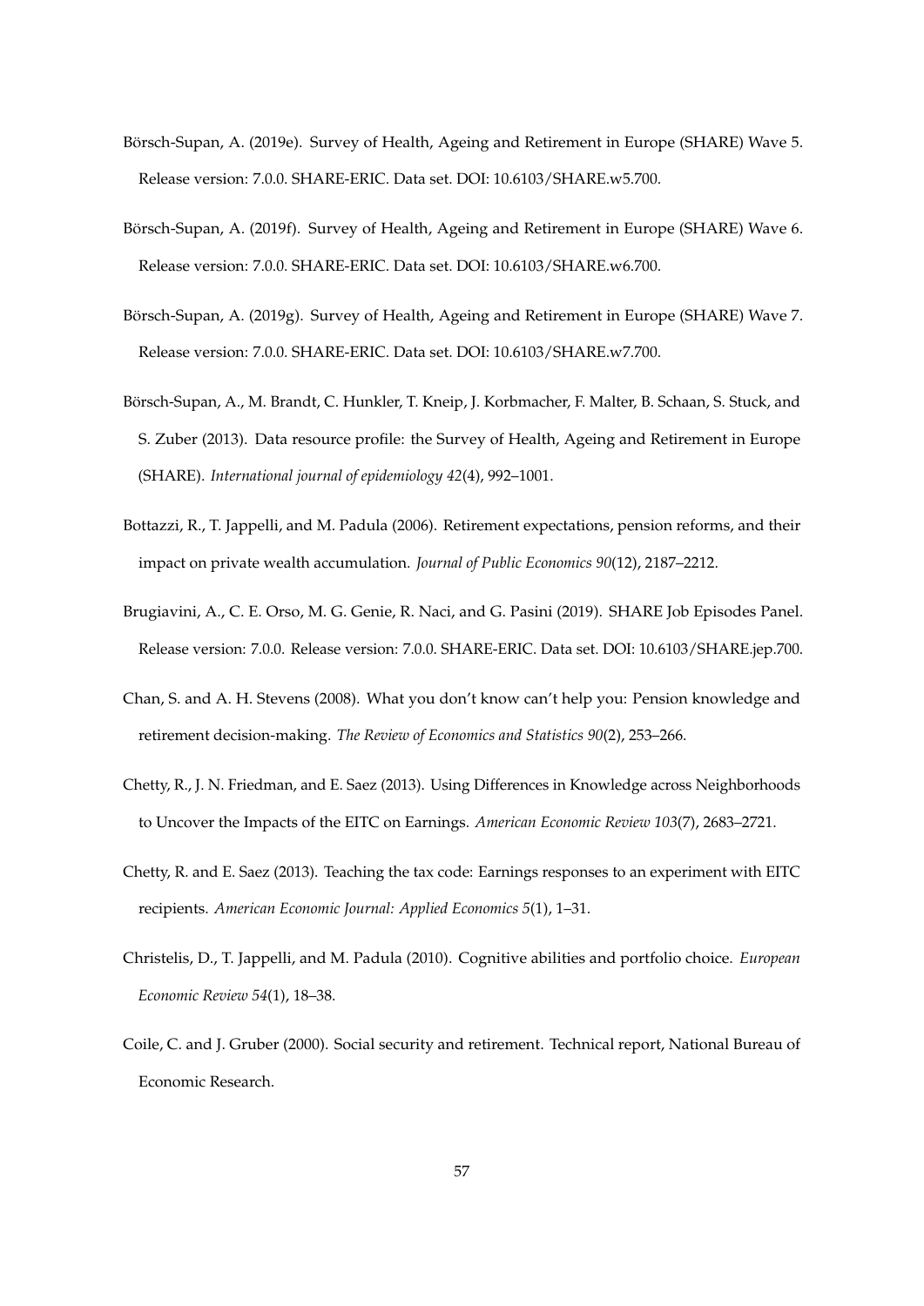Börsch-Supan, A. (2019e). Survey of Health, Ageing and Retirement in Europe (SHARE) Wave 5. Release version: 7.0.0. SHARE-ERIC. Data set. DOI: 10.6103/SHARE.w5.700.

Börsch-Supan, A. (2019f). Survey of Health, Ageing and Retirement in Europe (SHARE) Wave 6. Release version: 7.0.0. SHARE-ERIC. Data set. DOI: 10.6103/SHARE.w6.700.

Börsch-Supan, A. (2019g). Survey of Health, Ageing and Retirement in Europe (SHARE) Wave 7. Release version: 7.0.0. SHARE-ERIC. Data set. DOI: 10.6103/SHARE.w7.700.

Börsch-Supan, A., M. Brandt, C. Hunkler, T. Kneip, J. Korbmacher, F. Malter, B. Schaan, S. Stuck, and S. Zuber (2013). Data resource profile: the Survey of Health, Ageing and Retirement in Europe (SHARE). *International journal of epidemiology 42*(4), 992–1001.

Bottazzi, R., T. Jappelli, and M. Padula (2006). Retirement expectations, pension reforms, and their impact on private wealth accumulation. *Journal of Public Economics 90*(12), 2187–2212.

Brugiavini, A., C. E. Orso, M. G. Genie, R. Naci, and G. Pasini (2019). SHARE Job Episodes Panel. Release version: 7.0.0. Release version: 7.0.0. SHARE-ERIC. Data set. DOI: 10.6103/SHARE.jep.700.

Chan, S. and A. H. Stevens (2008). What you don't know can't help you: Pension knowledge and retirement decision-making. *The Review of Economics and Statistics 90*(2), 253–266.

Chetty, R., J. N. Friedman, and E. Saez (2013). Using Differences in Knowledge across Neighborhoods to Uncover the Impacts of the EITC on Earnings. *American Economic Review 103*(7), 2683–2721.

Chetty, R. and E. Saez (2013). Teaching the tax code: Earnings responses to an experiment with EITC recipients. *American Economic Journal: Applied Economics 5*(1), 1–31.

Christelis, D., T. Jappelli, and M. Padula (2010). Cognitive abilities and portfolio choice. *European Economic Review 54*(1), 18–38.

Coile, C. and J. Gruber (2000). Social security and retirement. Technical report, National Bureau of Economic Research.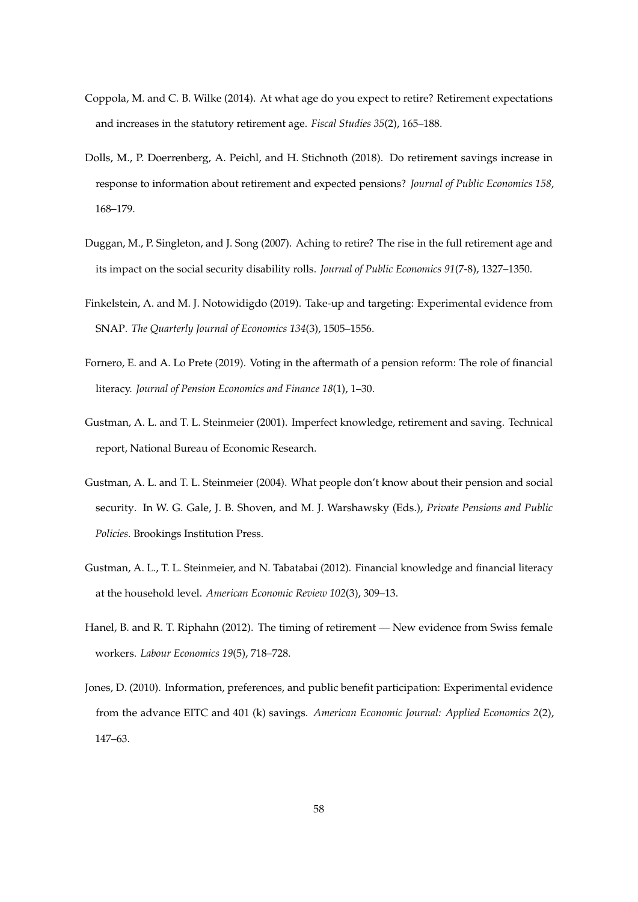Coppola, M. and C. B. Wilke (2014). At what age do you expect to retire? Retirement expectations and increases in the statutory retirement age. *Fiscal Studies 35*(2), 165–188.

Dolls, M., P. Doerrenberg, A. Peichl, and H. Stichnoth (2018). Do retirement savings increase in response to information about retirement and expected pensions? *Journal of Public Economics 158*, 168–179.

Duggan, M., P. Singleton, and J. Song (2007). Aching to retire? The rise in the full retirement age and its impact on the social security disability rolls. *Journal of Public Economics 91*(7-8), 1327–1350.

Finkelstein, A. and M. J. Notowidigdo (2019). Take-up and targeting: Experimental evidence from SNAP. *The Quarterly Journal of Economics 134*(3), 1505–1556.

Fornero, E. and A. Lo Prete (2019). Voting in the aftermath of a pension reform: The role of financial literacy. *Journal of Pension Economics and Finance 18*(1), 1–30.

Gustman, A. L. and T. L. Steinmeier (2001). Imperfect knowledge, retirement and saving. Technical report, National Bureau of Economic Research.

Gustman, A. L. and T. L. Steinmeier (2004). What people don't know about their pension and social security. In W. G. Gale, J. B. Shoven, and M. J. Warshawsky (Eds.), *Private Pensions and Public Policies*. Brookings Institution Press.

Gustman, A. L., T. L. Steinmeier, and N. Tabatabai (2012). Financial knowledge and financial literacy at the household level. *American Economic Review 102*(3), 309–13.

Hanel, B. and R. T. Riphahn (2012). The timing of retirement — New evidence from Swiss female workers. *Labour Economics 19*(5), 718–728.

Jones, D. (2010). Information, preferences, and public benefit participation: Experimental evidence from the advance EITC and 401 (k) savings. *American Economic Journal: Applied Economics 2*(2), 147–63.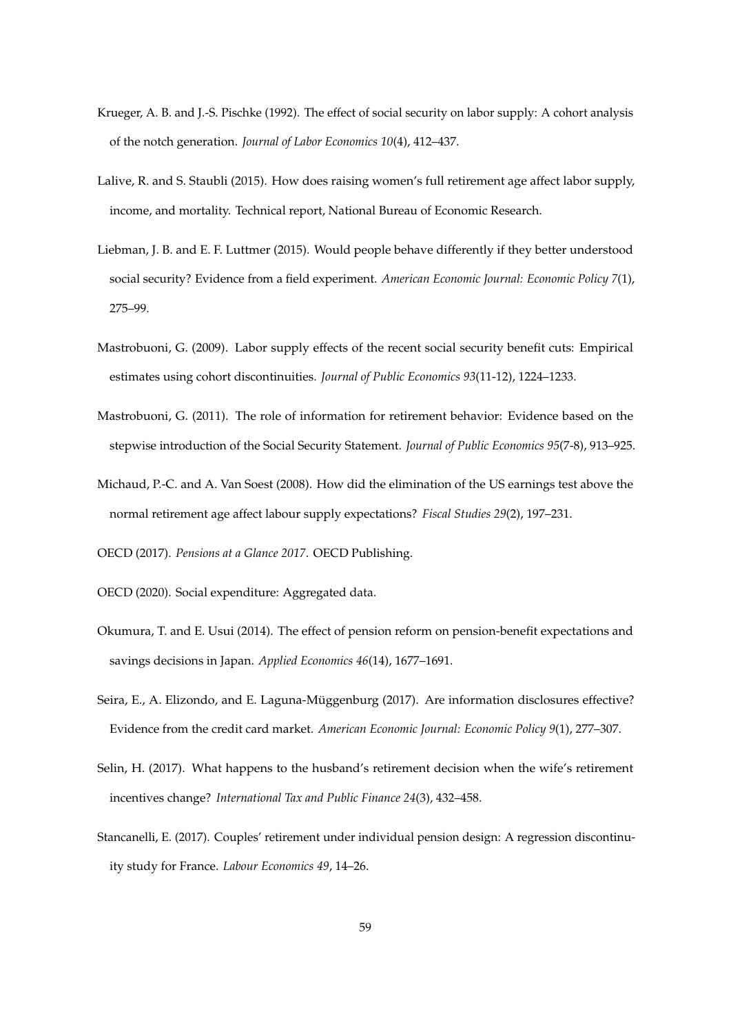Krueger, A. B. and J.-S. Pischke (1992). The effect of social security on labor supply: A cohort analysis of the notch generation. *Journal of Labor Economics 10*(4), 412–437.

Lalive, R. and S. Staubli (2015). How does raising women's full retirement age affect labor supply, income, and mortality. Technical report, National Bureau of Economic Research.

Liebman, J. B. and E. F. Luttmer (2015). Would people behave differently if they better understood social security? Evidence from a field experiment. *American Economic Journal: Economic Policy 7*(1), 275–99.

Mastrobuoni, G. (2009). Labor supply effects of the recent social security benefit cuts: Empirical estimates using cohort discontinuities. *Journal of Public Economics 93*(11-12), 1224–1233.

Mastrobuoni, G. (2011). The role of information for retirement behavior: Evidence based on the stepwise introduction of the Social Security Statement. *Journal of Public Economics 95*(7-8), 913–925.

Michaud, P.-C. and A. Van Soest (2008). How did the elimination of the US earnings test above the normal retirement age affect labour supply expectations? *Fiscal Studies 29*(2), 197–231.

OECD (2017). *Pensions at a Glance 2017*. OECD Publishing.

OECD (2020). Social expenditure: Aggregated data.

Okumura, T. and E. Usui (2014). The effect of pension reform on pension-benefit expectations and savings decisions in Japan. *Applied Economics 46*(14), 1677–1691.

Seira, E., A. Elizondo, and E. Laguna-Müggenburg (2017). Are information disclosures effective? Evidence from the credit card market. *American Economic Journal: Economic Policy 9*(1), 277–307.

Selin, H. (2017). What happens to the husband's retirement decision when the wife's retirement incentives change? *International Tax and Public Finance 24*(3), 432–458.

Stancanelli, E. (2017). Couples' retirement under individual pension design: A regression discontinuity study for France. *Labour Economics 49*, 14–26.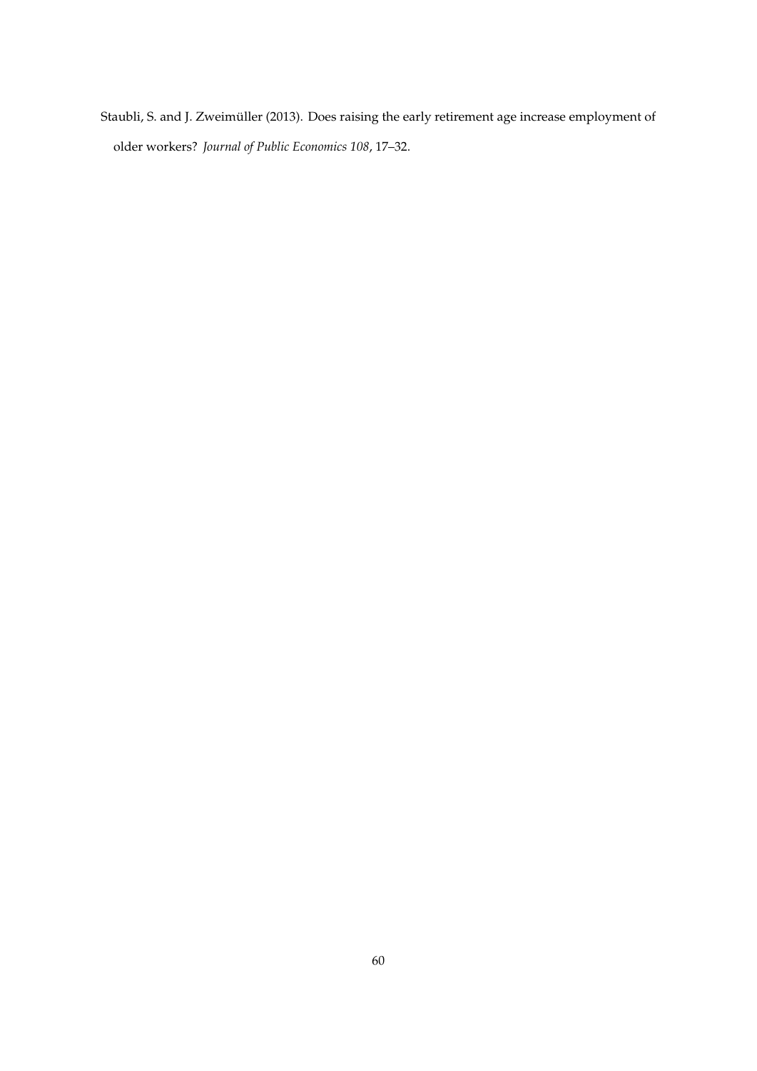Staubli, S. and J. Zweimüller (2013). Does raising the early retirement age increase employment of older workers? *Journal of Public Economics 108*, 17–32.